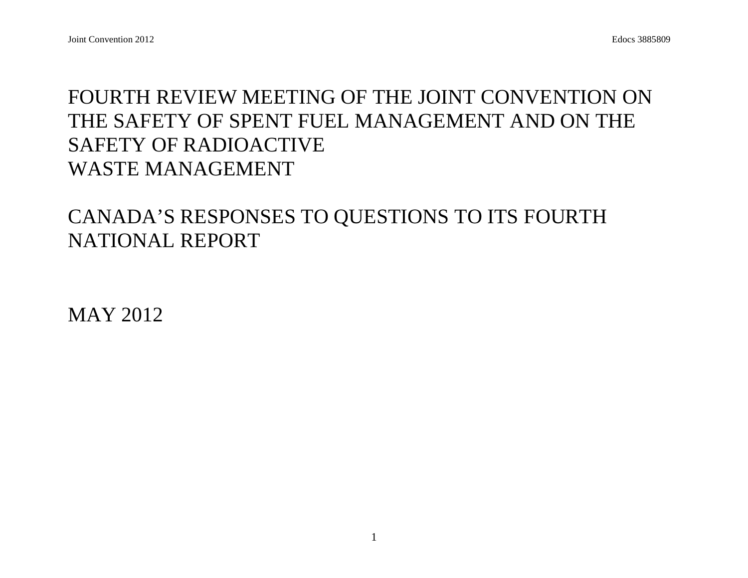# FOURTH REVIEW MEETING OF THE JOINT CONVENTION ON THE SAFETY OF SPENT FUEL MANAGEMENT AND ON THE SAFETY OF RADIOACTIVE WASTE MANAGEMENT

# CANADA'S RESPONSES TO QUESTIONS TO ITS FOURTH NATIONAL REPORT

MAY 2012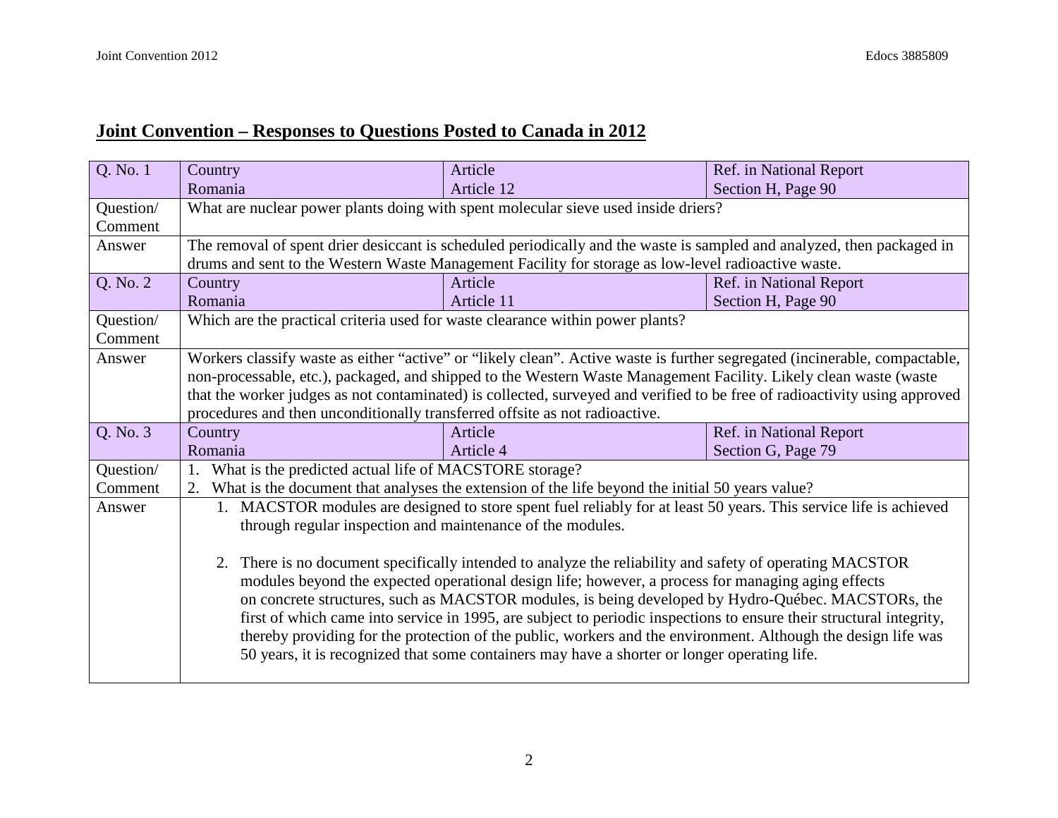## Joint Convention – Responses to Questions Posted to Canada in 2012

| Q. No. 1 | Country<br>Romania | Article<br>Article 12 | Ref. in National Report<br>Section H, Page 90 |
|---|---|---|---|
| Question/ Comment | What are nuclear power plants doing with spent molecular sieve used inside driers? | | |
| Answer | The removal of spent drier desiccant is scheduled periodically and the waste is sampled and analyzed, then packaged in drums and sent to the Western Waste Management Facility for storage as low-level radioactive waste. | | |
| Q. No. 2 | Country<br>Romania | Article<br>Article 11 | Ref. in National Report<br>Section H, Page 90 |
| Question/ Comment | Which are the practical criteria used for waste clearance within power plants? | | |
| Answer | Workers classify waste as either "active" or "likely clean". Active waste is further segregated (incinerable, compactable, non-processable, etc.), packaged, and shipped to the Western Waste Management Facility. Likely clean waste (waste that the worker judges as not contaminated) is collected, surveyed and verified to be free of radioactivity using approved procedures and then unconditionally transferred offsite as not radioactive. | | |
| Q. No. 3 | Country<br>Romania | Article<br>Article 4 | Ref. in National Report<br>Section G, Page 79 |
| Question/ Comment | 1. What is the predicted actual life of MACSTORE storage?<br>2. What is the document that analyses the extension of the life beyond the initial 50 years value? | | |
| Answer | 1. MACSTOR modules are designed to store spent fuel reliably for at least 50 years. This service life is achieved through regular inspection and maintenance of the modules.<br><br>2. There is no document specifically intended to analyze the reliability and safety of operating MACSTOR modules beyond the expected operational design life; however, a process for managing aging effects on concrete structures, such as MACSTOR modules, is being developed by Hydro-Québec. MACSTORs, the first of which came into service in 1995, are subject to periodic inspections to ensure their structural integrity, thereby providing for the protection of the public, workers and the environment. Although the design life was 50 years, it is recognized that some containers may have a shorter or longer operating life. | | |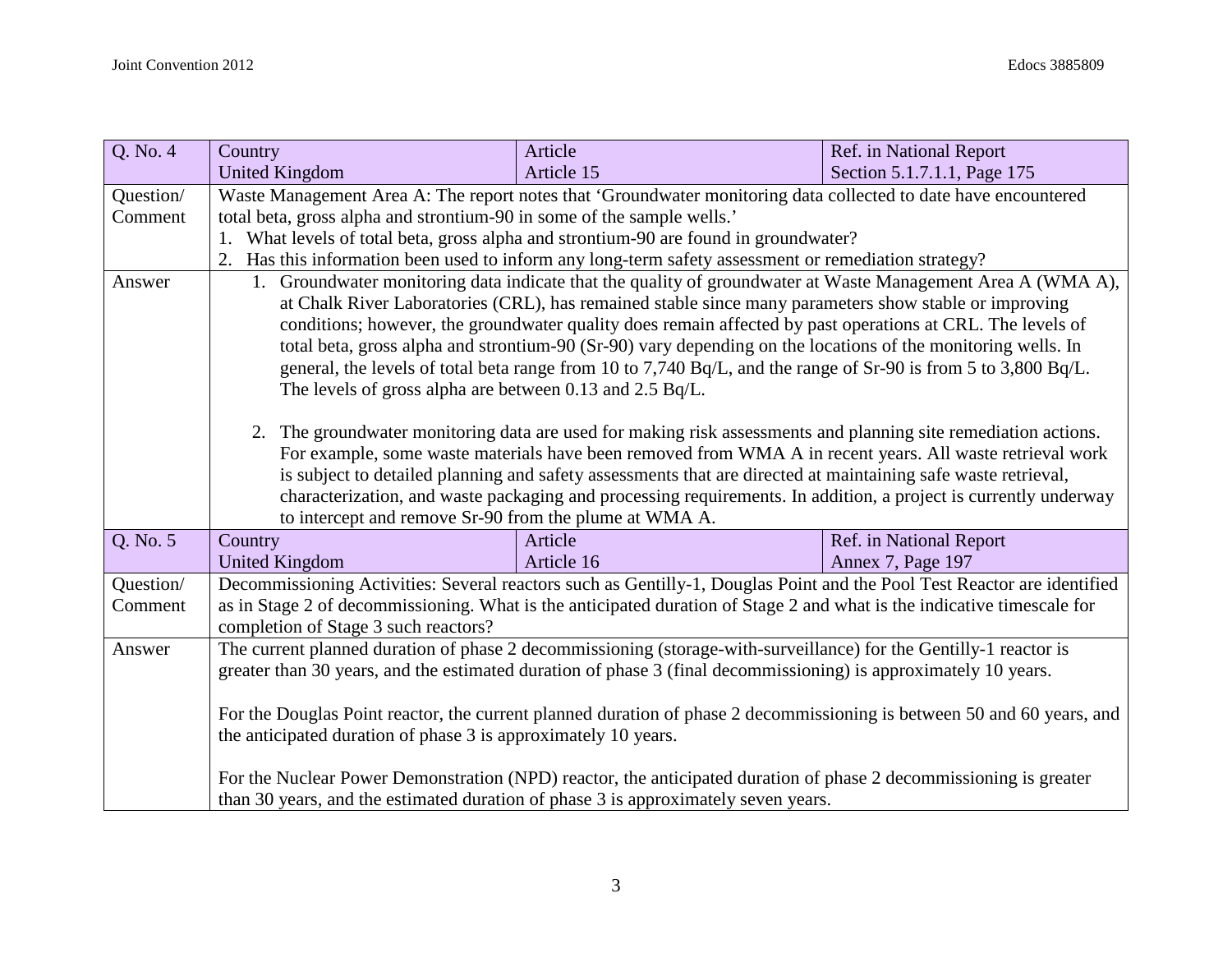| Q. No. 4 | Country<br>United Kingdom | Article<br>Article 15 | Ref. in National Report<br>Section 5.1.7.1.1, Page 175 |
|---|---|---|---|
| Question/ Comment | Waste Management Area A: The report notes that 'Groundwater monitoring data collected to date have encountered total beta, gross alpha and strontium-90 in some of the sample wells.'<br>1. What levels of total beta, gross alpha and strontium-90 are found in groundwater?<br>2. Has this information been used to inform any long-term safety assessment or remediation strategy? | | |
| Answer | 1. Groundwater monitoring data indicate that the quality of groundwater at Waste Management Area A (WMA A), at Chalk River Laboratories (CRL), has remained stable since many parameters show stable or improving conditions; however, the groundwater quality does remain affected by past operations at CRL. The levels of total beta, gross alpha and strontium-90 (Sr-90) vary depending on the locations of the monitoring wells. In general, the levels of total beta range from 10 to 7,740 Bq/L, and the range of Sr-90 is from 5 to 3,800 Bq/L. The levels of gross alpha are between 0.13 and 2.5 Bq/L.<br><br>2. The groundwater monitoring data are used for making risk assessments and planning site remediation actions. For example, some waste materials have been removed from WMA A in recent years. All waste retrieval work is subject to detailed planning and safety assessments that are directed at maintaining safe waste retrieval, characterization, and waste packaging and processing requirements. In addition, a project is currently underway to intercept and remove Sr-90 from the plume at WMA A. | | |
| **Q. No. 5** | **Country<br>United Kingdom** | **Article<br>Article 16** | **Ref. in National Report<br>Annex 7, Page 197** |
| Question/ Comment | Decommissioning Activities: Several reactors such as Gentilly-1, Douglas Point and the Pool Test Reactor are identified as in Stage 2 of decommissioning. What is the anticipated duration of Stage 2 and what is the indicative timescale for completion of Stage 3 such reactors? | | |
| Answer | The current planned duration of phase 2 decommissioning (storage-with-surveillance) for the Gentilly-1 reactor is greater than 30 years, and the estimated duration of phase 3 (final decommissioning) is approximately 10 years.<br><br>For the Douglas Point reactor, the current planned duration of phase 2 decommissioning is between 50 and 60 years, and the anticipated duration of phase 3 is approximately 10 years.<br><br>For the Nuclear Power Demonstration (NPD) reactor, the anticipated duration of phase 2 decommissioning is greater than 30 years, and the estimated duration of phase 3 is approximately seven years. | | |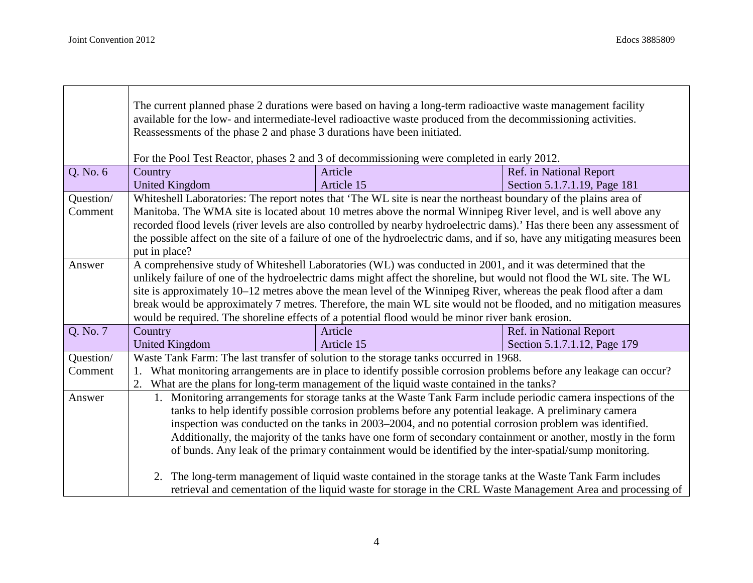| | | | |
|---|---|---|---|
| | The current planned phase 2 durations were based on having a long-term radioactive waste management facility available for the low- and intermediate-level radioactive waste produced from the decommissioning activities. Reassessments of the phase 2 and phase 3 durations have been initiated.<br><br>For the Pool Test Reactor, phases 2 and 3 of decommissioning were completed in early 2012. | | |
| Q. No. 6 | Country<br>United Kingdom | Article<br>Article 15 | Ref. in National Report<br>Section 5.1.7.1.19, Page 181 |
| Question/ Comment | Whiteshell Laboratories: The report notes that 'The WL site is near the northeast boundary of the plains area of Manitoba. The WMA site is located about 10 metres above the normal Winnipeg River level, and is well above any recorded flood levels (river levels are also controlled by nearby hydroelectric dams).' Has there been any assessment of the possible affect on the site of a failure of one of the hydroelectric dams, and if so, have any mitigating measures been put in place? | | |
| Answer | A comprehensive study of Whiteshell Laboratories (WL) was conducted in 2001, and it was determined that the unlikely failure of one of the hydroelectric dams might affect the shoreline, but would not flood the WL site. The WL site is approximately 10–12 metres above the mean level of the Winnipeg River, whereas the peak flood after a dam break would be approximately 7 metres. Therefore, the main WL site would not be flooded, and no mitigation measures would be required. The shoreline effects of a potential flood would be minor river bank erosion. | | |
| Q. No. 7 | Country<br>United Kingdom | Article<br>Article 15 | Ref. in National Report<br>Section 5.1.7.1.12, Page 179 |
| Question/ Comment | Waste Tank Farm: The last transfer of solution to the storage tanks occurred in 1968.<br>1. What monitoring arrangements are in place to identify possible corrosion problems before any leakage can occur?<br>2. What are the plans for long-term management of the liquid waste contained in the tanks? | | |
| Answer | 1. Monitoring arrangements for storage tanks at the Waste Tank Farm include periodic camera inspections of the tanks to help identify possible corrosion problems before any potential leakage. A preliminary camera inspection was conducted on the tanks in 2003–2004, and no potential corrosion problem was identified. Additionally, the majority of the tanks have one form of secondary containment or another, mostly in the form of bunds. Any leak of the primary containment would be identified by the inter-spatial/sump monitoring.<br><br>2. The long-term management of liquid waste contained in the storage tanks at the Waste Tank Farm includes retrieval and cementation of the liquid waste for storage in the CRL Waste Management Area and processing of | | |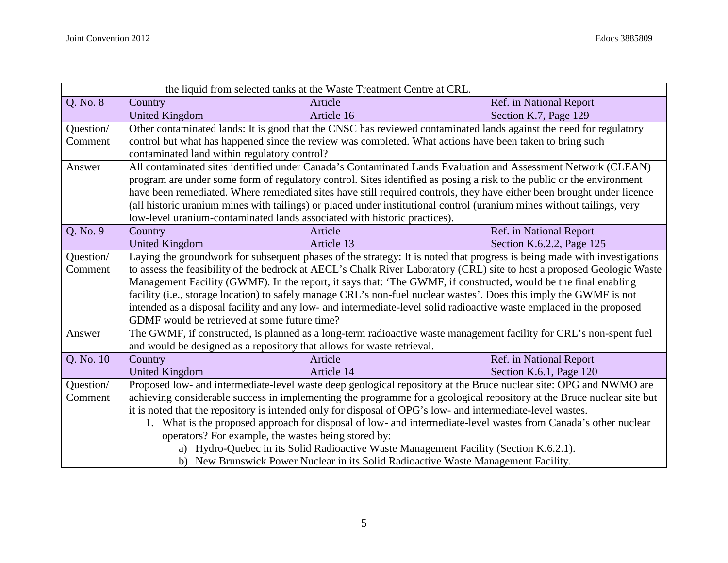| | | | |
|---|---|---|---|
| | the liquid from selected tanks at the Waste Treatment Centre at CRL. | | |
| Q. No. 8 | Country<br>United Kingdom | Article<br>Article 16 | Ref. in National Report<br>Section K.7, Page 129 |
| Question/<br>Comment | Other contaminated lands: It is good that the CNSC has reviewed contaminated lands against the need for regulatory control but what has happened since the review was completed. What actions have been taken to bring such contaminated land within regulatory control? | | |
| Answer | All contaminated sites identified under Canada's Contaminated Lands Evaluation and Assessment Network (CLEAN) program are under some form of regulatory control. Sites identified as posing a risk to the public or the environment have been remediated. Where remediated sites have still required controls, they have either been brought under licence (all historic uranium mines with tailings) or placed under institutional control (uranium mines without tailings, very low-level uranium-contaminated lands associated with historic practices). | | |
| Q. No. 9 | Country<br>United Kingdom | Article<br>Article 13 | Ref. in National Report<br>Section K.6.2.2, Page 125 |
| Question/<br>Comment | Laying the groundwork for subsequent phases of the strategy: It is noted that progress is being made with investigations to assess the feasibility of the bedrock at AECL's Chalk River Laboratory (CRL) site to host a proposed Geologic Waste Management Facility (GWMF). In the report, it says that: 'The GWMF, if constructed, would be the final enabling facility (i.e., storage location) to safely manage CRL's non-fuel nuclear wastes'. Does this imply the GWMF is not intended as a disposal facility and any low- and intermediate-level solid radioactive waste emplaced in the proposed GDMF would be retrieved at some future time? | | |
| Answer | The GWMF, if constructed, is planned as a long-term radioactive waste management facility for CRL's non-spent fuel and would be designed as a repository that allows for waste retrieval. | | |
| Q. No. 10 | Country<br>United Kingdom | Article<br>Article 14 | Ref. in National Report<br>Section K.6.1, Page 120 |
| Question/<br>Comment | Proposed low- and intermediate-level waste deep geological repository at the Bruce nuclear site: OPG and NWMO are achieving considerable success in implementing the programme for a geological repository at the Bruce nuclear site but it is noted that the repository is intended only for disposal of OPG's low- and intermediate-level wastes.<br>1. What is the proposed approach for disposal of low- and intermediate-level wastes from Canada's other nuclear operators? For example, the wastes being stored by:<br>a) Hydro-Quebec in its Solid Radioactive Waste Management Facility (Section K.6.2.1).<br>b) New Brunswick Power Nuclear in its Solid Radioactive Waste Management Facility. | | |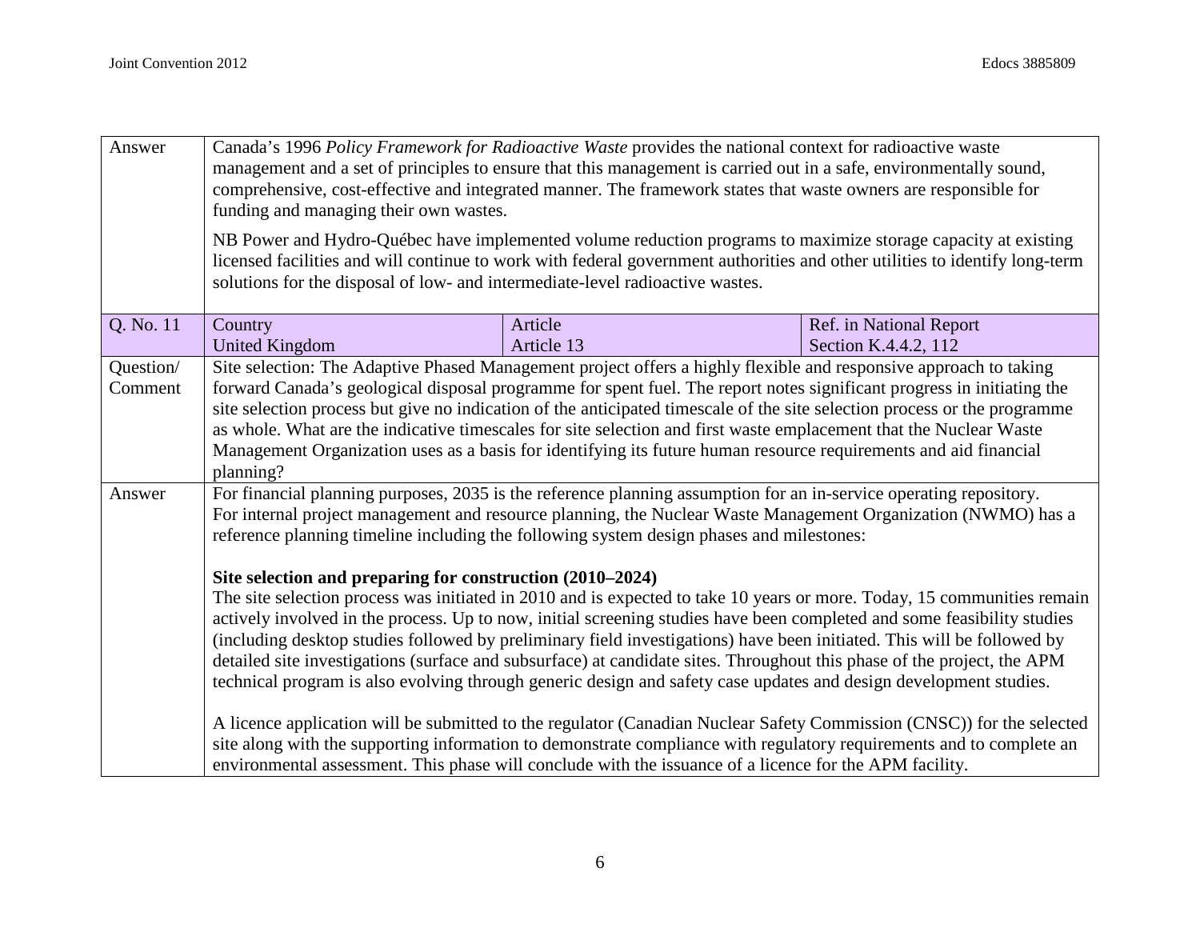| Answer | Canada's 1996 *Policy Framework for Radioactive Waste* provides the national context for radioactive waste management and a set of principles to ensure that this management is carried out in a safe, environmentally sound, comprehensive, cost-effective and integrated manner. The framework states that waste owners are responsible for funding and managing their own wastes.<br><br>NB Power and Hydro-Québec have implemented volume reduction programs to maximize storage capacity at existing licensed facilities and will continue to work with federal government authorities and other utilities to identify long-term solutions for the disposal of low- and intermediate-level radioactive wastes. | | |
|---|---|---|---|
| Q. No. 11 | Country<br>United Kingdom | Article<br>Article 13 | Ref. in National Report<br>Section K.4.4.2, 112 |
| Question/ Comment | Site selection: The Adaptive Phased Management project offers a highly flexible and responsive approach to taking forward Canada's geological disposal programme for spent fuel. The report notes significant progress in initiating the site selection process but give no indication of the anticipated timescale of the site selection process or the programme as whole. What are the indicative timescales for site selection and first waste emplacement that the Nuclear Waste Management Organization uses as a basis for identifying its future human resource requirements and aid financial planning? | | |
| Answer | For financial planning purposes, 2035 is the reference planning assumption for an in-service operating repository. For internal project management and resource planning, the Nuclear Waste Management Organization (NWMO) has a reference planning timeline including the following system design phases and milestones:<br><br>**Site selection and preparing for construction (2010–2024)**<br>The site selection process was initiated in 2010 and is expected to take 10 years or more. Today, 15 communities remain actively involved in the process. Up to now, initial screening studies have been completed and some feasibility studies (including desktop studies followed by preliminary field investigations) have been initiated. This will be followed by detailed site investigations (surface and subsurface) at candidate sites. Throughout this phase of the project, the APM technical program is also evolving through generic design and safety case updates and design development studies.<br><br>A licence application will be submitted to the regulator (Canadian Nuclear Safety Commission (CNSC)) for the selected site along with the supporting information to demonstrate compliance with regulatory requirements and to complete an environmental assessment. This phase will conclude with the issuance of a licence for the APM facility. | | |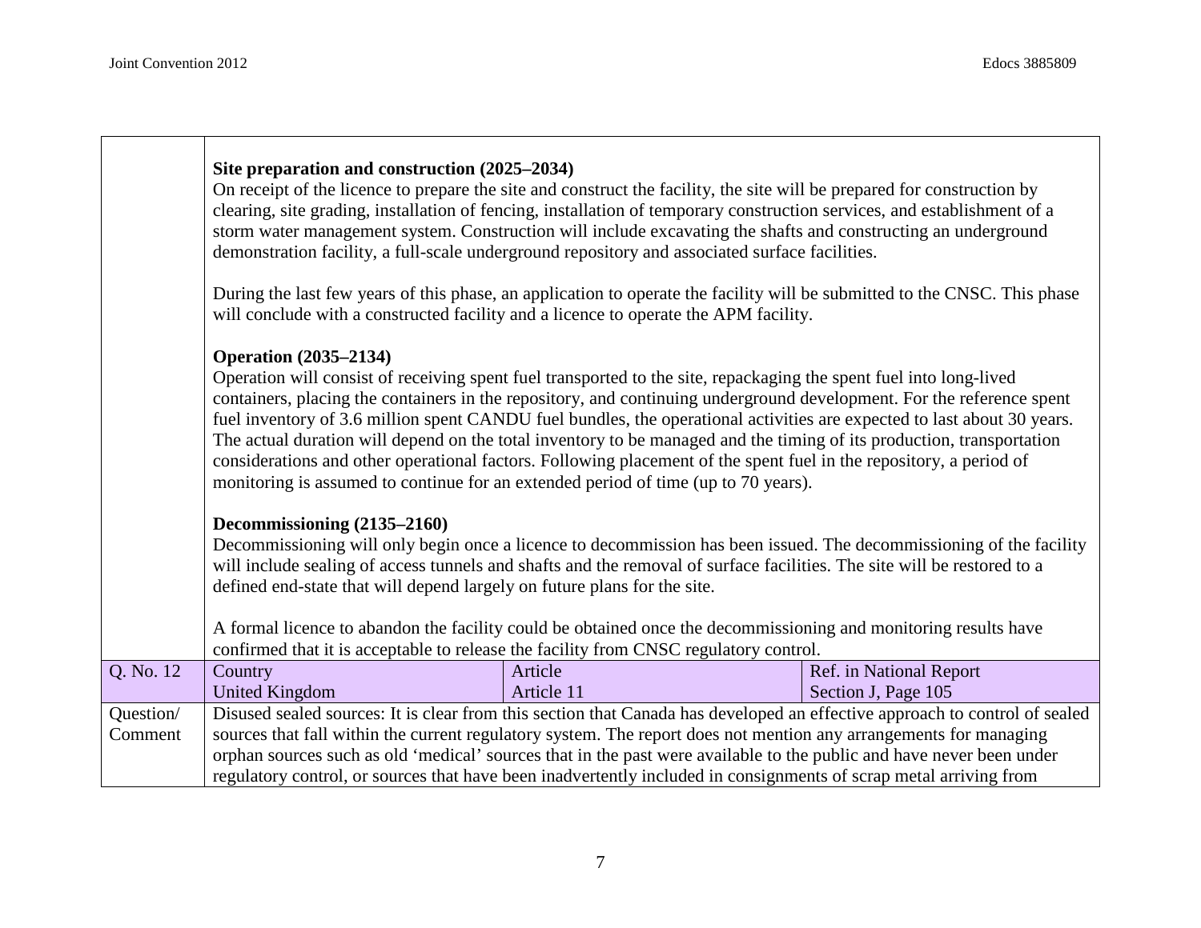**Site preparation and construction (2025–2034)**
On receipt of the licence to prepare the site and construct the facility, the site will be prepared for construction by clearing, site grading, installation of fencing, installation of temporary construction services, and establishment of a storm water management system. Construction will include excavating the shafts and constructing an underground demonstration facility, a full-scale underground repository and associated surface facilities.

During the last few years of this phase, an application to operate the facility will be submitted to the CNSC. This phase will conclude with a constructed facility and a licence to operate the APM facility.

**Operation (2035–2134)**
Operation will consist of receiving spent fuel transported to the site, repackaging the spent fuel into long-lived containers, placing the containers in the repository, and continuing underground development. For the reference spent fuel inventory of 3.6 million spent CANDU fuel bundles, the operational activities are expected to last about 30 years. The actual duration will depend on the total inventory to be managed and the timing of its production, transportation considerations and other operational factors. Following placement of the spent fuel in the repository, a period of monitoring is assumed to continue for an extended period of time (up to 70 years).

**Decommissioning (2135–2160)**
Decommissioning will only begin once a licence to decommission has been issued. The decommissioning of the facility will include sealing of access tunnels and shafts and the removal of surface facilities. The site will be restored to a defined end-state that will depend largely on future plans for the site.

A formal licence to abandon the facility could be obtained once the decommissioning and monitoring results have confirmed that it is acceptable to release the facility from CNSC regulatory control.

| Q. No. 12 | Country<br>United Kingdom | Article<br>Article 11 | Ref. in National Report<br>Section J, Page 105 |
|---|---|---|---|
| Question/<br>Comment | Disused sealed sources: It is clear from this section that Canada has developed an effective approach to control of sealed sources that fall within the current regulatory system. The report does not mention any arrangements for managing orphan sources such as old 'medical' sources that in the past were available to the public and have never been under regulatory control, or sources that have been inadvertently included in consignments of scrap metal arriving from | | |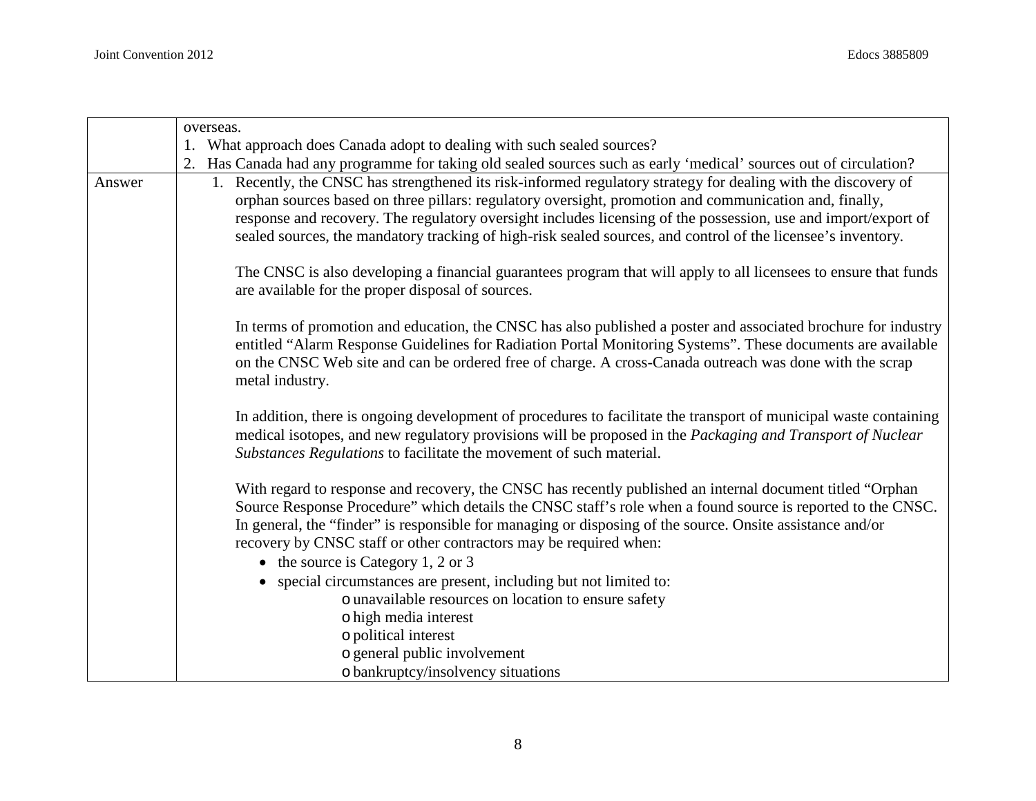| | |
|---|---|
| | overseas.<br>1. What approach does Canada adopt to dealing with such sealed sources?<br>2. Has Canada had any programme for taking old sealed sources such as early 'medical' sources out of circulation? |
| Answer | 1. Recently, the CNSC has strengthened its risk-informed regulatory strategy for dealing with the discovery of orphan sources based on three pillars: regulatory oversight, promotion and communication and, finally, response and recovery. The regulatory oversight includes licensing of the possession, use and import/export of sealed sources, the mandatory tracking of high-risk sealed sources, and control of the licensee's inventory.<br><br>The CNSC is also developing a financial guarantees program that will apply to all licensees to ensure that funds are available for the proper disposal of sources.<br><br>In terms of promotion and education, the CNSC has also published a poster and associated brochure for industry entitled "Alarm Response Guidelines for Radiation Portal Monitoring Systems". These documents are available on the CNSC Web site and can be ordered free of charge. A cross-Canada outreach was done with the scrap metal industry.<br><br>In addition, there is ongoing development of procedures to facilitate the transport of municipal waste containing medical isotopes, and new regulatory provisions will be proposed in the *Packaging and Transport of Nuclear Substances Regulations* to facilitate the movement of such material.<br><br>With regard to response and recovery, the CNSC has recently published an internal document titled "Orphan Source Response Procedure" which details the CNSC staff's role when a found source is reported to the CNSC. In general, the "finder" is responsible for managing or disposing of the source. Onsite assistance and/or recovery by CNSC staff or other contractors may be required when:<br>• the source is Category 1, 2 or 3<br>• special circumstances are present, including but not limited to:<br>o unavailable resources on location to ensure safety<br>o high media interest<br>o political interest<br>o general public involvement<br>o bankruptcy/insolvency situations |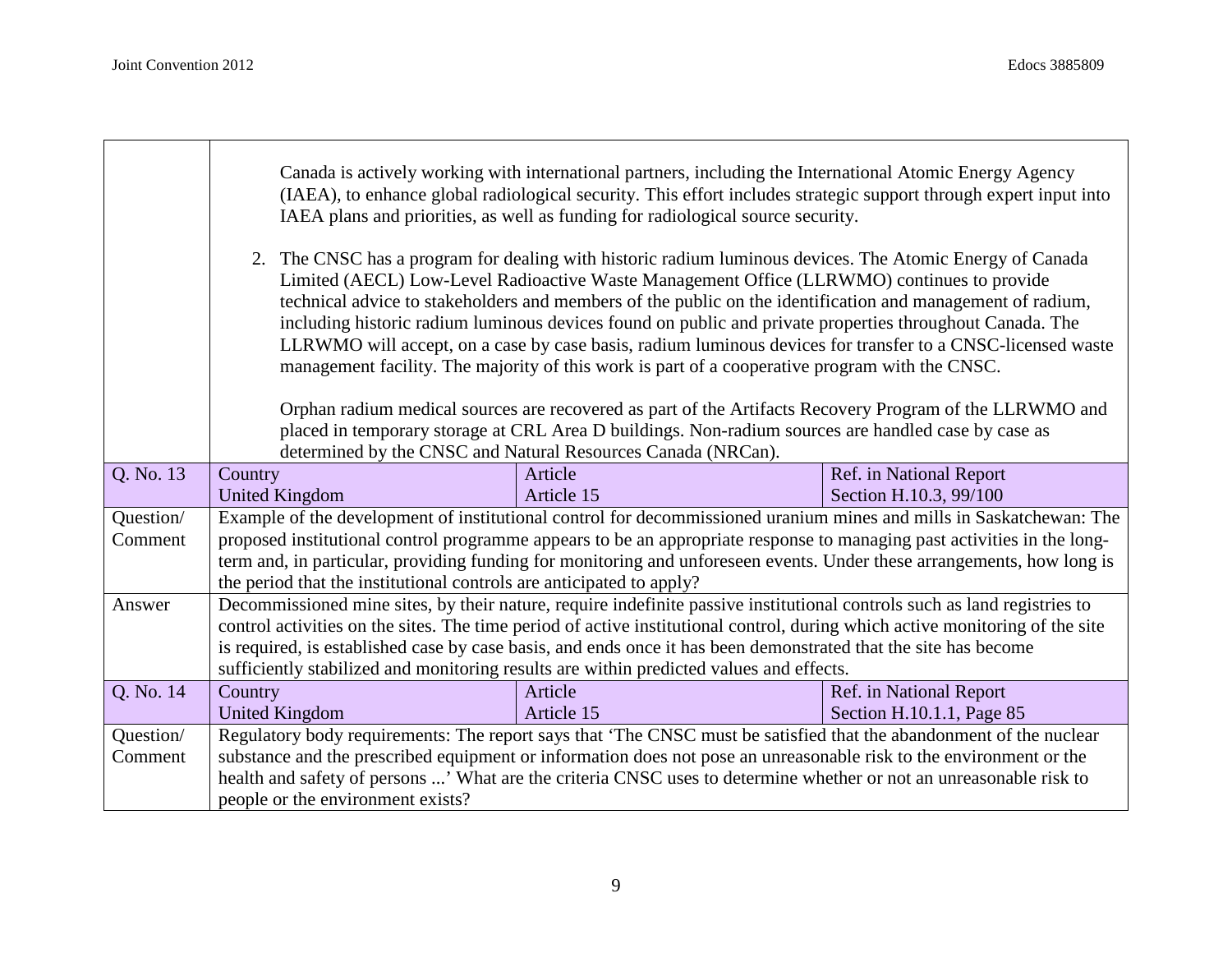| | | | |
|---|---|---|---|
| | Canada is actively working with international partners, including the International Atomic Energy Agency (IAEA), to enhance global radiological security. This effort includes strategic support through expert input into IAEA plans and priorities, as well as funding for radiological source security.<br><br>2. The CNSC has a program for dealing with historic radium luminous devices. The Atomic Energy of Canada Limited (AECL) Low-Level Radioactive Waste Management Office (LLRWMO) continues to provide technical advice to stakeholders and members of the public on the identification and management of radium, including historic radium luminous devices found on public and private properties throughout Canada. The LLRWMO will accept, on a case by case basis, radium luminous devices for transfer to a CNSC-licensed waste management facility. The majority of this work is part of a cooperative program with the CNSC.<br><br>Orphan radium medical sources are recovered as part of the Artifacts Recovery Program of the LLRWMO and placed in temporary storage at CRL Area D buildings. Non-radium sources are handled case by case as determined by the CNSC and Natural Resources Canada (NRCan). | | |
| Q. No. 13 | Country<br>United Kingdom | Article<br>Article 15 | Ref. in National Report<br>Section H.10.3, 99/100 |
| Question/ Comment | Example of the development of institutional control for decommissioned uranium mines and mills in Saskatchewan: The proposed institutional control programme appears to be an appropriate response to managing past activities in the long-term and, in particular, providing funding for monitoring and unforeseen events. Under these arrangements, how long is the period that the institutional controls are anticipated to apply? | | |
| Answer | Decommissioned mine sites, by their nature, require indefinite passive institutional controls such as land registries to control activities on the sites. The time period of active institutional control, during which active monitoring of the site is required, is established case by case basis, and ends once it has been demonstrated that the site has become sufficiently stabilized and monitoring results are within predicted values and effects. | | |
| Q. No. 14 | Country<br>United Kingdom | Article<br>Article 15 | Ref. in National Report<br>Section H.10.1.1, Page 85 |
| Question/ Comment | Regulatory body requirements: The report says that 'The CNSC must be satisfied that the abandonment of the nuclear substance and the prescribed equipment or information does not pose an unreasonable risk to the environment or the health and safety of persons ...' What are the criteria CNSC uses to determine whether or not an unreasonable risk to people or the environment exists? | | |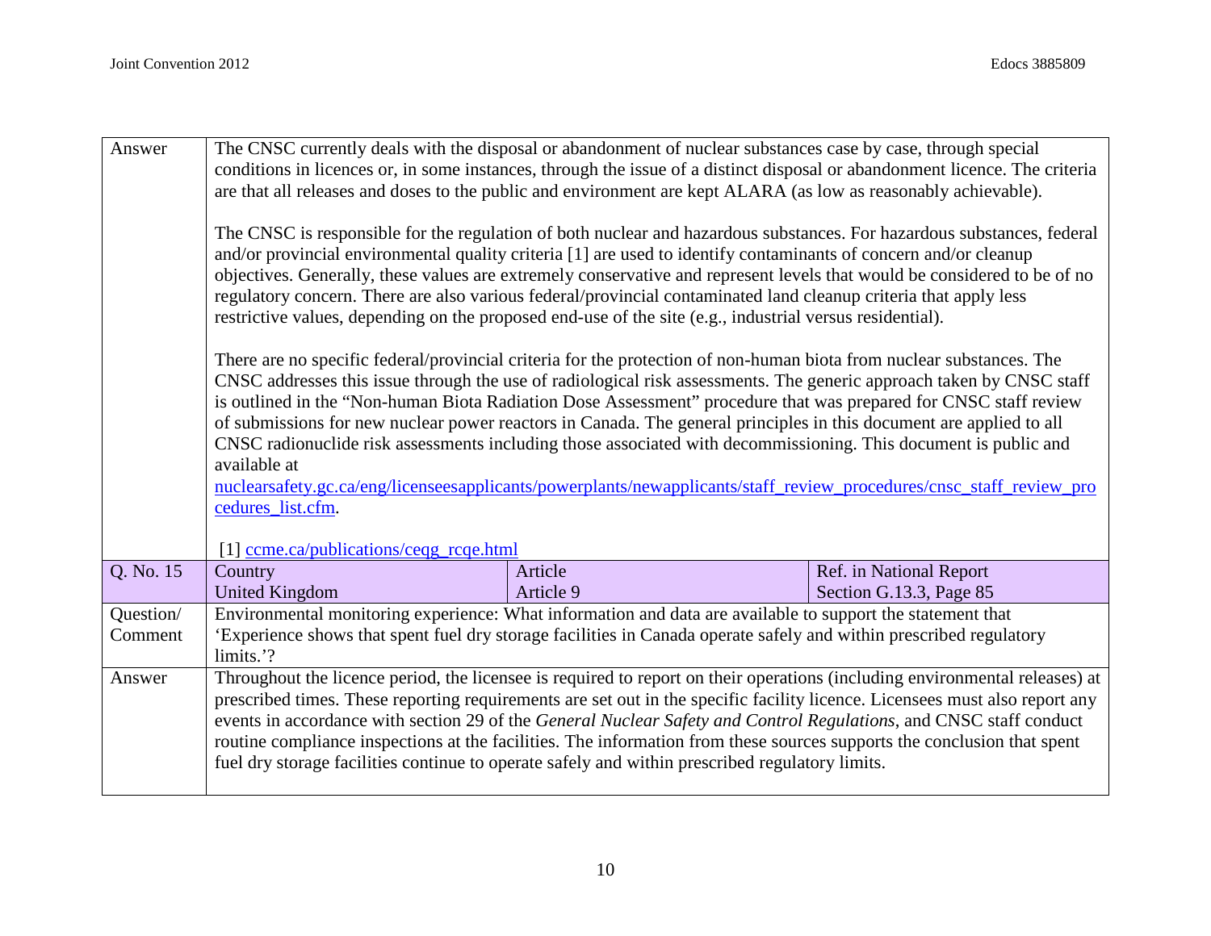| Answer | The CNSC currently deals with the disposal or abandonment of nuclear substances case by case, through special conditions in licences or, in some instances, through the issue of a distinct disposal or abandonment licence. The criteria are that all releases and doses to the public and environment are kept ALARA (as low as reasonably achievable).<br><br>The CNSC is responsible for the regulation of both nuclear and hazardous substances. For hazardous substances, federal and/or provincial environmental quality criteria [1] are used to identify contaminants of concern and/or cleanup objectives. Generally, these values are extremely conservative and represent levels that would be considered to be of no regulatory concern. There are also various federal/provincial contaminated land cleanup criteria that apply less restrictive values, depending on the proposed end-use of the site (e.g., industrial versus residential).<br><br>There are no specific federal/provincial criteria for the protection of non-human biota from nuclear substances. The CNSC addresses this issue through the use of radiological risk assessments. The generic approach taken by CNSC staff is outlined in the "Non-human Biota Radiation Dose Assessment" procedure that was prepared for CNSC staff review of submissions for new nuclear power reactors in Canada. The general principles in this document are applied to all CNSC radionuclide risk assessments including those associated with decommissioning. This document is public and available at nuclearsafety.gc.ca/eng/licenseesapplicants/powerplants/newapplicants/staff_review_procedures/cnsc_staff_review_procedures_list.cfm.<br><br>[1] ccme.ca/publications/ceqg_rcqe.html | | |
|---|---|---|---|
| Q. No. 15 | Country<br>United Kingdom | Article<br>Article 9 | Ref. in National Report<br>Section G.13.3, Page 85 |
| Question/ Comment | Environmental monitoring experience: What information and data are available to support the statement that 'Experience shows that spent fuel dry storage facilities in Canada operate safely and within prescribed regulatory limits.'? | | |
| Answer | Throughout the licence period, the licensee is required to report on their operations (including environmental releases) at prescribed times. These reporting requirements are set out in the specific facility licence. Licensees must also report any events in accordance with section 29 of the *General Nuclear Safety and Control Regulations*, and CNSC staff conduct routine compliance inspections at the facilities. The information from these sources supports the conclusion that spent fuel dry storage facilities continue to operate safely and within prescribed regulatory limits. | | |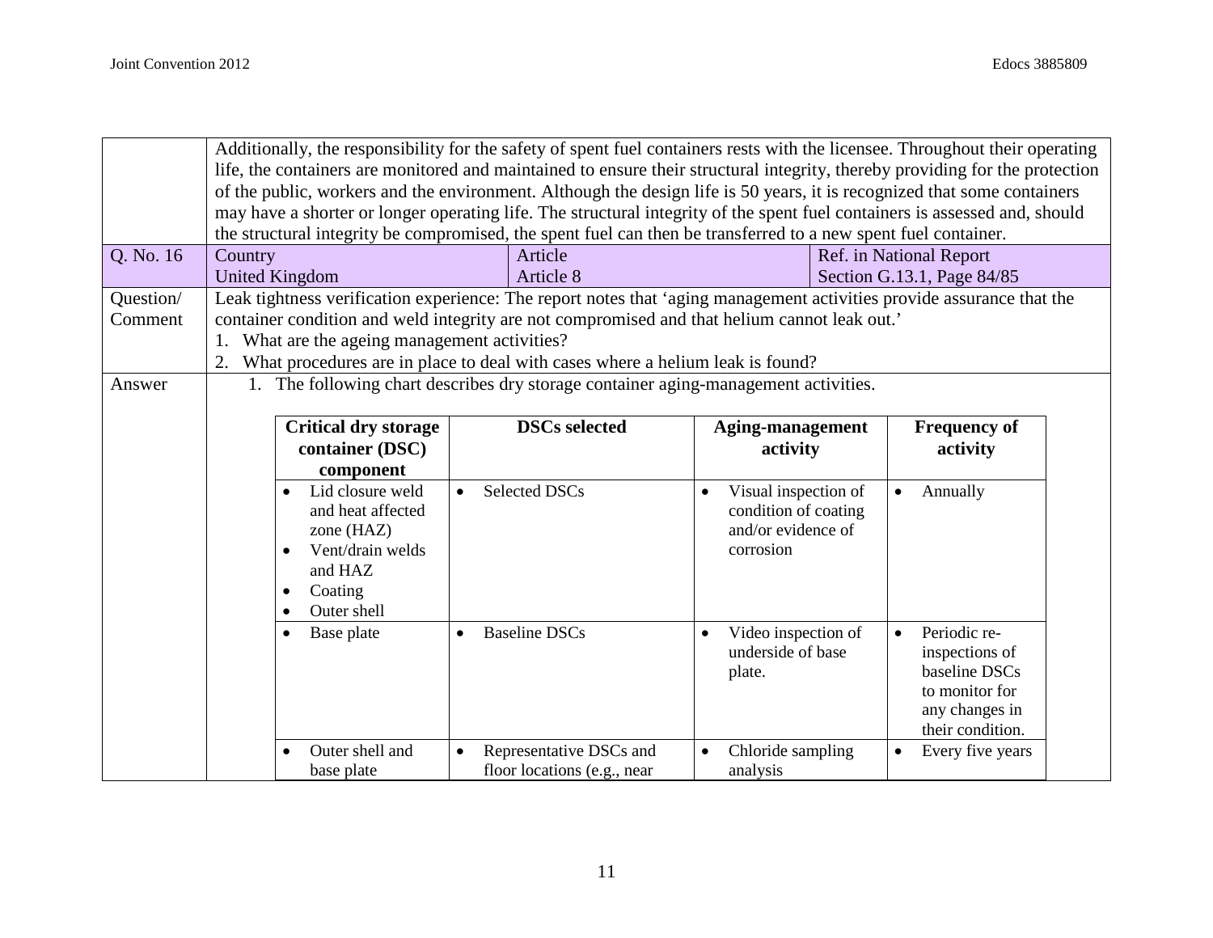| | |
|---|---|
| | Additionally, the responsibility for the safety of spent fuel containers rests with the licensee. Throughout their operating life, the containers are monitored and maintained to ensure their structural integrity, thereby providing for the protection of the public, workers and the environment. Although the design life is 50 years, it is recognized that some containers may have a shorter or longer operating life. The structural integrity of the spent fuel containers is assessed and, should the structural integrity be compromised, the spent fuel can then be transferred to a new spent fuel container. |

| Q. No. 16 | Country | Article | Ref. in National Report |
|---|---|---|---|
| | United Kingdom | Article 8 | Section G.13.1, Page 84/85 |
| Question/ Comment | Leak tightness verification experience: The report notes that 'aging management activities provide assurance that the container condition and weld integrity are not compromised and that helium cannot leak out.'<br>1. What are the ageing management activities?<br>2. What procedures are in place to deal with cases where a helium leak is found? | | |
| Answer | 1. The following chart describes dry storage container aging-management activities. | | |

| Critical dry storage container (DSC) component | DSCs selected | Aging-management activity | Frequency of activity |
|---|---|---|---|
| • Lid closure weld and heat affected zone (HAZ)<br>• Vent/drain welds and HAZ<br>• Coating<br>• Outer shell | • Selected DSCs | • Visual inspection of condition of coating and/or evidence of corrosion | • Annually |
| • Base plate | • Baseline DSCs | • Video inspection of underside of base plate. | • Periodic re-inspections of baseline DSCs to monitor for any changes in their condition. |
| • Outer shell and base plate | • Representative DSCs and floor locations (e.g., near | • Chloride sampling analysis | • Every five years |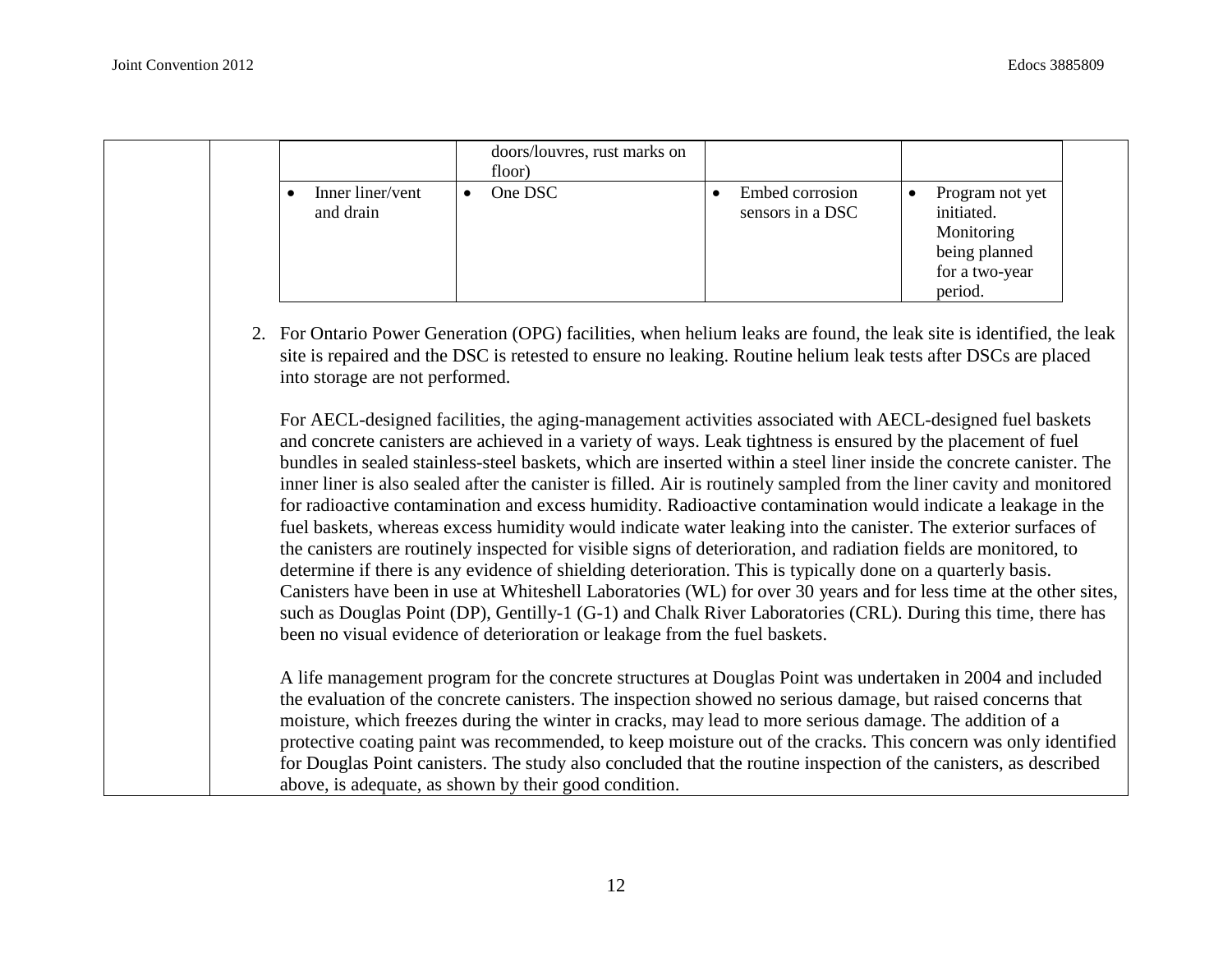| | | | |
|---|---|---|---|
| | doors/louvres, rust marks on floor) | | |
| • Inner liner/vent and drain | • One DSC | • Embed corrosion sensors in a DSC | • Program not yet initiated. Monitoring being planned for a two-year period. |

2. For Ontario Power Generation (OPG) facilities, when helium leaks are found, the leak site is identified, the leak site is repaired and the DSC is retested to ensure no leaking. Routine helium leak tests after DSCs are placed into storage are not performed.

   For AECL-designed facilities, the aging-management activities associated with AECL-designed fuel baskets and concrete canisters are achieved in a variety of ways. Leak tightness is ensured by the placement of fuel bundles in sealed stainless-steel baskets, which are inserted within a steel liner inside the concrete canister. The inner liner is also sealed after the canister is filled. Air is routinely sampled from the liner cavity and monitored for radioactive contamination and excess humidity. Radioactive contamination would indicate a leakage in the fuel baskets, whereas excess humidity would indicate water leaking into the canister. The exterior surfaces of the canisters are routinely inspected for visible signs of deterioration, and radiation fields are monitored, to determine if there is any evidence of shielding deterioration. This is typically done on a quarterly basis. Canisters have been in use at Whiteshell Laboratories (WL) for over 30 years and for less time at the other sites, such as Douglas Point (DP), Gentilly-1 (G-1) and Chalk River Laboratories (CRL). During this time, there has been no visual evidence of deterioration or leakage from the fuel baskets.

   A life management program for the concrete structures at Douglas Point was undertaken in 2004 and included the evaluation of the concrete canisters. The inspection showed no serious damage, but raised concerns that moisture, which freezes during the winter in cracks, may lead to more serious damage. The addition of a protective coating paint was recommended, to keep moisture out of the cracks. This concern was only identified for Douglas Point canisters. The study also concluded that the routine inspection of the canisters, as described above, is adequate, as shown by their good condition.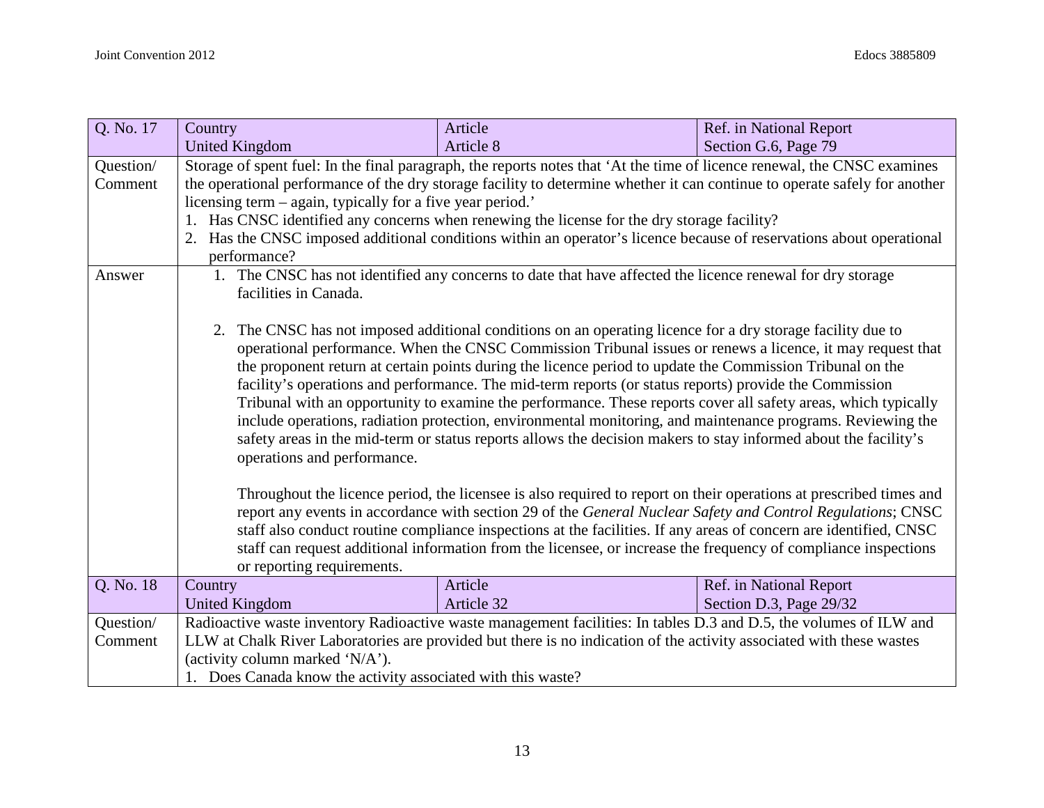| Q. No. 17 | Country<br>United Kingdom | Article<br>Article 8 | Ref. in National Report<br>Section G.6, Page 79 |
|---|---|---|---|
| Question/ Comment | Storage of spent fuel: In the final paragraph, the reports notes that 'At the time of licence renewal, the CNSC examines the operational performance of the dry storage facility to determine whether it can continue to operate safely for another licensing term – again, typically for a five year period.'<br>1. Has CNSC identified any concerns when renewing the license for the dry storage facility?<br>2. Has the CNSC imposed additional conditions within an operator's licence because of reservations about operational performance? | | |
| Answer | 1. The CNSC has not identified any concerns to date that have affected the licence renewal for dry storage facilities in Canada.<br><br>2. The CNSC has not imposed additional conditions on an operating licence for a dry storage facility due to operational performance. When the CNSC Commission Tribunal issues or renews a licence, it may request that the proponent return at certain points during the licence period to update the Commission Tribunal on the facility's operations and performance. The mid-term reports (or status reports) provide the Commission Tribunal with an opportunity to examine the performance. These reports cover all safety areas, which typically include operations, radiation protection, environmental monitoring, and maintenance programs. Reviewing the safety areas in the mid-term or status reports allows the decision makers to stay informed about the facility's operations and performance.<br><br>Throughout the licence period, the licensee is also required to report on their operations at prescribed times and report any events in accordance with section 29 of the *General Nuclear Safety and Control Regulations*; CNSC staff also conduct routine compliance inspections at the facilities. If any areas of concern are identified, CNSC staff can request additional information from the licensee, or increase the frequency of compliance inspections or reporting requirements. | | |
| Q. No. 18 | Country<br>United Kingdom | Article<br>Article 32 | Ref. in National Report<br>Section D.3, Page 29/32 |
| Question/ Comment | Radioactive waste inventory Radioactive waste management facilities: In tables D.3 and D.5, the volumes of ILW and LLW at Chalk River Laboratories are provided but there is no indication of the activity associated with these wastes (activity column marked 'N/A').<br>1. Does Canada know the activity associated with this waste? | | |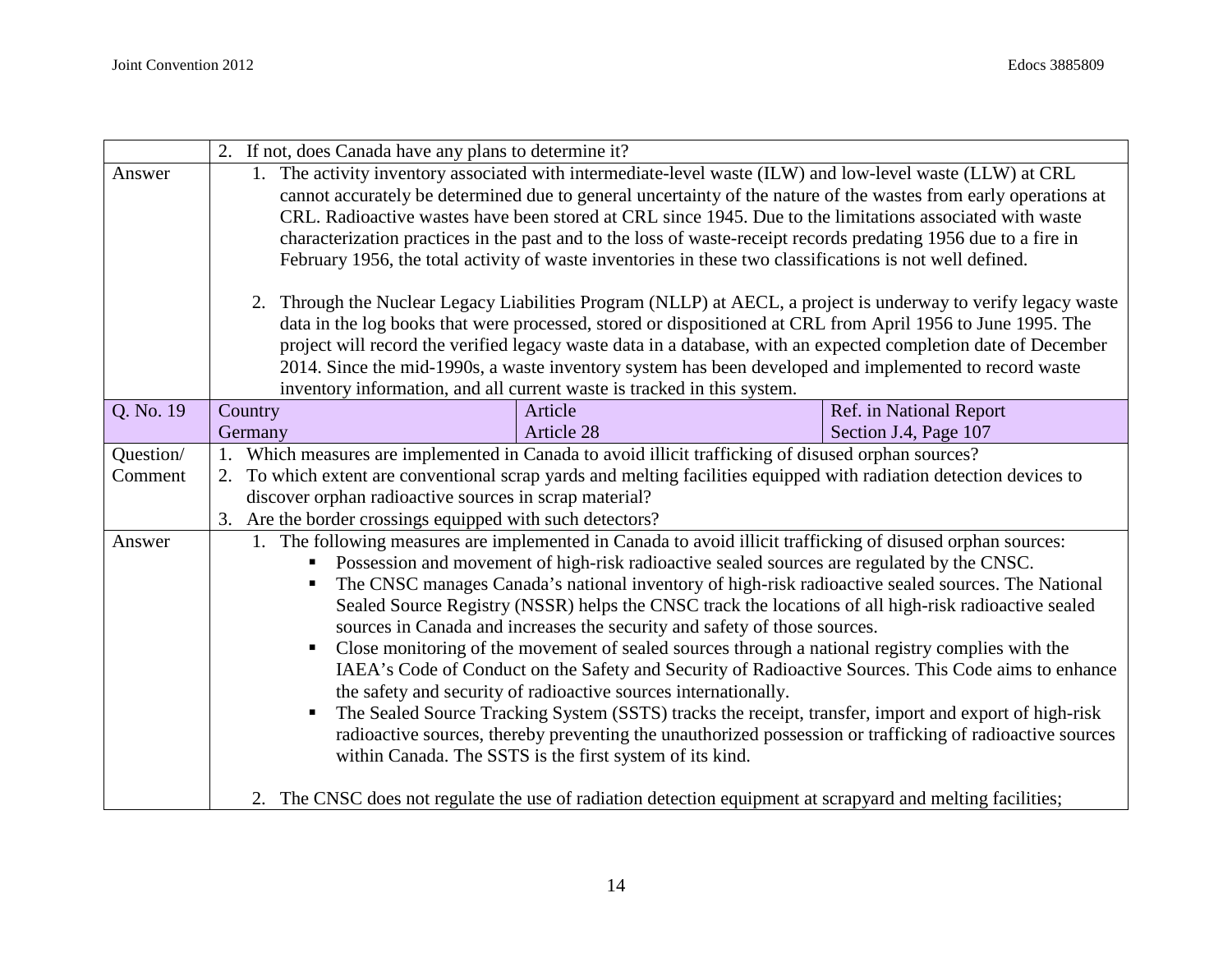| | | | |
|---|---|---|---|
| | 2. If not, does Canada have any plans to determine it? | | |
| Answer | 1. The activity inventory associated with intermediate-level waste (ILW) and low-level waste (LLW) at CRL cannot accurately be determined due to general uncertainty of the nature of the wastes from early operations at CRL. Radioactive wastes have been stored at CRL since 1945. Due to the limitations associated with waste characterization practices in the past and to the loss of waste-receipt records predating 1956 due to a fire in February 1956, the total activity of waste inventories in these two classifications is not well defined.<br><br>2. Through the Nuclear Legacy Liabilities Program (NLLP) at AECL, a project is underway to verify legacy waste data in the log books that were processed, stored or dispositioned at CRL from April 1956 to June 1995. The project will record the verified legacy waste data in a database, with an expected completion date of December 2014. Since the mid-1990s, a waste inventory system has been developed and implemented to record waste inventory information, and all current waste is tracked in this system. | | |
| Q. No. 19 | Country<br>Germany | Article<br>Article 28 | Ref. in National Report<br>Section J.4, Page 107 |
| Question/ Comment | 1. Which measures are implemented in Canada to avoid illicit trafficking of disused orphan sources?<br>2. To which extent are conventional scrap yards and melting facilities equipped with radiation detection devices to discover orphan radioactive sources in scrap material?<br>3. Are the border crossings equipped with such detectors? | | |
| Answer | 1. The following measures are implemented in Canada to avoid illicit trafficking of disused orphan sources:<br>▪ Possession and movement of high-risk radioactive sealed sources are regulated by the CNSC.<br>▪ The CNSC manages Canada's national inventory of high-risk radioactive sealed sources. The National Sealed Source Registry (NSSR) helps the CNSC track the locations of all high-risk radioactive sealed sources in Canada and increases the security and safety of those sources.<br>▪ Close monitoring of the movement of sealed sources through a national registry complies with the IAEA's Code of Conduct on the Safety and Security of Radioactive Sources. This Code aims to enhance the safety and security of radioactive sources internationally.<br>▪ The Sealed Source Tracking System (SSTS) tracks the receipt, transfer, import and export of high-risk radioactive sources, thereby preventing the unauthorized possession or trafficking of radioactive sources within Canada. The SSTS is the first system of its kind.<br><br>2. The CNSC does not regulate the use of radiation detection equipment at scrapyard and melting facilities; | | |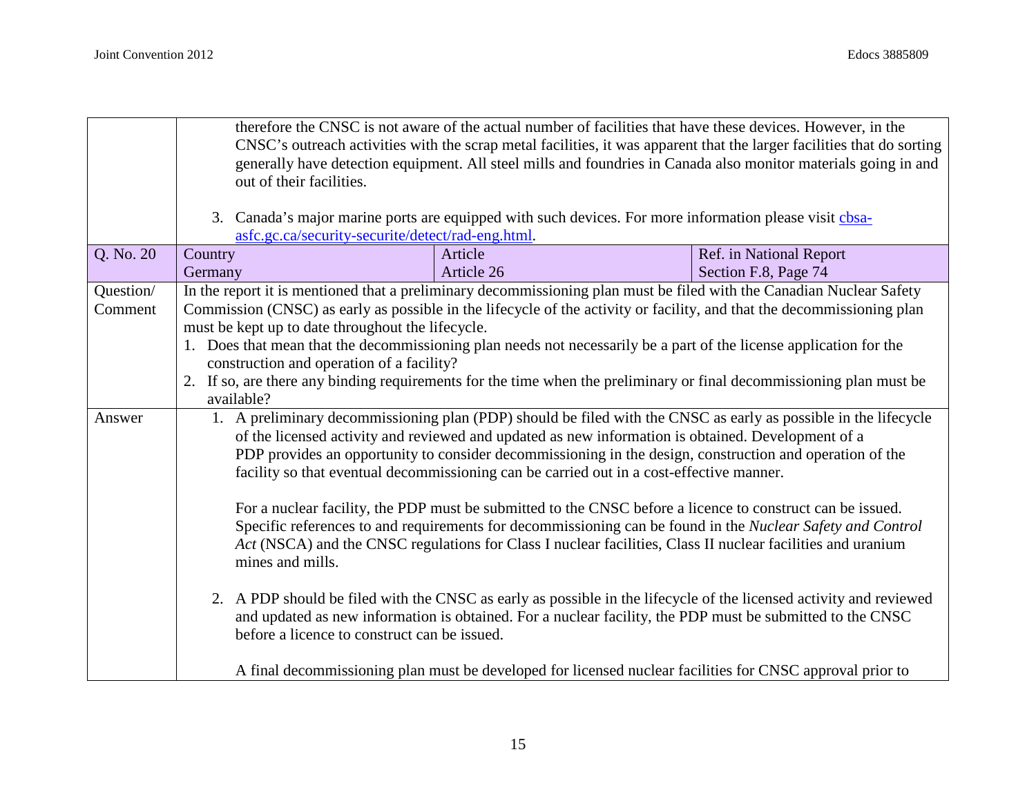| | | | |
|---|---|---|---|
| | therefore the CNSC is not aware of the actual number of facilities that have these devices. However, in the CNSC's outreach activities with the scrap metal facilities, it was apparent that the larger facilities that do sorting generally have detection equipment. All steel mills and foundries in Canada also monitor materials going in and out of their facilities.<br><br>3. Canada's major marine ports are equipped with such devices. For more information please visit [cbsa-asfc.gc.ca/security-securite/detect/rad-eng.html](cbsa-asfc.gc.ca/security-securite/detect/rad-eng.html). | | |
| Q. No. 20 | Country<br>Germany | Article<br>Article 26 | Ref. in National Report<br>Section F.8, Page 74 |
| Question/ Comment | In the report it is mentioned that a preliminary decommissioning plan must be filed with the Canadian Nuclear Safety Commission (CNSC) as early as possible in the lifecycle of the activity or facility, and that the decommissioning plan must be kept up to date throughout the lifecycle.<br>1. Does that mean that the decommissioning plan needs not necessarily be a part of the license application for the construction and operation of a facility?<br>2. If so, are there any binding requirements for the time when the preliminary or final decommissioning plan must be available? | | |
| Answer | 1. A preliminary decommissioning plan (PDP) should be filed with the CNSC as early as possible in the lifecycle of the licensed activity and reviewed and updated as new information is obtained. Development of a PDP provides an opportunity to consider decommissioning in the design, construction and operation of the facility so that eventual decommissioning can be carried out in a cost-effective manner.<br><br>For a nuclear facility, the PDP must be submitted to the CNSC before a licence to construct can be issued. Specific references to and requirements for decommissioning can be found in the *Nuclear Safety and Control Act* (NSCA) and the CNSC regulations for Class I nuclear facilities, Class II nuclear facilities and uranium mines and mills.<br><br>2. A PDP should be filed with the CNSC as early as possible in the lifecycle of the licensed activity and reviewed and updated as new information is obtained. For a nuclear facility, the PDP must be submitted to the CNSC before a licence to construct can be issued.<br><br>A final decommissioning plan must be developed for licensed nuclear facilities for CNSC approval prior to | | |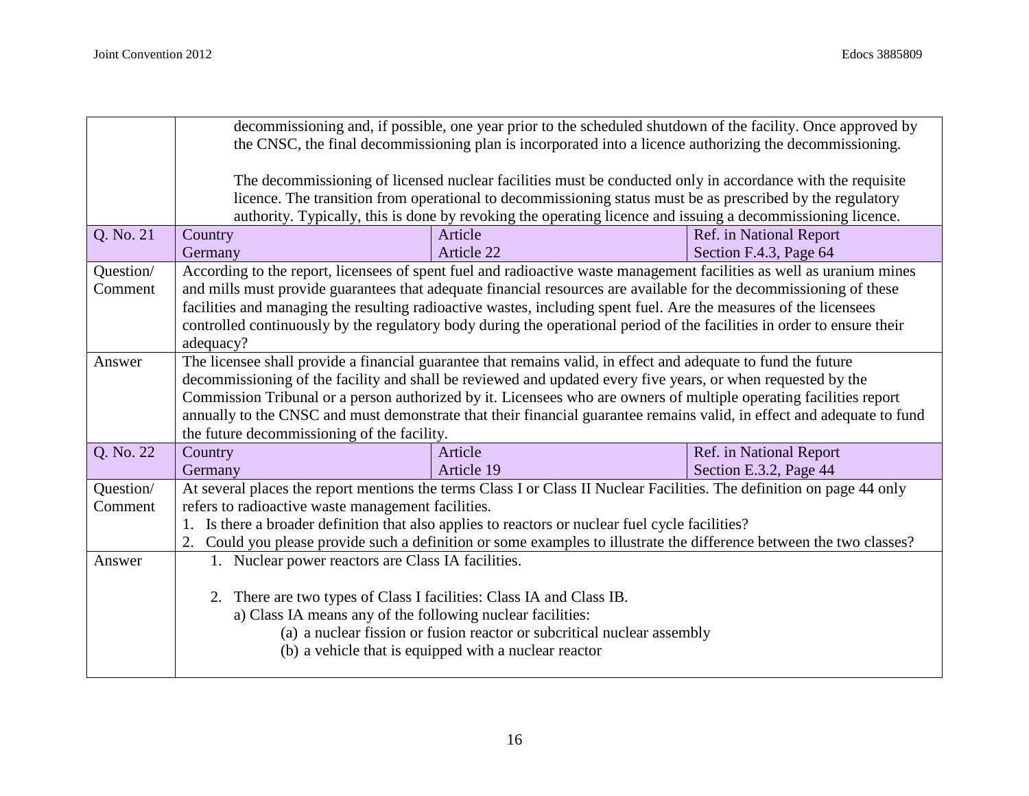| | | | |
|---|---|---|---|
| | decommissioning and, if possible, one year prior to the scheduled shutdown of the facility. Once approved by the CNSC, the final decommissioning plan is incorporated into a licence authorizing the decommissioning.<br><br>The decommissioning of licensed nuclear facilities must be conducted only in accordance with the requisite licence. The transition from operational to decommissioning status must be as prescribed by the regulatory authority. Typically, this is done by revoking the operating licence and issuing a decommissioning licence. | | |
| Q. No. 21 | Country<br>Germany | Article<br>Article 22 | Ref. in National Report<br>Section F.4.3, Page 64 |
| Question/ Comment | According to the report, licensees of spent fuel and radioactive waste management facilities as well as uranium mines and mills must provide guarantees that adequate financial resources are available for the decommissioning of these facilities and managing the resulting radioactive wastes, including spent fuel. Are the measures of the licensees controlled continuously by the regulatory body during the operational period of the facilities in order to ensure their adequacy? | | |
| Answer | The licensee shall provide a financial guarantee that remains valid, in effect and adequate to fund the future decommissioning of the facility and shall be reviewed and updated every five years, or when requested by the Commission Tribunal or a person authorized by it. Licensees who are owners of multiple operating facilities report annually to the CNSC and must demonstrate that their financial guarantee remains valid, in effect and adequate to fund the future decommissioning of the facility. | | |
| Q. No. 22 | Country<br>Germany | Article<br>Article 19 | Ref. in National Report<br>Section E.3.2, Page 44 |
| Question/ Comment | At several places the report mentions the terms Class I or Class II Nuclear Facilities. The definition on page 44 only refers to radioactive waste management facilities.<br>1. Is there a broader definition that also applies to reactors or nuclear fuel cycle facilities?<br>2. Could you please provide such a definition or some examples to illustrate the difference between the two classes? | | |
| Answer | 1. Nuclear power reactors are Class IA facilities.<br><br>2. There are two types of Class I facilities: Class IA and Class IB.<br>a) Class IA means any of the following nuclear facilities:<br>(a) a nuclear fission or fusion reactor or subcritical nuclear assembly<br>(b) a vehicle that is equipped with a nuclear reactor | | |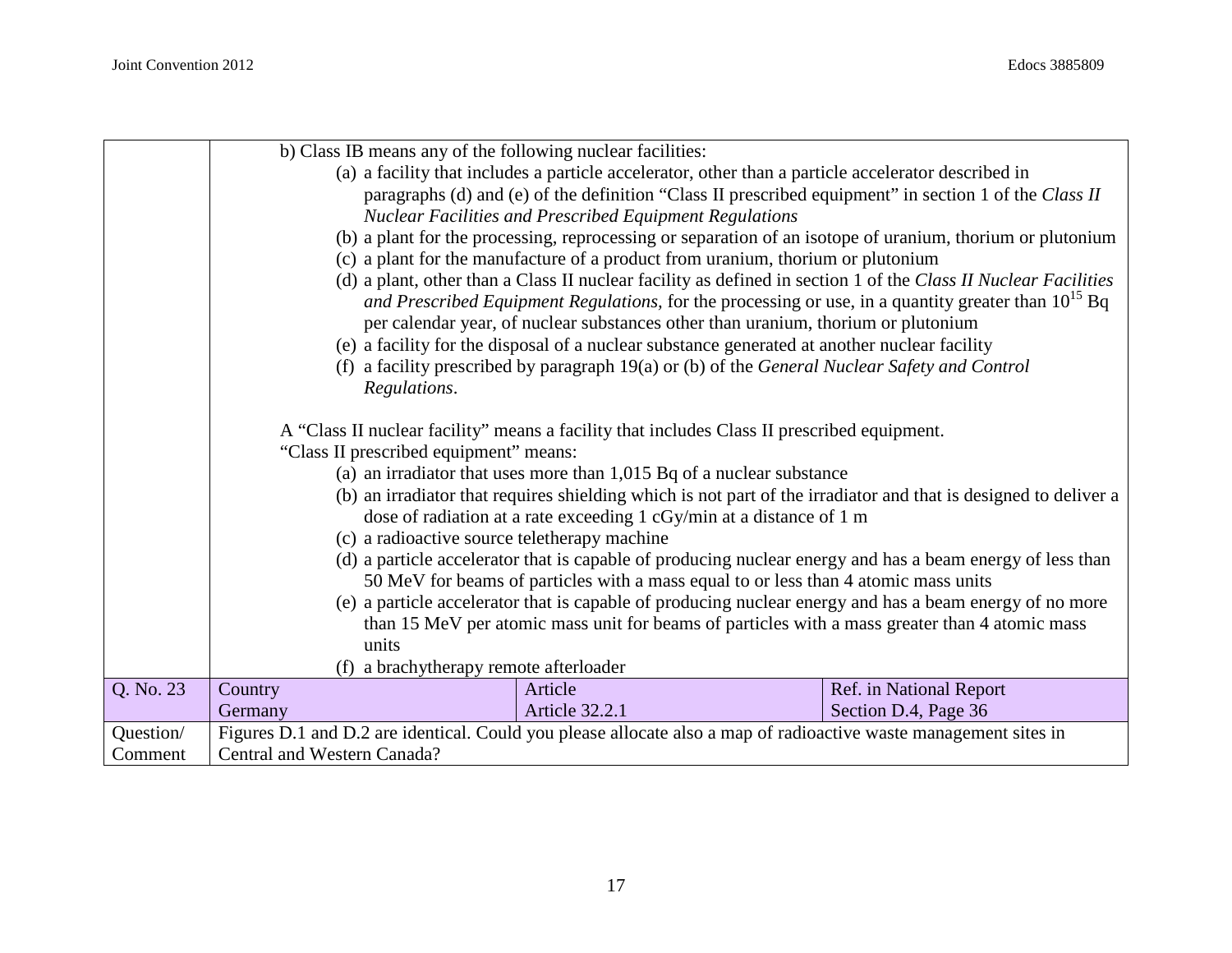| | | | |
|---|---|---|---|
| | b) Class IB means any of the following nuclear facilities:<br>(a) a facility that includes a particle accelerator, other than a particle accelerator described in paragraphs (d) and (e) of the definition "Class II prescribed equipment" in section 1 of the *Class II Nuclear Facilities and Prescribed Equipment Regulations*<br>(b) a plant for the processing, reprocessing or separation of an isotope of uranium, thorium or plutonium<br>(c) a plant for the manufacture of a product from uranium, thorium or plutonium<br>(d) a plant, other than a Class II nuclear facility as defined in section 1 of the *Class II Nuclear Facilities and Prescribed Equipment Regulations*, for the processing or use, in a quantity greater than $10^{15}$ Bq per calendar year, of nuclear substances other than uranium, thorium or plutonium<br>(e) a facility for the disposal of a nuclear substance generated at another nuclear facility<br>(f) a facility prescribed by paragraph 19(a) or (b) of the *General Nuclear Safety and Control Regulations*.<br><br>A "Class II nuclear facility" means a facility that includes Class II prescribed equipment.<br>"Class II prescribed equipment" means:<br>(a) an irradiator that uses more than 1,015 Bq of a nuclear substance<br>(b) an irradiator that requires shielding which is not part of the irradiator and that is designed to deliver a dose of radiation at a rate exceeding 1 cGy/min at a distance of 1 m<br>(c) a radioactive source teletherapy machine<br>(d) a particle accelerator that is capable of producing nuclear energy and has a beam energy of less than 50 MeV for beams of particles with a mass equal to or less than 4 atomic mass units<br>(e) a particle accelerator that is capable of producing nuclear energy and has a beam energy of no more than 15 MeV per atomic mass unit for beams of particles with a mass greater than 4 atomic mass units<br>(f) a brachytherapy remote afterloader | | |
| Q. No. 23 | Country<br>Germany | Article<br>Article 32.2.1 | Ref. in National Report<br>Section D.4, Page 36 |
| Question/ Comment | Figures D.1 and D.2 are identical. Could you please allocate also a map of radioactive waste management sites in Central and Western Canada? | | |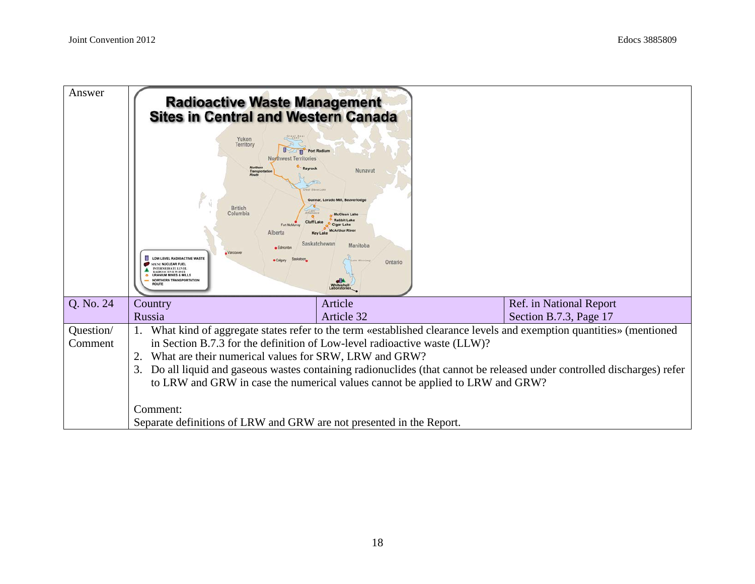| Answer | Radioactive Waste Management Sites in Central and Western Canada | | |
|---|---|---|---|
| Q. No. 24 | Country<br>Russia | Article<br>Article 32 | Ref. in National Report<br>Section B.7.3, Page 17 |
| Question/<br>Comment | 1. What kind of aggregate states refer to the term «established clearance levels and exemption quantities» (mentioned in Section B.7.3 for the definition of Low-level radioactive waste (LLW)?<br>2. What are their numerical values for SRW, LRW and GRW?<br>3. Do all liquid and gaseous wastes containing radionuclides (that cannot be released under controlled discharges) refer to LRW and GRW in case the numerical values cannot be applied to LRW and GRW?<br><br>Comment:<br>Separate definitions of LRW and GRW are not presented in the Report. | | |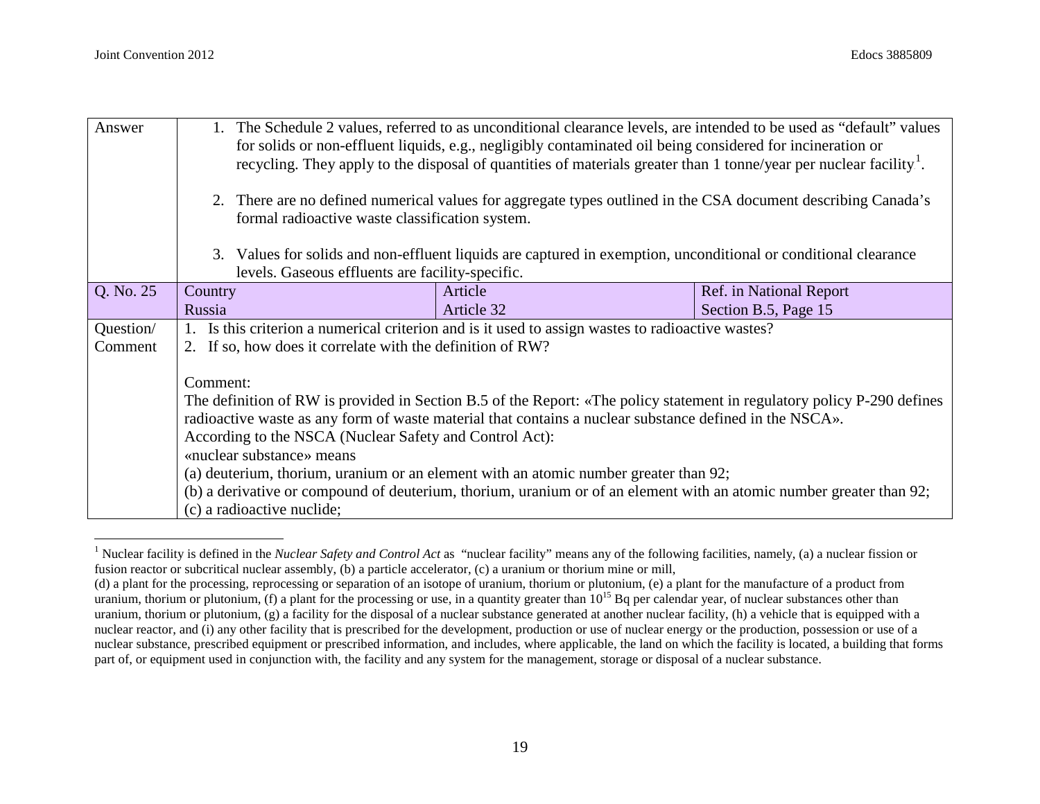| Answer | 1. The Schedule 2 values, referred to as unconditional clearance levels, are intended to be used as “default” values for solids or non-effluent liquids, e.g., negligibly contaminated oil being considered for incineration or recycling. They apply to the disposal of quantities of materials greater than 1 tonne/year per nuclear facility[1].<br><br>2. There are no defined numerical values for aggregate types outlined in the CSA document describing Canada’s formal radioactive waste classification system.<br><br>3. Values for solids and non-effluent liquids are captured in exemption, unconditional or conditional clearance levels. Gaseous effluents are facility-specific. | | |
|---|---|---|---|
| Q. No. 25 | Country<br>Russia | Article<br>Article 32 | Ref. in National Report<br>Section B.5, Page 15 |
| Question/ Comment | 1. Is this criterion a numerical criterion and is it used to assign wastes to radioactive wastes?<br>2. If so, how does it correlate with the definition of RW?<br><br>Comment:<br>The definition of RW is provided in Section B.5 of the Report: «The policy statement in regulatory policy P-290 defines radioactive waste as any form of waste material that contains a nuclear substance defined in the NSCA».<br>According to the NSCA (Nuclear Safety and Control Act):<br>«nuclear substance» means<br>(a) deuterium, thorium, uranium or an element with an atomic number greater than 92;<br>(b) a derivative or compound of deuterium, thorium, uranium or of an element with an atomic number greater than 92;<br>(c) a radioactive nuclide; | | |

[1] Nuclear facility is defined in the *Nuclear Safety and Control Act* as "nuclear facility" means any of the following facilities, namely, (a) a nuclear fission or fusion reactor or subcritical nuclear assembly, (b) a particle accelerator, (c) a uranium or thorium mine or mill, (d) a plant for the processing, reprocessing or separation of an isotope of uranium, thorium or plutonium, (e) a plant for the manufacture of a product from uranium, thorium or plutonium, (f) a plant for the processing or use, in a quantity greater than $10^{15}$ Bq per calendar year, of nuclear substances other than uranium, thorium or plutonium, (g) a facility for the disposal of a nuclear substance generated at another nuclear facility, (h) a vehicle that is equipped with a nuclear reactor, and (i) any other facility that is prescribed for the development, production or use of nuclear energy or the production, possession or use of a nuclear substance, prescribed equipment or prescribed information, and includes, where applicable, the land on which the facility is located, a building that forms part of, or equipment used in conjunction with, the facility and any system for the management, storage or disposal of a nuclear substance.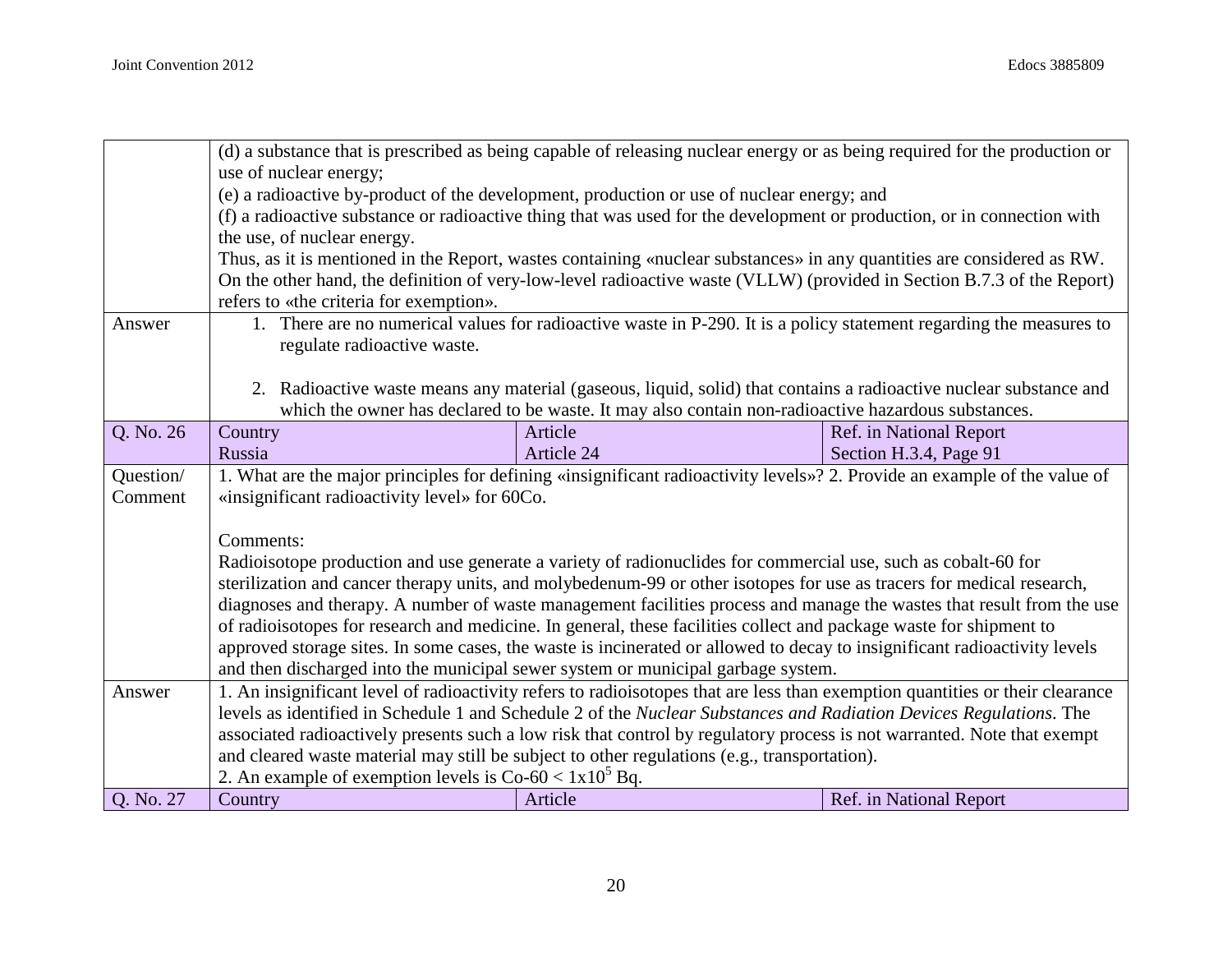| | | | |
|---|---|---|---|
| | (d) a substance that is prescribed as being capable of releasing nuclear energy or as being required for the production or use of nuclear energy;<br>(e) a radioactive by-product of the development, production or use of nuclear energy; and<br>(f) a radioactive substance or radioactive thing that was used for the development or production, or in connection with the use, of nuclear energy.<br>Thus, as it is mentioned in the Report, wastes containing «nuclear substances» in any quantities are considered as RW. On the other hand, the definition of very-low-level radioactive waste (VLLW) (provided in Section B.7.3 of the Report) refers to «the criteria for exemption». | | |
| Answer | 1. There are no numerical values for radioactive waste in P-290. It is a policy statement regarding the measures to regulate radioactive waste.<br><br>2. Radioactive waste means any material (gaseous, liquid, solid) that contains a radioactive nuclear substance and which the owner has declared to be waste. It may also contain non-radioactive hazardous substances. | | |
| Q. No. 26 | Country<br>Russia | Article<br>Article 24 | Ref. in National Report<br>Section H.3.4, Page 91 |
| Question/ Comment | 1. What are the major principles for defining «insignificant radioactivity levels»? 2. Provide an example of the value of «insignificant radioactivity level» for 60Co.<br><br>Comments:<br>Radioisotope production and use generate a variety of radionuclides for commercial use, such as cobalt-60 for sterilization and cancer therapy units, and molybedenum-99 or other isotopes for use as tracers for medical research, diagnoses and therapy. A number of waste management facilities process and manage the wastes that result from the use of radioisotopes for research and medicine. In general, these facilities collect and package waste for shipment to approved storage sites. In some cases, the waste is incinerated or allowed to decay to insignificant radioactivity levels and then discharged into the municipal sewer system or municipal garbage system. | | |
| Answer | 1. An insignificant level of radioactivity refers to radioisotopes that are less than exemption quantities or their clearance levels as identified in Schedule 1 and Schedule 2 of the *Nuclear Substances and Radiation Devices Regulations*. The associated radioactively presents such a low risk that control by regulatory process is not warranted. Note that exempt and cleared waste material may still be subject to other regulations (e.g., transportation).<br>2. An example of exemption levels is Co-60 < $1x10^5$ Bq. | | |
| Q. No. 27 | Country | Article | Ref. in National Report |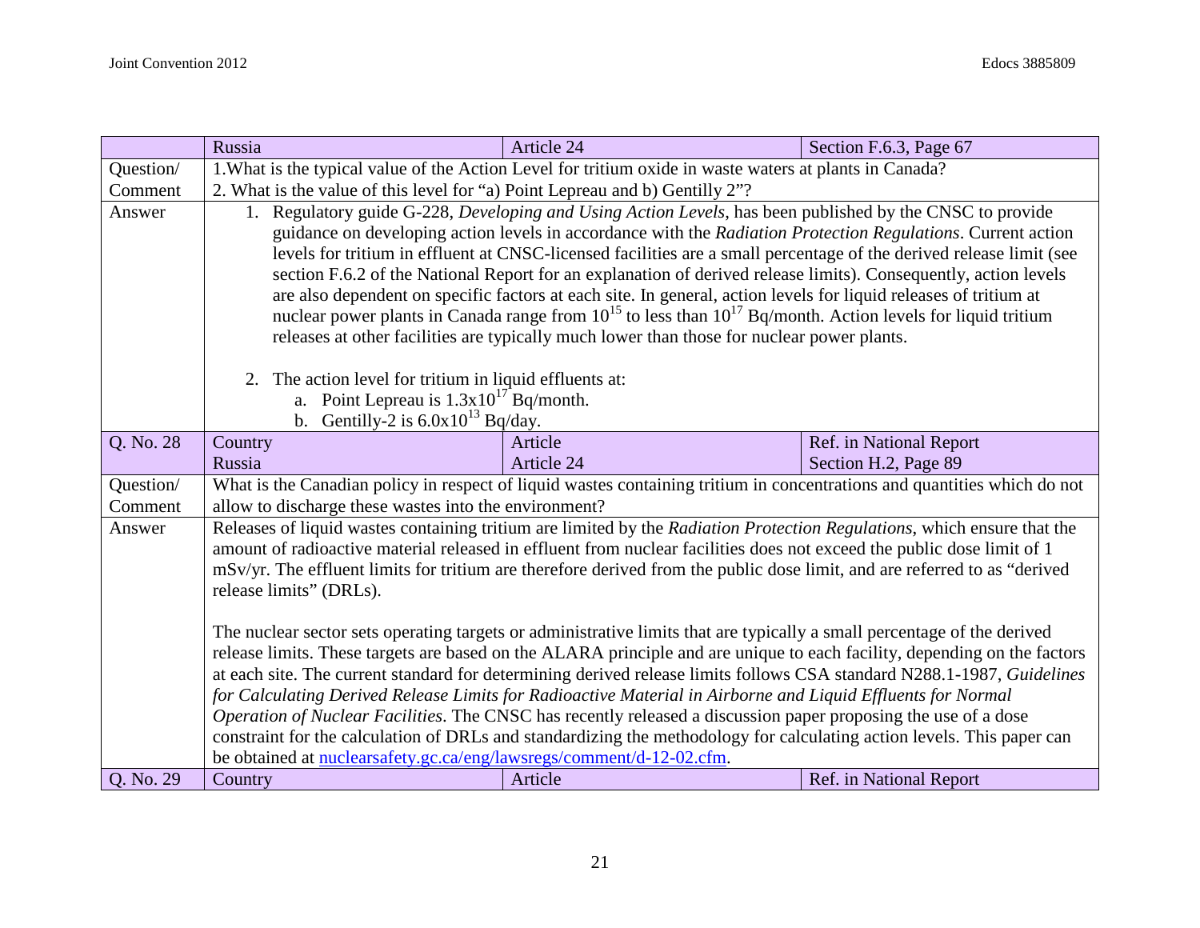| | Russia | Article 24 | Section F.6.3, Page 67 |
|---|---|---|---|
| Question/ Comment | 1.What is the typical value of the Action Level for tritium oxide in waste waters at plants in Canada? 2. What is the value of this level for "a) Point Lepreau and b) Gentilly 2"? | | |
| Answer | 1. Regulatory guide G-228, *Developing and Using Action Levels*, has been published by the CNSC to provide guidance on developing action levels in accordance with the *Radiation Protection Regulations*. Current action levels for tritium in effluent at CNSC-licensed facilities are a small percentage of the derived release limit (see section F.6.2 of the National Report for an explanation of derived release limits). Consequently, action levels are also dependent on specific factors at each site. In general, action levels for liquid releases of tritium at nuclear power plants in Canada range from $10^{15}$ to less than $10^{17}$ Bq/month. Action levels for liquid tritium releases at other facilities are typically much lower than those for nuclear power plants.<br><br>2. The action level for tritium in liquid effluents at:<br>a. Point Lepreau is $1.3 \times 10^{17}$ Bq/month.<br>b. Gentilly-2 is $6.0 \times 10^{13}$ Bq/day. | | |
| Q. No. 28 | Country<br>Russia | Article<br>Article 24 | Ref. in National Report<br>Section H.2, Page 89 |
| Question/ Comment | What is the Canadian policy in respect of liquid wastes containing tritium in concentrations and quantities which do not allow to discharge these wastes into the environment? | | |
| Answer | Releases of liquid wastes containing tritium are limited by the *Radiation Protection Regulations*, which ensure that the amount of radioactive material released in effluent from nuclear facilities does not exceed the public dose limit of 1 mSv/yr. The effluent limits for tritium are therefore derived from the public dose limit, and are referred to as "derived release limits" (DRLs).<br><br>The nuclear sector sets operating targets or administrative limits that are typically a small percentage of the derived release limits. These targets are based on the ALARA principle and are unique to each facility, depending on the factors at each site. The current standard for determining derived release limits follows CSA standard N288.1-1987, *Guidelines for Calculating Derived Release Limits for Radioactive Material in Airborne and Liquid Effluents for Normal Operation of Nuclear Facilities*. The CNSC has recently released a discussion paper proposing the use of a dose constraint for the calculation of DRLs and standardizing the methodology for calculating action levels. This paper can be obtained at nuclearsafety.gc.ca/eng/lawsregs/comment/d-12-02.cfm. | | |
| Q. No. 29 | Country | Article | Ref. in National Report |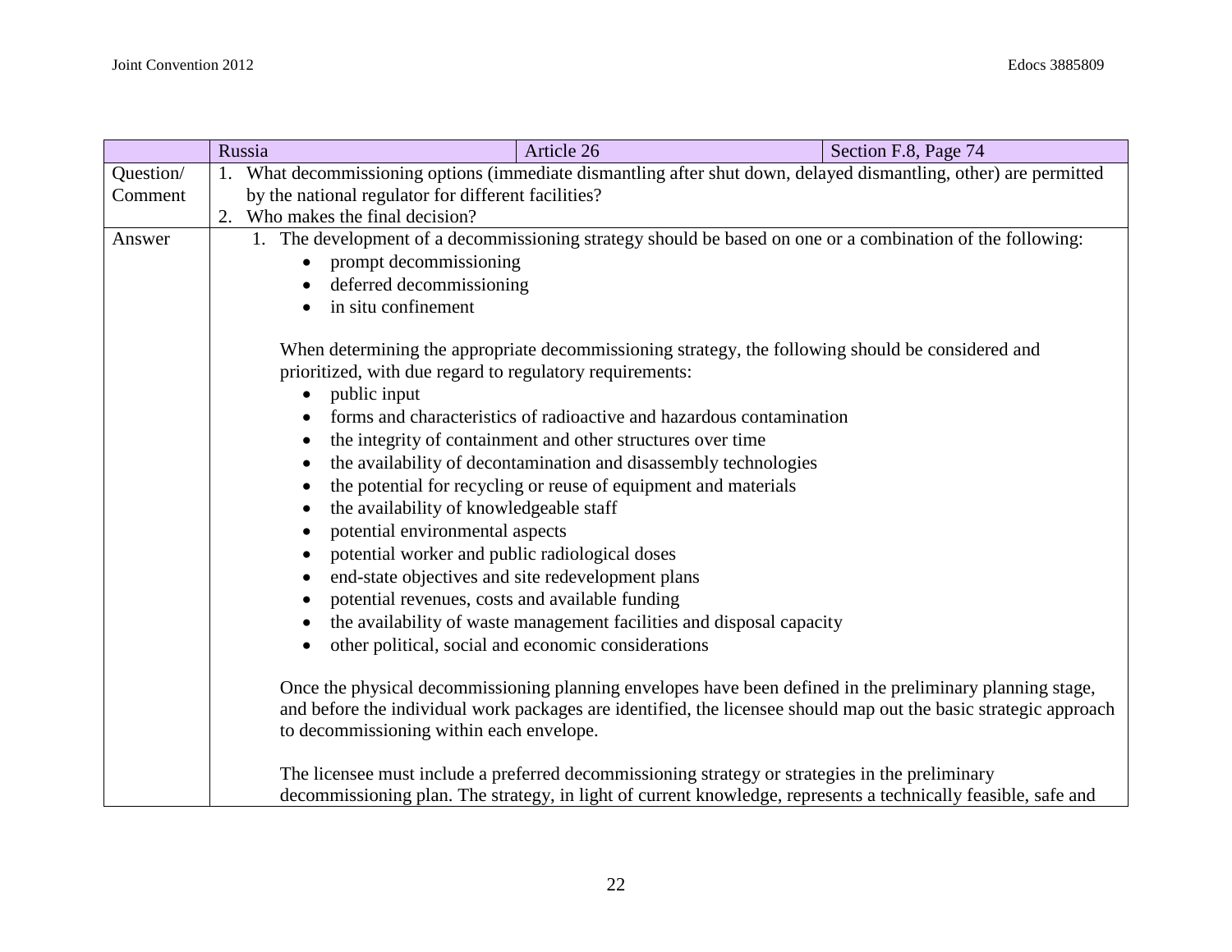| | Russia | Article 26 | Section F.8, Page 74 |
|---|---|---|---|
| Question/ Comment | 1. What decommissioning options (immediate dismantling after shut down, delayed dismantling, other) are permitted by the national regulator for different facilities?<br>2. Who makes the final decision? | | |
| Answer | 1. The development of a decommissioning strategy should be based on one or a combination of the following:<br>• prompt decommissioning<br>• deferred decommissioning<br>• in situ confinement<br><br>When determining the appropriate decommissioning strategy, the following should be considered and prioritized, with due regard to regulatory requirements:<br>• public input<br>• forms and characteristics of radioactive and hazardous contamination<br>• the integrity of containment and other structures over time<br>• the availability of decontamination and disassembly technologies<br>• the potential for recycling or reuse of equipment and materials<br>• the availability of knowledgeable staff<br>• potential environmental aspects<br>• potential worker and public radiological doses<br>• end-state objectives and site redevelopment plans<br>• potential revenues, costs and available funding<br>• the availability of waste management facilities and disposal capacity<br>• other political, social and economic considerations<br><br>Once the physical decommissioning planning envelopes have been defined in the preliminary planning stage, and before the individual work packages are identified, the licensee should map out the basic strategic approach to decommissioning within each envelope.<br><br>The licensee must include a preferred decommissioning strategy or strategies in the preliminary decommissioning plan. The strategy, in light of current knowledge, represents a technically feasible, safe and | | |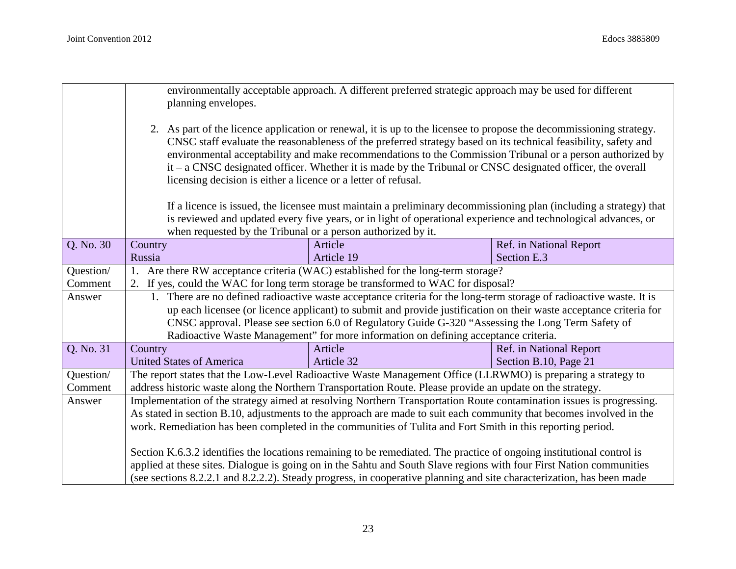| | | | |
|---|---|---|---|
| | environmentally acceptable approach. A different preferred strategic approach may be used for different planning envelopes.<br><br>2. As part of the licence application or renewal, it is up to the licensee to propose the decommissioning strategy. CNSC staff evaluate the reasonableness of the preferred strategy based on its technical feasibility, safety and environmental acceptability and make recommendations to the Commission Tribunal or a person authorized by it – a CNSC designated officer. Whether it is made by the Tribunal or CNSC designated officer, the overall licensing decision is either a licence or a letter of refusal.<br><br>If a licence is issued, the licensee must maintain a preliminary decommissioning plan (including a strategy) that is reviewed and updated every five years, or in light of operational experience and technological advances, or when requested by the Tribunal or a person authorized by it. | | |
| Q. No. 30 | Country<br>Russia | Article<br>Article 19 | Ref. in National Report<br>Section E.3 |
| Question/ Comment | 1. Are there RW acceptance criteria (WAC) established for the long-term storage?<br>2. If yes, could the WAC for long term storage be transformed to WAC for disposal? | | |
| Answer | 1. There are no defined radioactive waste acceptance criteria for the long-term storage of radioactive waste. It is up each licensee (or licence applicant) to submit and provide justification on their waste acceptance criteria for CNSC approval. Please see section 6.0 of Regulatory Guide G-320 "Assessing the Long Term Safety of Radioactive Waste Management" for more information on defining acceptance criteria. | | |
| Q. No. 31 | Country<br>United States of America | Article<br>Article 32 | Ref. in National Report<br>Section B.10, Page 21 |
| Question/ Comment | The report states that the Low-Level Radioactive Waste Management Office (LLRWMO) is preparing a strategy to address historic waste along the Northern Transportation Route. Please provide an update on the strategy. | | |
| Answer | Implementation of the strategy aimed at resolving Northern Transportation Route contamination issues is progressing. As stated in section B.10, adjustments to the approach are made to suit each community that becomes involved in the work. Remediation has been completed in the communities of Tulita and Fort Smith in this reporting period.<br><br>Section K.6.3.2 identifies the locations remaining to be remediated. The practice of ongoing institutional control is applied at these sites. Dialogue is going on in the Sahtu and South Slave regions with four First Nation communities (see sections 8.2.2.1 and 8.2.2.2). Steady progress, in cooperative planning and site characterization, has been made | | |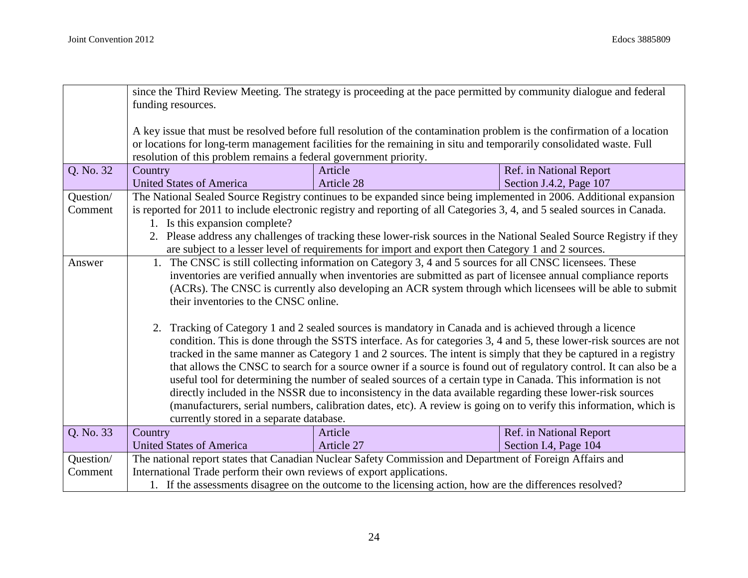| | | | |
|---|---|---|---|
| | since the Third Review Meeting. The strategy is proceeding at the pace permitted by community dialogue and federal funding resources.<br><br>A key issue that must be resolved before full resolution of the contamination problem is the confirmation of a location or locations for long-term management facilities for the remaining in situ and temporarily consolidated waste. Full resolution of this problem remains a federal government priority. | | |
| Q. No. 32 | Country<br>United States of America | Article<br>Article 28 | Ref. in National Report<br>Section J.4.2, Page 107 |
| Question/ Comment | The National Sealed Source Registry continues to be expanded since being implemented in 2006. Additional expansion is reported for 2011 to include electronic registry and reporting of all Categories 3, 4, and 5 sealed sources in Canada.<br>1. Is this expansion complete?<br>2. Please address any challenges of tracking these lower-risk sources in the National Sealed Source Registry if they are subject to a lesser level of requirements for import and export then Category 1 and 2 sources. | | |
| Answer | 1. The CNSC is still collecting information on Category 3, 4 and 5 sources for all CNSC licensees. These inventories are verified annually when inventories are submitted as part of licensee annual compliance reports (ACRs). The CNSC is currently also developing an ACR system through which licensees will be able to submit their inventories to the CNSC online.<br><br>2. Tracking of Category 1 and 2 sealed sources is mandatory in Canada and is achieved through a licence condition. This is done through the SSTS interface. As for categories 3, 4 and 5, these lower-risk sources are not tracked in the same manner as Category 1 and 2 sources. The intent is simply that they be captured in a registry that allows the CNSC to search for a source owner if a source is found out of regulatory control. It can also be a useful tool for determining the number of sealed sources of a certain type in Canada. This information is not directly included in the NSSR due to inconsistency in the data available regarding these lower-risk sources (manufacturers, serial numbers, calibration dates, etc). A review is going on to verify this information, which is currently stored in a separate database. | | |
| Q. No. 33 | Country<br>United States of America | Article<br>Article 27 | Ref. in National Report<br>Section I.4, Page 104 |
| Question/ Comment | The national report states that Canadian Nuclear Safety Commission and Department of Foreign Affairs and International Trade perform their own reviews of export applications.<br>1. If the assessments disagree on the outcome to the licensing action, how are the differences resolved? | | |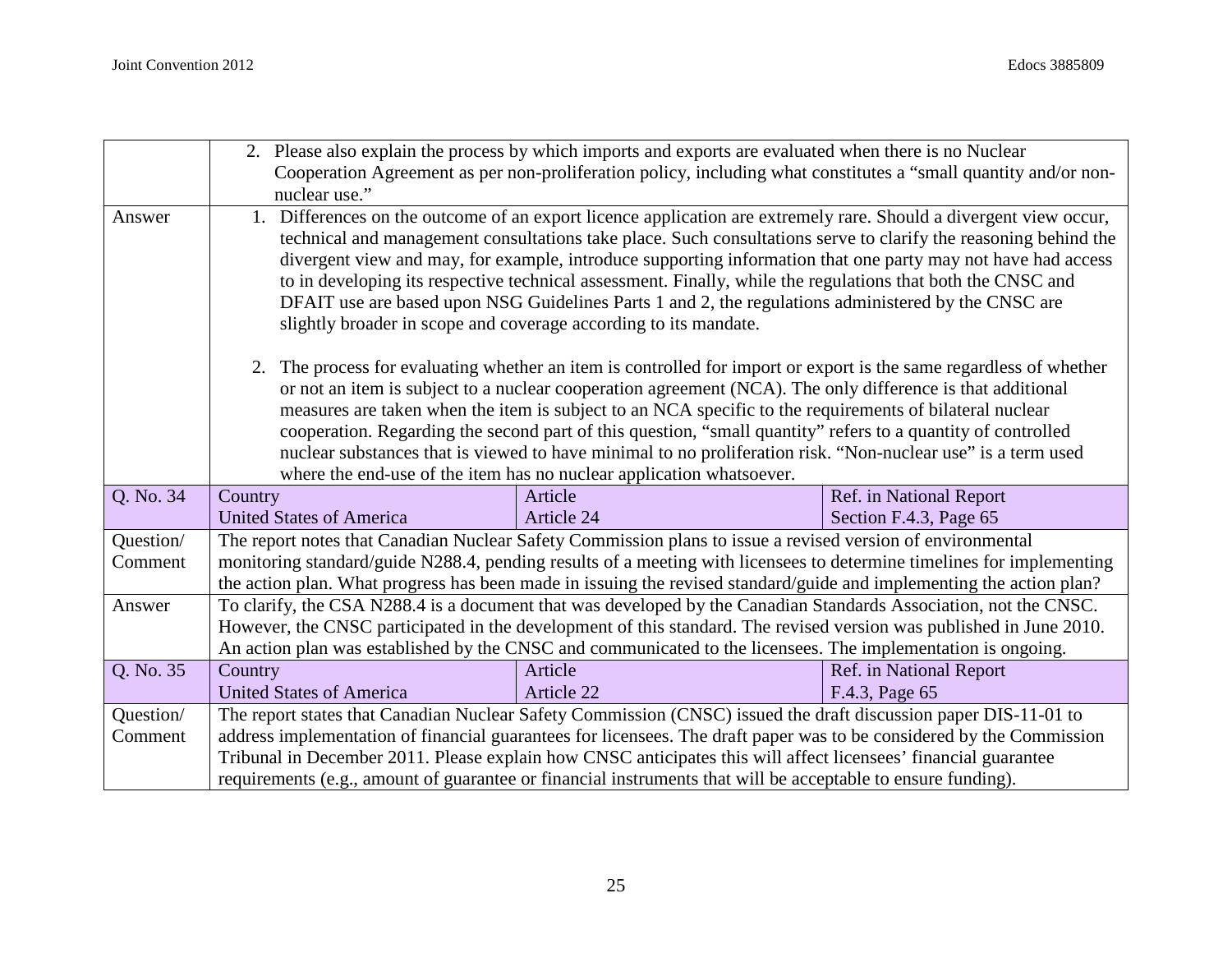| | | | |
|---|---|---|---|
| | 2. Please also explain the process by which imports and exports are evaluated when there is no Nuclear Cooperation Agreement as per non-proliferation policy, including what constitutes a "small quantity and/or non-nuclear use." | | |
| Answer | 1. Differences on the outcome of an export licence application are extremely rare. Should a divergent view occur, technical and management consultations take place. Such consultations serve to clarify the reasoning behind the divergent view and may, for example, introduce supporting information that one party may not have had access to in developing its respective technical assessment. Finally, while the regulations that both the CNSC and DFAIT use are based upon NSG Guidelines Parts 1 and 2, the regulations administered by the CNSC are slightly broader in scope and coverage according to its mandate.<br><br>2. The process for evaluating whether an item is controlled for import or export is the same regardless of whether or not an item is subject to a nuclear cooperation agreement (NCA). The only difference is that additional measures are taken when the item is subject to an NCA specific to the requirements of bilateral nuclear cooperation. Regarding the second part of this question, "small quantity" refers to a quantity of controlled nuclear substances that is viewed to have minimal to no proliferation risk. "Non-nuclear use" is a term used where the end-use of the item has no nuclear application whatsoever. | | |
| Q. No. 34 | Country<br>United States of America | Article<br>Article 24 | Ref. in National Report<br>Section F.4.3, Page 65 |
| Question/ Comment | The report notes that Canadian Nuclear Safety Commission plans to issue a revised version of environmental monitoring standard/guide N288.4, pending results of a meeting with licensees to determine timelines for implementing the action plan. What progress has been made in issuing the revised standard/guide and implementing the action plan? | | |
| Answer | To clarify, the CSA N288.4 is a document that was developed by the Canadian Standards Association, not the CNSC. However, the CNSC participated in the development of this standard. The revised version was published in June 2010. An action plan was established by the CNSC and communicated to the licensees. The implementation is ongoing. | | |
| Q. No. 35 | Country<br>United States of America | Article<br>Article 22 | Ref. in National Report<br>F.4.3, Page 65 |
| Question/ Comment | The report states that Canadian Nuclear Safety Commission (CNSC) issued the draft discussion paper DIS-11-01 to address implementation of financial guarantees for licensees. The draft paper was to be considered by the Commission Tribunal in December 2011. Please explain how CNSC anticipates this will affect licensees' financial guarantee requirements (e.g., amount of guarantee or financial instruments that will be acceptable to ensure funding). | | |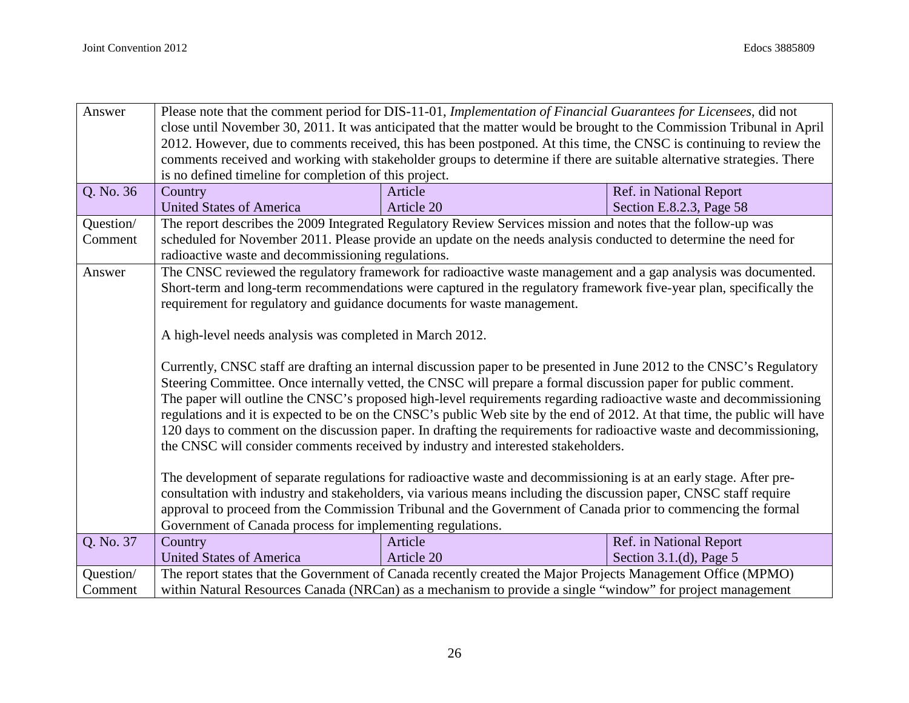| Answer | Please note that the comment period for DIS-11-01, *Implementation of Financial Guarantees for Licensees*, did not close until November 30, 2011. It was anticipated that the matter would be brought to the Commission Tribunal in April 2012. However, due to comments received, this has been postponed. At this time, the CNSC is continuing to review the comments received and working with stakeholder groups to determine if there are suitable alternative strategies. There is no defined timeline for completion of this project. | | |
|---|---|---|---|
| Q. No. 36 | Country<br>United States of America | Article<br>Article 20 | Ref. in National Report<br>Section E.8.2.3, Page 58 |
| Question/ Comment | The report describes the 2009 Integrated Regulatory Review Services mission and notes that the follow-up was scheduled for November 2011. Please provide an update on the needs analysis conducted to determine the need for radioactive waste and decommissioning regulations. | | |
| Answer | The CNSC reviewed the regulatory framework for radioactive waste management and a gap analysis was documented. Short-term and long-term recommendations were captured in the regulatory framework five-year plan, specifically the requirement for regulatory and guidance documents for waste management.<br><br>A high-level needs analysis was completed in March 2012.<br><br>Currently, CNSC staff are drafting an internal discussion paper to be presented in June 2012 to the CNSC's Regulatory Steering Committee. Once internally vetted, the CNSC will prepare a formal discussion paper for public comment. The paper will outline the CNSC's proposed high-level requirements regarding radioactive waste and decommissioning regulations and it is expected to be on the CNSC's public Web site by the end of 2012. At that time, the public will have 120 days to comment on the discussion paper. In drafting the requirements for radioactive waste and decommissioning, the CNSC will consider comments received by industry and interested stakeholders.<br><br>The development of separate regulations for radioactive waste and decommissioning is at an early stage. After pre-consultation with industry and stakeholders, via various means including the discussion paper, CNSC staff require approval to proceed from the Commission Tribunal and the Government of Canada prior to commencing the formal Government of Canada process for implementing regulations. | | |
| Q. No. 37 | Country<br>United States of America | Article<br>Article 20 | Ref. in National Report<br>Section 3.1.(d), Page 5 |
| Question/ Comment | The report states that the Government of Canada recently created the Major Projects Management Office (MPMO) within Natural Resources Canada (NRCan) as a mechanism to provide a single "window" for project management | | |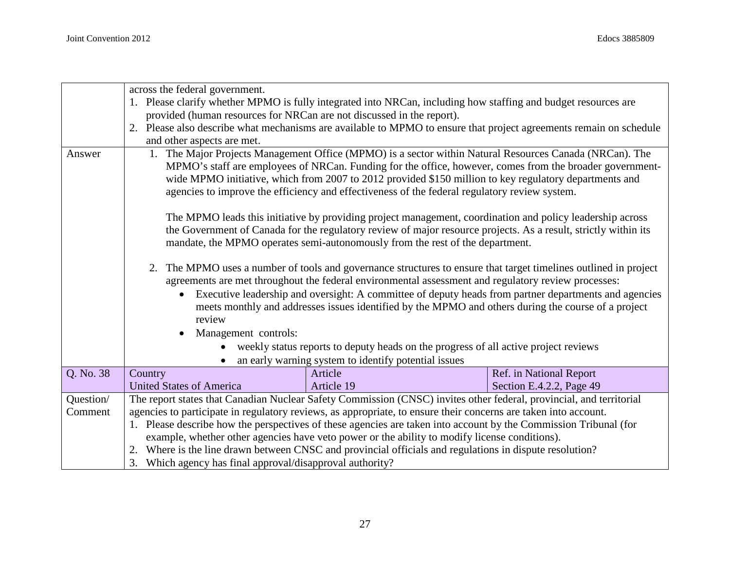| | | | |
|---|---|---|---|
| | across the federal government.<br>1. Please clarify whether MPMO is fully integrated into NRCan, including how staffing and budget resources are provided (human resources for NRCan are not discussed in the report).<br>2. Please also describe what mechanisms are available to MPMO to ensure that project agreements remain on schedule and other aspects are met. | | |
| Answer | 1. The Major Projects Management Office (MPMO) is a sector within Natural Resources Canada (NRCan). The MPMO's staff are employees of NRCan. Funding for the office, however, comes from the broader government-wide MPMO initiative, which from 2007 to 2012 provided $150 million to key regulatory departments and agencies to improve the efficiency and effectiveness of the federal regulatory review system.<br><br>The MPMO leads this initiative by providing project management, coordination and policy leadership across the Government of Canada for the regulatory review of major resource projects. As a result, strictly within its mandate, the MPMO operates semi-autonomously from the rest of the department.<br><br>2. The MPMO uses a number of tools and governance structures to ensure that target timelines outlined in project agreements are met throughout the federal environmental assessment and regulatory review processes:<br>• Executive leadership and oversight: A committee of deputy heads from partner departments and agencies meets monthly and addresses issues identified by the MPMO and others during the course of a project review<br>• Management controls:<br>  • weekly status reports to deputy heads on the progress of all active project reviews<br>  • an early warning system to identify potential issues | | |
| Q. No. 38 | Country<br>United States of America | Article<br>Article 19 | Ref. in National Report<br>Section E.4.2.2, Page 49 |
| Question/ Comment | The report states that Canadian Nuclear Safety Commission (CNSC) invites other federal, provincial, and territorial agencies to participate in regulatory reviews, as appropriate, to ensure their concerns are taken into account.<br>1. Please describe how the perspectives of these agencies are taken into account by the Commission Tribunal (for example, whether other agencies have veto power or the ability to modify license conditions).<br>2. Where is the line drawn between CNSC and provincial officials and regulations in dispute resolution?<br>3. Which agency has final approval/disapproval authority? | | |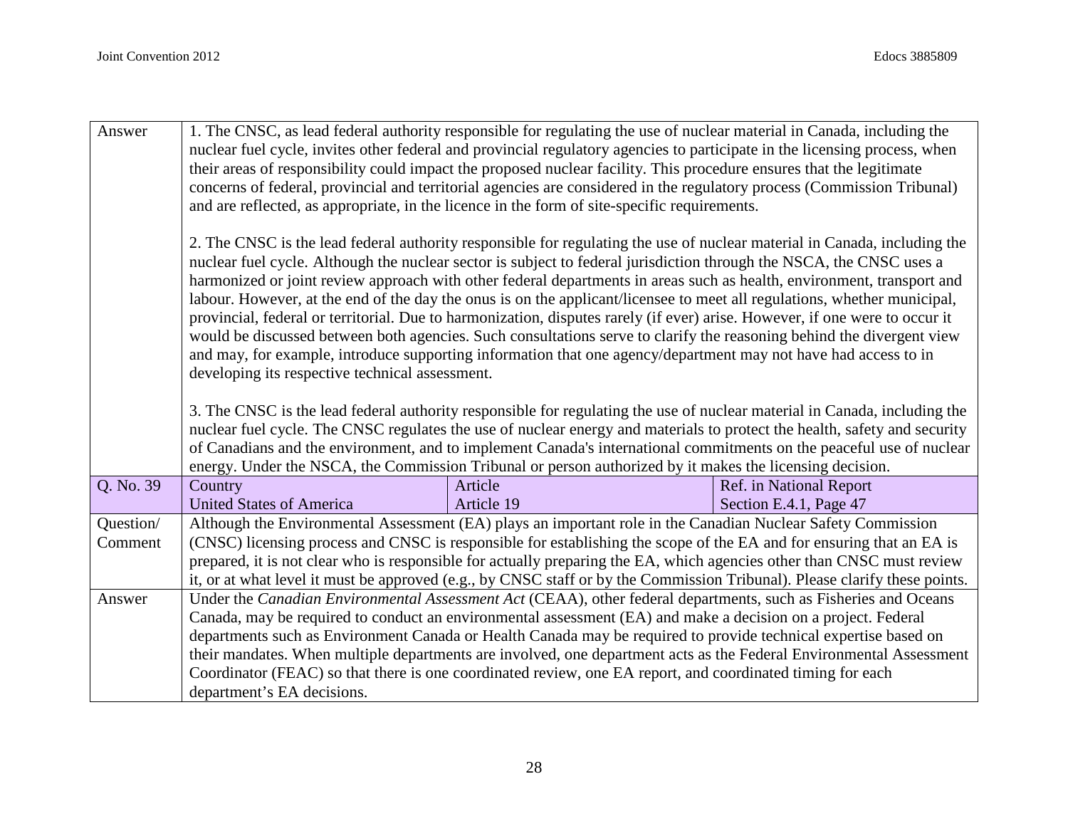| | | | |
|---|---|---|---|
| Answer | 1. The CNSC, as lead federal authority responsible for regulating the use of nuclear material in Canada, including the nuclear fuel cycle, invites other federal and provincial regulatory agencies to participate in the licensing process, when their areas of responsibility could impact the proposed nuclear facility. This procedure ensures that the legitimate concerns of federal, provincial and territorial agencies are considered in the regulatory process (Commission Tribunal) and are reflected, as appropriate, in the licence in the form of site-specific requirements.<br><br>2. The CNSC is the lead federal authority responsible for regulating the use of nuclear material in Canada, including the nuclear fuel cycle. Although the nuclear sector is subject to federal jurisdiction through the NSCA, the CNSC uses a harmonized or joint review approach with other federal departments in areas such as health, environment, transport and labour. However, at the end of the day the onus is on the applicant/licensee to meet all regulations, whether municipal, provincial, federal or territorial. Due to harmonization, disputes rarely (if ever) arise. However, if one were to occur it would be discussed between both agencies. Such consultations serve to clarify the reasoning behind the divergent view and may, for example, introduce supporting information that one agency/department may not have had access to in developing its respective technical assessment.<br><br>3. The CNSC is the lead federal authority responsible for regulating the use of nuclear material in Canada, including the nuclear fuel cycle. The CNSC regulates the use of nuclear energy and materials to protect the health, safety and security of Canadians and the environment, and to implement Canada's international commitments on the peaceful use of nuclear energy. Under the NSCA, the Commission Tribunal or person authorized by it makes the licensing decision. | | |
| Q. No. 39 | Country<br>United States of America | Article<br>Article 19 | Ref. in National Report<br>Section E.4.1, Page 47 |
| Question/ Comment | Although the Environmental Assessment (EA) plays an important role in the Canadian Nuclear Safety Commission (CNSC) licensing process and CNSC is responsible for establishing the scope of the EA and for ensuring that an EA is prepared, it is not clear who is responsible for actually preparing the EA, which agencies other than CNSC must review it, or at what level it must be approved (e.g., by CNSC staff or by the Commission Tribunal). Please clarify these points. | | |
| Answer | Under the *Canadian Environmental Assessment Act* (CEAA), other federal departments, such as Fisheries and Oceans Canada, may be required to conduct an environmental assessment (EA) and make a decision on a project. Federal departments such as Environment Canada or Health Canada may be required to provide technical expertise based on their mandates. When multiple departments are involved, one department acts as the Federal Environmental Assessment Coordinator (FEAC) so that there is one coordinated review, one EA report, and coordinated timing for each department's EA decisions. | | |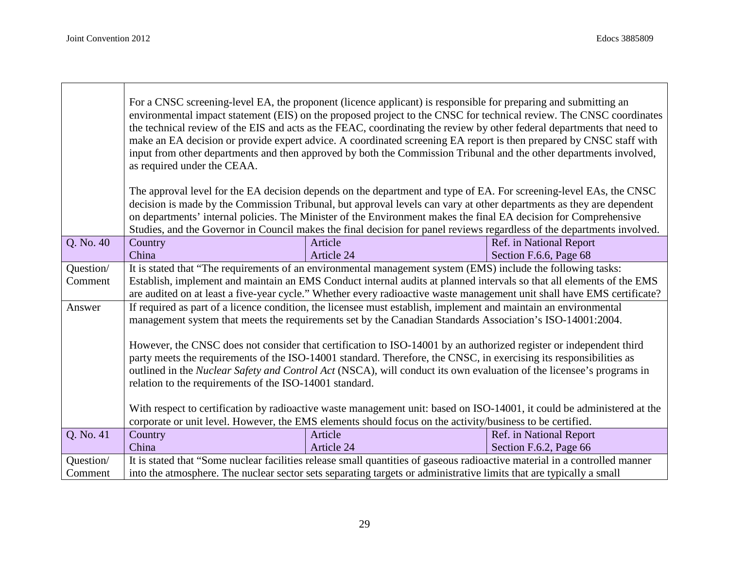| | | | |
|---|---|---|---|
| | For a CNSC screening-level EA, the proponent (licence applicant) is responsible for preparing and submitting an environmental impact statement (EIS) on the proposed project to the CNSC for technical review. The CNSC coordinates the technical review of the EIS and acts as the FEAC, coordinating the review by other federal departments that need to make an EA decision or provide expert advice. A coordinated screening EA report is then prepared by CNSC staff with input from other departments and then approved by both the Commission Tribunal and the other departments involved, as required under the CEAA.<br><br>The approval level for the EA decision depends on the department and type of EA. For screening-level EAs, the CNSC decision is made by the Commission Tribunal, but approval levels can vary at other departments as they are dependent on departments' internal policies. The Minister of the Environment makes the final EA decision for Comprehensive Studies, and the Governor in Council makes the final decision for panel reviews regardless of the departments involved. | | |
| Q. No. 40 | Country<br>China | Article<br>Article 24 | Ref. in National Report<br>Section F.6.6, Page 68 |
| Question/ Comment | It is stated that "The requirements of an environmental management system (EMS) include the following tasks: Establish, implement and maintain an EMS Conduct internal audits at planned intervals so that all elements of the EMS are audited on at least a five-year cycle." Whether every radioactive waste management unit shall have EMS certificate? | | |
| Answer | If required as part of a licence condition, the licensee must establish, implement and maintain an environmental management system that meets the requirements set by the Canadian Standards Association's ISO-14001:2004.<br><br>However, the CNSC does not consider that certification to ISO-14001 by an authorized register or independent third party meets the requirements of the ISO-14001 standard. Therefore, the CNSC, in exercising its responsibilities as outlined in the *Nuclear Safety and Control Act* (NSCA), will conduct its own evaluation of the licensee's programs in relation to the requirements of the ISO-14001 standard.<br><br>With respect to certification by radioactive waste management unit: based on ISO-14001, it could be administered at the corporate or unit level. However, the EMS elements should focus on the activity/business to be certified. | | |
| Q. No. 41 | Country<br>China | Article<br>Article 24 | Ref. in National Report<br>Section F.6.2, Page 66 |
| Question/ Comment | It is stated that "Some nuclear facilities release small quantities of gaseous radioactive material in a controlled manner into the atmosphere. The nuclear sector sets separating targets or administrative limits that are typically a small | | |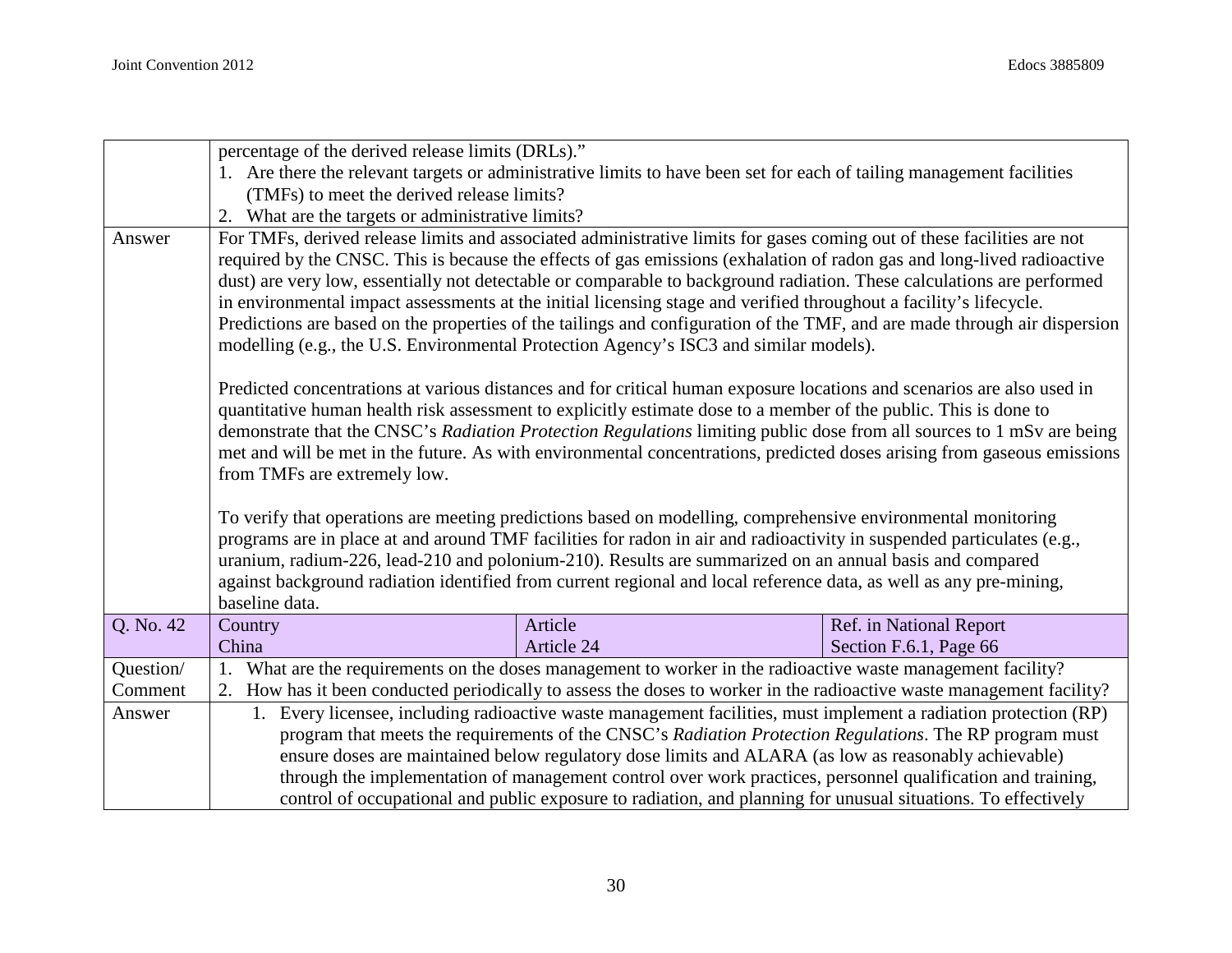| | | | |
|---|---|---|---|
| | percentage of the derived release limits (DRLs)."<br>1. Are there the relevant targets or administrative limits to have been set for each of tailing management facilities (TMFs) to meet the derived release limits?<br>2. What are the targets or administrative limits? | | |
| Answer | For TMFs, derived release limits and associated administrative limits for gases coming out of these facilities are not required by the CNSC. This is because the effects of gas emissions (exhalation of radon gas and long-lived radioactive dust) are very low, essentially not detectable or comparable to background radiation. These calculations are performed in environmental impact assessments at the initial licensing stage and verified throughout a facility's lifecycle. Predictions are based on the properties of the tailings and configuration of the TMF, and are made through air dispersion modelling (e.g., the U.S. Environmental Protection Agency's ISC3 and similar models).<br><br>Predicted concentrations at various distances and for critical human exposure locations and scenarios are also used in quantitative human health risk assessment to explicitly estimate dose to a member of the public. This is done to demonstrate that the CNSC's *Radiation Protection Regulations* limiting public dose from all sources to 1 mSv are being met and will be met in the future. As with environmental concentrations, predicted doses arising from gaseous emissions from TMFs are extremely low.<br><br>To verify that operations are meeting predictions based on modelling, comprehensive environmental monitoring programs are in place at and around TMF facilities for radon in air and radioactivity in suspended particulates (e.g., uranium, radium-226, lead-210 and polonium-210). Results are summarized on an annual basis and compared against background radiation identified from current regional and local reference data, as well as any pre-mining, baseline data. | | |
| Q. No. 42 | Country<br>China | Article<br>Article 24 | Ref. in National Report<br>Section F.6.1, Page 66 |
| Question/ Comment | 1. What are the requirements on the doses management to worker in the radioactive waste management facility?<br>2. How has it been conducted periodically to assess the doses to worker in the radioactive waste management facility? | | |
| Answer | 1. Every licensee, including radioactive waste management facilities, must implement a radiation protection (RP) program that meets the requirements of the CNSC's *Radiation Protection Regulations*. The RP program must ensure doses are maintained below regulatory dose limits and ALARA (as low as reasonably achievable) through the implementation of management control over work practices, personnel qualification and training, control of occupational and public exposure to radiation, and planning for unusual situations. To effectively | | |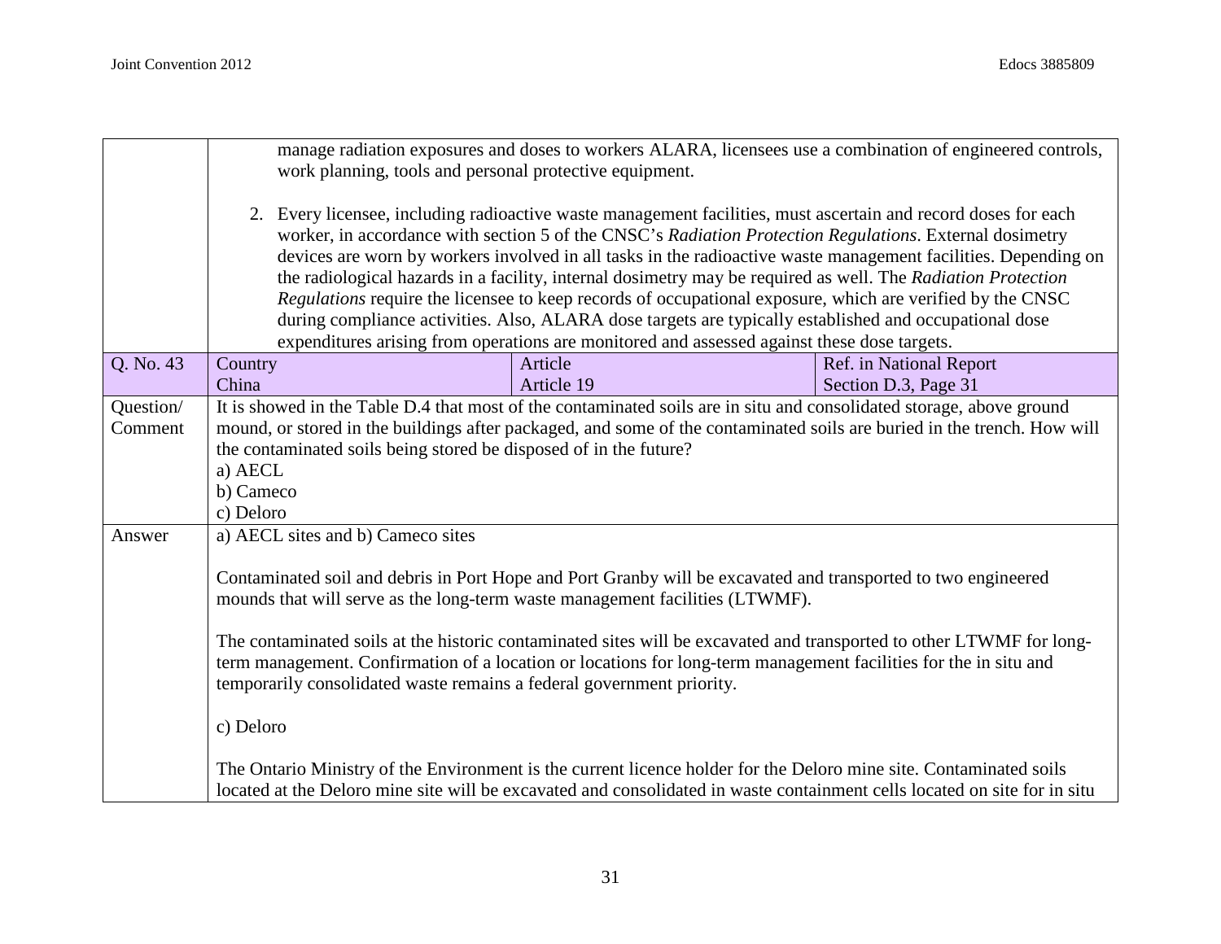| | | | |
|---|---|---|---|
| | manage radiation exposures and doses to workers ALARA, licensees use a combination of engineered controls, work planning, tools and personal protective equipment.<br><br>2. Every licensee, including radioactive waste management facilities, must ascertain and record doses for each worker, in accordance with section 5 of the CNSC's *Radiation Protection Regulations*. External dosimetry devices are worn by workers involved in all tasks in the radioactive waste management facilities. Depending on the radiological hazards in a facility, internal dosimetry may be required as well. The *Radiation Protection Regulations* require the licensee to keep records of occupational exposure, which are verified by the CNSC during compliance activities. Also, ALARA dose targets are typically established and occupational dose expenditures arising from operations are monitored and assessed against these dose targets. | | |
| Q. No. 43 | Country<br>China | Article<br>Article 19 | Ref. in National Report<br>Section D.3, Page 31 |
| Question/ Comment | It is showed in the Table D.4 that most of the contaminated soils are in situ and consolidated storage, above ground mound, or stored in the buildings after packaged, and some of the contaminated soils are buried in the trench. How will the contaminated soils being stored be disposed of in the future?<br>a) AECL<br>b) Cameco<br>c) Deloro | | |
| Answer | a) AECL sites and b) Cameco sites<br><br>Contaminated soil and debris in Port Hope and Port Granby will be excavated and transported to two engineered mounds that will serve as the long-term waste management facilities (LTWMF).<br><br>The contaminated soils at the historic contaminated sites will be excavated and transported to other LTWMF for long-term management. Confirmation of a location or locations for long-term management facilities for the in situ and temporarily consolidated waste remains a federal government priority.<br><br>c) Deloro<br><br>The Ontario Ministry of the Environment is the current licence holder for the Deloro mine site. Contaminated soils located at the Deloro mine site will be excavated and consolidated in waste containment cells located on site for in situ | | |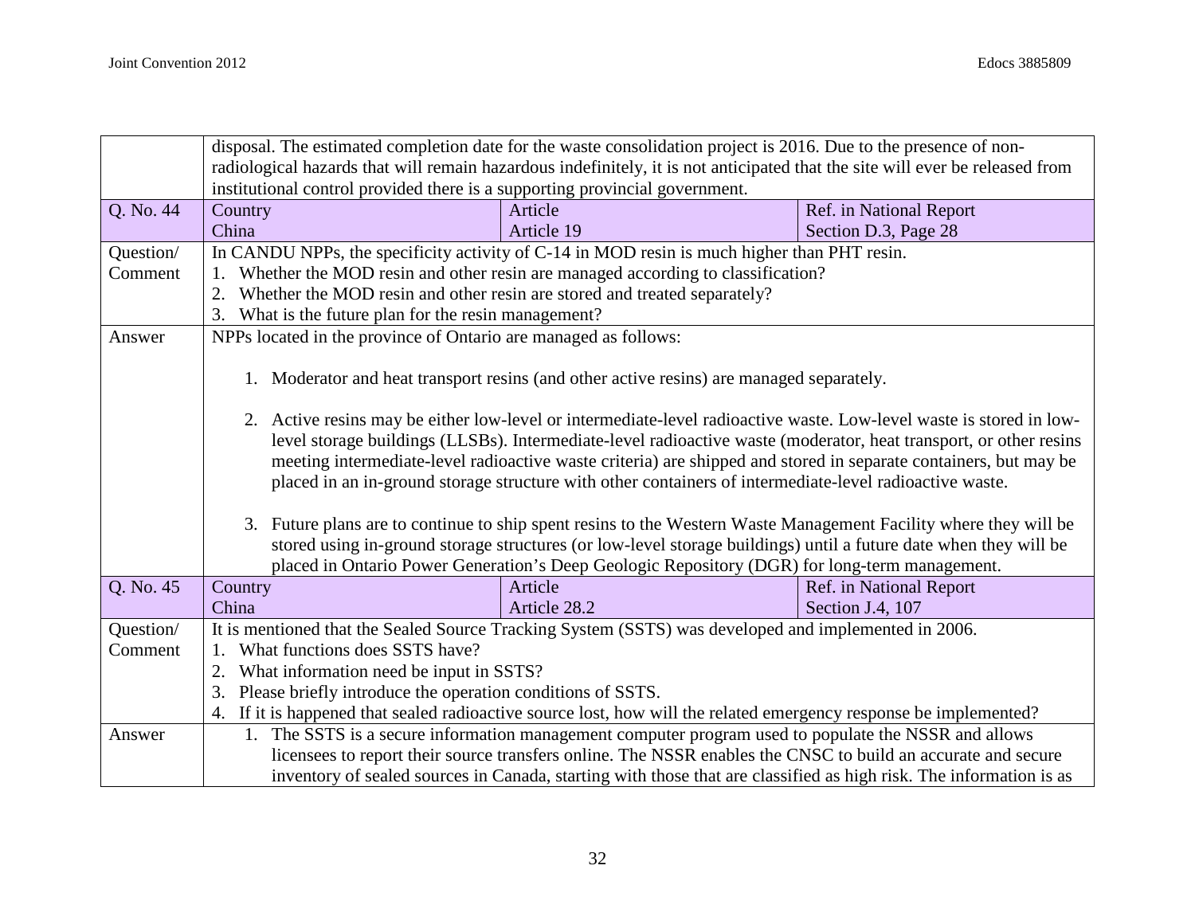| | | | |
|---|---|---|---|
| | disposal. The estimated completion date for the waste consolidation project is 2016. Due to the presence of non-radiological hazards that will remain hazardous indefinitely, it is not anticipated that the site will ever be released from institutional control provided there is a supporting provincial government. | | |
| Q. No. 44 | Country<br>China | Article<br>Article 19 | Ref. in National Report<br>Section D.3, Page 28 |
| Question/ Comment | In CANDU NPPs, the specificity activity of C-14 in MOD resin is much higher than PHT resin.<br>1. Whether the MOD resin and other resin are managed according to classification?<br>2. Whether the MOD resin and other resin are stored and treated separately?<br>3. What is the future plan for the resin management? | | |
| Answer | NPPs located in the province of Ontario are managed as follows:<br><br>1. Moderator and heat transport resins (and other active resins) are managed separately.<br><br>2. Active resins may be either low-level or intermediate-level radioactive waste. Low-level waste is stored in low-level storage buildings (LLSBs). Intermediate-level radioactive waste (moderator, heat transport, or other resins meeting intermediate-level radioactive waste criteria) are shipped and stored in separate containers, but may be placed in an in-ground storage structure with other containers of intermediate-level radioactive waste.<br><br>3. Future plans are to continue to ship spent resins to the Western Waste Management Facility where they will be stored using in-ground storage structures (or low-level storage buildings) until a future date when they will be placed in Ontario Power Generation's Deep Geologic Repository (DGR) for long-term management. | | |
| Q. No. 45 | Country<br>China | Article<br>Article 28.2 | Ref. in National Report<br>Section J.4, 107 |
| Question/ Comment | It is mentioned that the Sealed Source Tracking System (SSTS) was developed and implemented in 2006.<br>1. What functions does SSTS have?<br>2. What information need be input in SSTS?<br>3. Please briefly introduce the operation conditions of SSTS.<br>4. If it is happened that sealed radioactive source lost, how will the related emergency response be implemented? | | |
| Answer | 1. The SSTS is a secure information management computer program used to populate the NSSR and allows licensees to report their source transfers online. The NSSR enables the CNSC to build an accurate and secure inventory of sealed sources in Canada, starting with those that are classified as high risk. The information is as | | |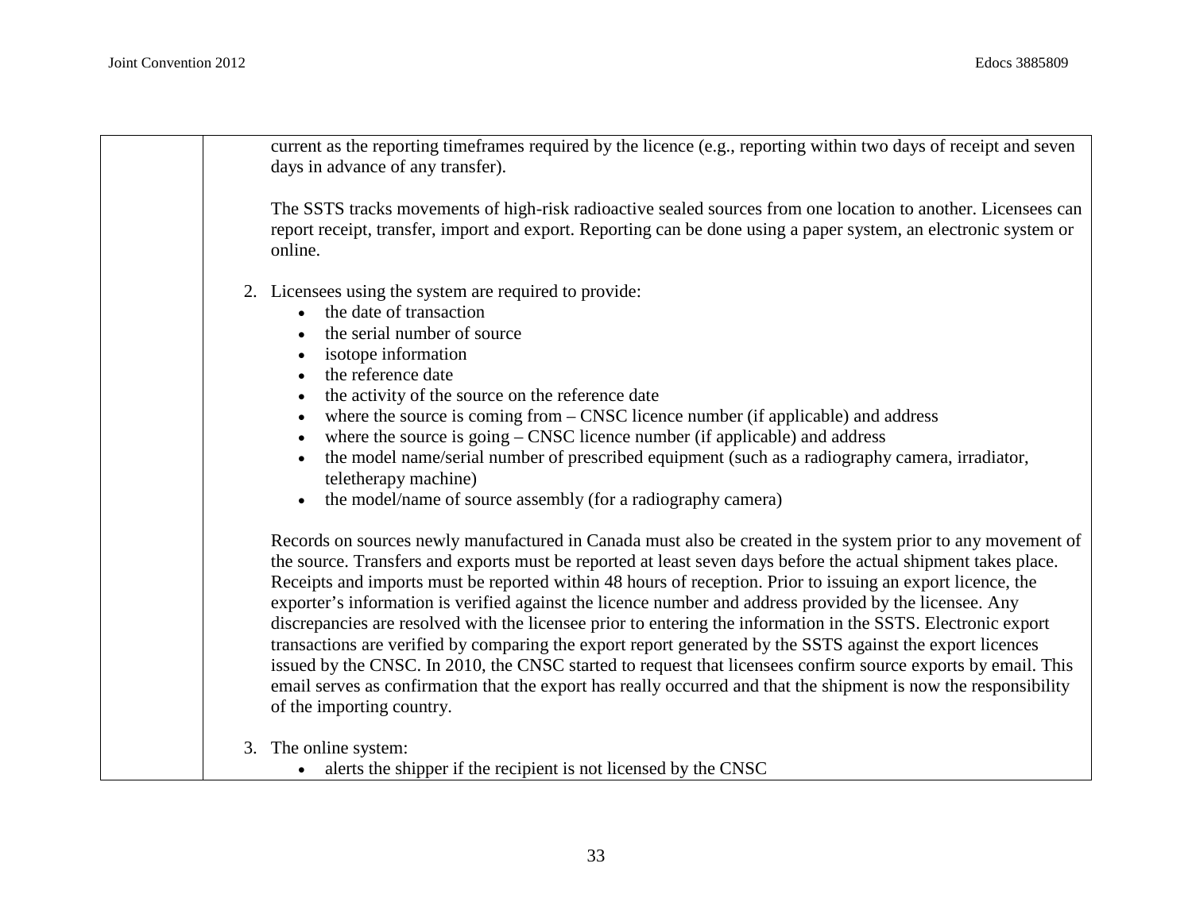current as the reporting timeframes required by the licence (e.g., reporting within two days of receipt and seven days in advance of any transfer).

The SSTS tracks movements of high-risk radioactive sealed sources from one location to another. Licensees can report receipt, transfer, import and export. Reporting can be done using a paper system, an electronic system or online.

2. Licensees using the system are required to provide:
   - the date of transaction
   - the serial number of source
   - isotope information
   - the reference date
   - the activity of the source on the reference date
   - where the source is coming from – CNSC licence number (if applicable) and address
   - where the source is going – CNSC licence number (if applicable) and address
   - the model name/serial number of prescribed equipment (such as a radiography camera, irradiator, teletherapy machine)
   - the model/name of source assembly (for a radiography camera)

   Records on sources newly manufactured in Canada must also be created in the system prior to any movement of the source. Transfers and exports must be reported at least seven days before the actual shipment takes place. Receipts and imports must be reported within 48 hours of reception. Prior to issuing an export licence, the exporter's information is verified against the licence number and address provided by the licensee. Any discrepancies are resolved with the licensee prior to entering the information in the SSTS. Electronic export transactions are verified by comparing the export report generated by the SSTS against the export licences issued by the CNSC. In 2010, the CNSC started to request that licensees confirm source exports by email. This email serves as confirmation that the export has really occurred and that the shipment is now the responsibility of the importing country.

3. The online system:
   - alerts the shipper if the recipient is not licensed by the CNSC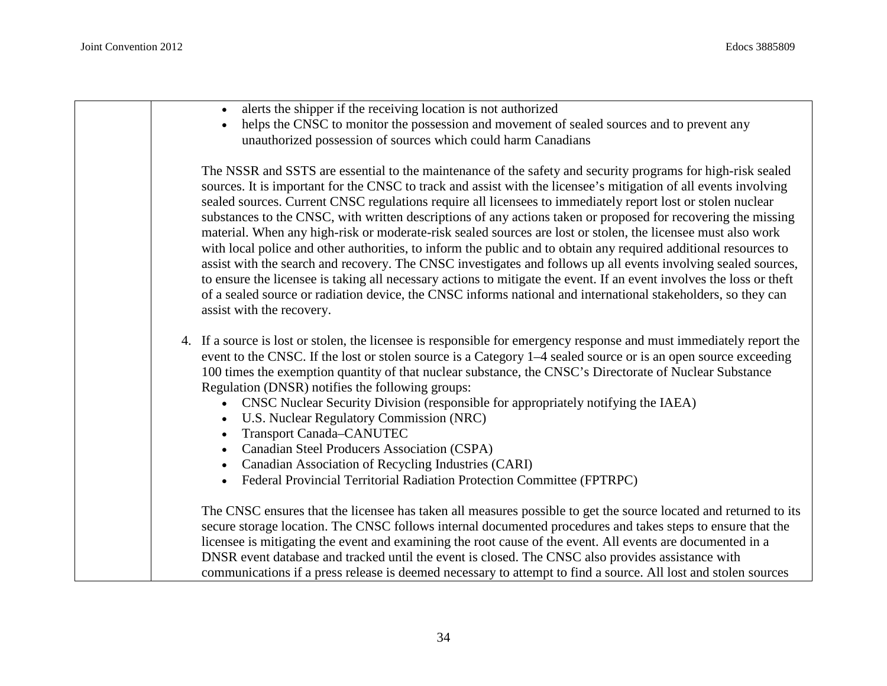- alerts the shipper if the receiving location is not authorized
- helps the CNSC to monitor the possession and movement of sealed sources and to prevent any unauthorized possession of sources which could harm Canadians

The NSSR and SSTS are essential to the maintenance of the safety and security programs for high-risk sealed sources. It is important for the CNSC to track and assist with the licensee's mitigation of all events involving sealed sources. Current CNSC regulations require all licensees to immediately report lost or stolen nuclear substances to the CNSC, with written descriptions of any actions taken or proposed for recovering the missing material. When any high-risk or moderate-risk sealed sources are lost or stolen, the licensee must also work with local police and other authorities, to inform the public and to obtain any required additional resources to assist with the search and recovery. The CNSC investigates and follows up all events involving sealed sources, to ensure the licensee is taking all necessary actions to mitigate the event. If an event involves the loss or theft of a sealed source or radiation device, the CNSC informs national and international stakeholders, so they can assist with the recovery.

4. If a source is lost or stolen, the licensee is responsible for emergency response and must immediately report the event to the CNSC. If the lost or stolen source is a Category 1–4 sealed source or is an open source exceeding 100 times the exemption quantity of that nuclear substance, the CNSC's Directorate of Nuclear Substance Regulation (DNSR) notifies the following groups:
   - CNSC Nuclear Security Division (responsible for appropriately notifying the IAEA)
   - U.S. Nuclear Regulatory Commission (NRC)
   - Transport Canada–CANUTEC
   - Canadian Steel Producers Association (CSPA)
   - Canadian Association of Recycling Industries (CARI)
   - Federal Provincial Territorial Radiation Protection Committee (FPTRPC)

The CNSC ensures that the licensee has taken all measures possible to get the source located and returned to its secure storage location. The CNSC follows internal documented procedures and takes steps to ensure that the licensee is mitigating the event and examining the root cause of the event. All events are documented in a DNSR event database and tracked until the event is closed. The CNSC also provides assistance with communications if a press release is deemed necessary to attempt to find a source. All lost and stolen sources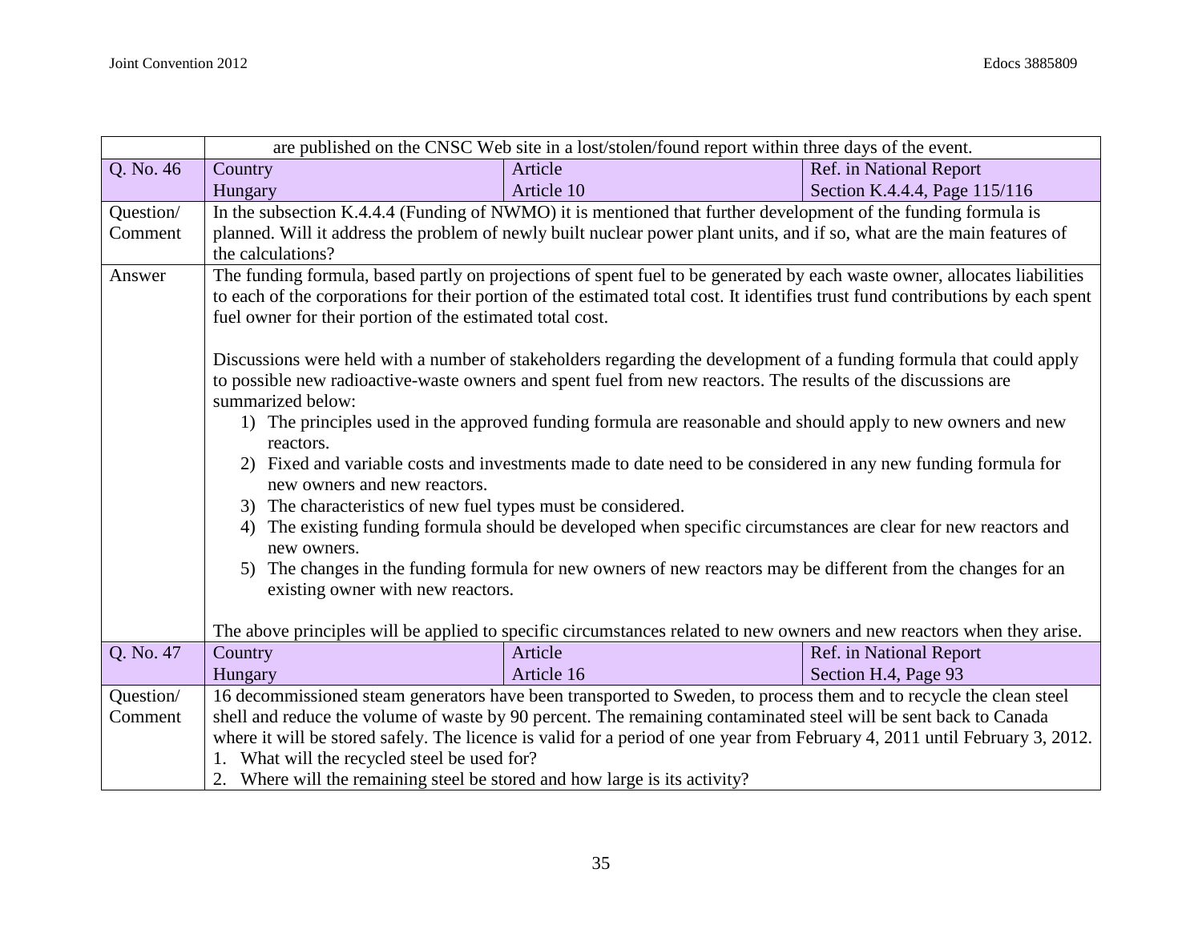| | | | |
|---|---|---|---|
| | are published on the CNSC Web site in a lost/stolen/found report within three days of the event. | | |
| Q. No. 46 | Country<br>Hungary | Article<br>Article 10 | Ref. in National Report<br>Section K.4.4.4, Page 115/116 |
| Question/ Comment | In the subsection K.4.4.4 (Funding of NWMO) it is mentioned that further development of the funding formula is planned. Will it address the problem of newly built nuclear power plant units, and if so, what are the main features of the calculations? | | |
| Answer | The funding formula, based partly on projections of spent fuel to be generated by each waste owner, allocates liabilities to each of the corporations for their portion of the estimated total cost. It identifies trust fund contributions by each spent fuel owner for their portion of the estimated total cost.<br><br>Discussions were held with a number of stakeholders regarding the development of a funding formula that could apply to possible new radioactive-waste owners and spent fuel from new reactors. The results of the discussions are summarized below:<br>1) The principles used in the approved funding formula are reasonable and should apply to new owners and new reactors.<br>2) Fixed and variable costs and investments made to date need to be considered in any new funding formula for new owners and new reactors.<br>3) The characteristics of new fuel types must be considered.<br>4) The existing funding formula should be developed when specific circumstances are clear for new reactors and new owners.<br>5) The changes in the funding formula for new owners of new reactors may be different from the changes for an existing owner with new reactors.<br><br>The above principles will be applied to specific circumstances related to new owners and new reactors when they arise. | | |
| Q. No. 47 | Country<br>Hungary | Article<br>Article 16 | Ref. in National Report<br>Section H.4, Page 93 |
| Question/ Comment | 16 decommissioned steam generators have been transported to Sweden, to process them and to recycle the clean steel shell and reduce the volume of waste by 90 percent. The remaining contaminated steel will be sent back to Canada where it will be stored safely. The licence is valid for a period of one year from February 4, 2011 until February 3, 2012.<br>1. What will the recycled steel be used for?<br>2. Where will the remaining steel be stored and how large is its activity? | | |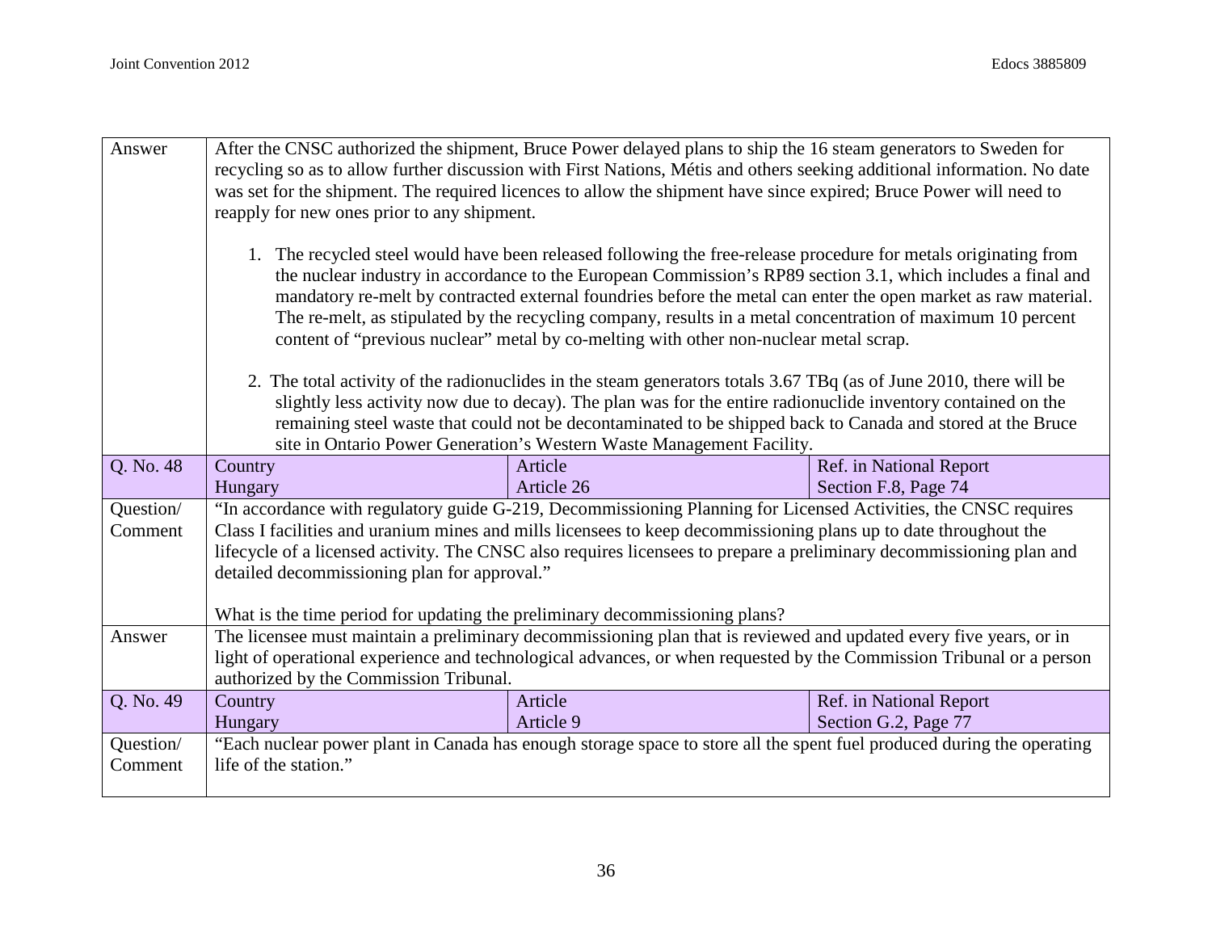| Answer | After the CNSC authorized the shipment, Bruce Power delayed plans to ship the 16 steam generators to Sweden for recycling so as to allow further discussion with First Nations, Métis and others seeking additional information. No date was set for the shipment. The required licences to allow the shipment have since expired; Bruce Power will need to reapply for new ones prior to any shipment.<br><br>1. The recycled steel would have been released following the free-release procedure for metals originating from the nuclear industry in accordance to the European Commission's RP89 section 3.1, which includes a final and mandatory re-melt by contracted external foundries before the metal can enter the open market as raw material. The re-melt, as stipulated by the recycling company, results in a metal concentration of maximum 10 percent content of "previous nuclear" metal by co-melting with other non-nuclear metal scrap.<br><br>2. The total activity of the radionuclides in the steam generators totals 3.67 TBq (as of June 2010, there will be slightly less activity now due to decay). The plan was for the entire radionuclide inventory contained on the remaining steel waste that could not be decontaminated to be shipped back to Canada and stored at the Bruce site in Ontario Power Generation's Western Waste Management Facility. | | |
|---|---|---|---|
| Q. No. 48 | Country<br>Hungary | Article<br>Article 26 | Ref. in National Report<br>Section F.8, Page 74 |
| Question/ Comment | "In accordance with regulatory guide G-219, Decommissioning Planning for Licensed Activities, the CNSC requires Class I facilities and uranium mines and mills licensees to keep decommissioning plans up to date throughout the lifecycle of a licensed activity. The CNSC also requires licensees to prepare a preliminary decommissioning plan and detailed decommissioning plan for approval."<br><br>What is the time period for updating the preliminary decommissioning plans? | | |
| Answer | The licensee must maintain a preliminary decommissioning plan that is reviewed and updated every five years, or in light of operational experience and technological advances, or when requested by the Commission Tribunal or a person authorized by the Commission Tribunal. | | |
| Q. No. 49 | Country<br>Hungary | Article<br>Article 9 | Ref. in National Report<br>Section G.2, Page 77 |
| Question/ Comment | "Each nuclear power plant in Canada has enough storage space to store all the spent fuel produced during the operating life of the station." | | |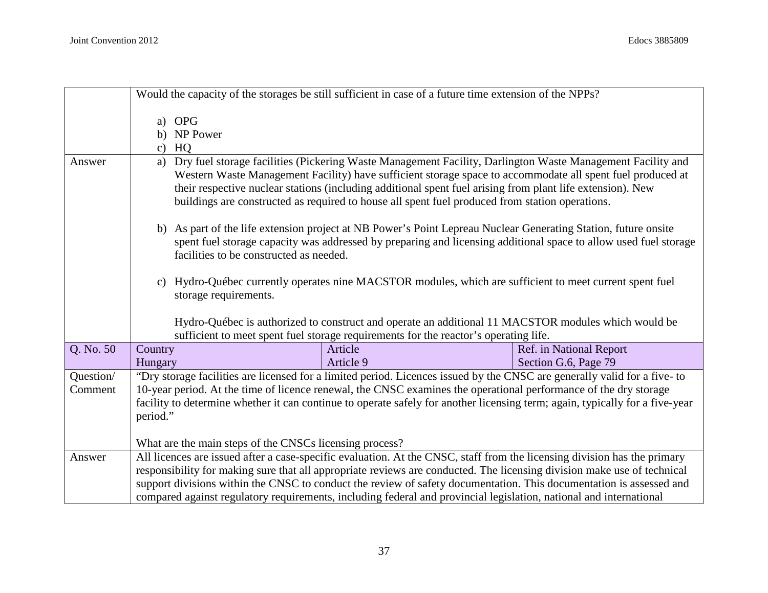| | | | |
|---|---|---|---|
| | Would the capacity of the storages be still sufficient in case of a future time extension of the NPPs?<br><br>a) OPG<br>b) NP Power<br>c) HQ | | |
| Answer | a) Dry fuel storage facilities (Pickering Waste Management Facility, Darlington Waste Management Facility and Western Waste Management Facility) have sufficient storage space to accommodate all spent fuel produced at their respective nuclear stations (including additional spent fuel arising from plant life extension). New buildings are constructed as required to house all spent fuel produced from station operations.<br><br>b) As part of the life extension project at NB Power's Point Lepreau Nuclear Generating Station, future onsite spent fuel storage capacity was addressed by preparing and licensing additional space to allow used fuel storage facilities to be constructed as needed.<br><br>c) Hydro-Québec currently operates nine MACSTOR modules, which are sufficient to meet current spent fuel storage requirements.<br><br>Hydro-Québec is authorized to construct and operate an additional 11 MACSTOR modules which would be sufficient to meet spent fuel storage requirements for the reactor's operating life. | | |
| Q. No. 50 | Country<br>Hungary | Article<br>Article 9 | Ref. in National Report<br>Section G.6, Page 79 |
| Question/ Comment | "Dry storage facilities are licensed for a limited period. Licences issued by the CNSC are generally valid for a five- to 10-year period. At the time of licence renewal, the CNSC examines the operational performance of the dry storage facility to determine whether it can continue to operate safely for another licensing term; again, typically for a five-year period."<br><br>What are the main steps of the CNSCs licensing process? | | |
| Answer | All licences are issued after a case-specific evaluation. At the CNSC, staff from the licensing division has the primary responsibility for making sure that all appropriate reviews are conducted. The licensing division make use of technical support divisions within the CNSC to conduct the review of safety documentation. This documentation is assessed and compared against regulatory requirements, including federal and provincial legislation, national and international | | |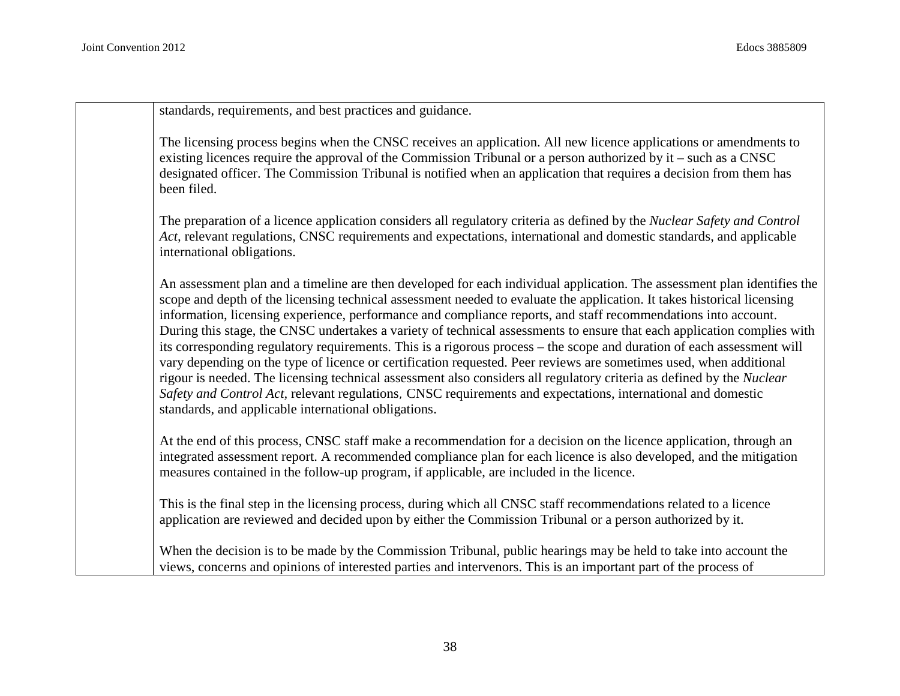| | |
|---|---|
| | standards, requirements, and best practices and guidance.<br><br>The licensing process begins when the CNSC receives an application. All new licence applications or amendments to existing licences require the approval of the Commission Tribunal or a person authorized by it – such as a CNSC designated officer. The Commission Tribunal is notified when an application that requires a decision from them has been filed.<br><br>The preparation of a licence application considers all regulatory criteria as defined by the *Nuclear Safety and Control Act*, relevant regulations, CNSC requirements and expectations, international and domestic standards, and applicable international obligations.<br><br>An assessment plan and a timeline are then developed for each individual application. The assessment plan identifies the scope and depth of the licensing technical assessment needed to evaluate the application. It takes historical licensing information, licensing experience, performance and compliance reports, and staff recommendations into account. During this stage, the CNSC undertakes a variety of technical assessments to ensure that each application complies with its corresponding regulatory requirements. This is a rigorous process – the scope and duration of each assessment will vary depending on the type of licence or certification requested. Peer reviews are sometimes used, when additional rigour is needed. The licensing technical assessment also considers all regulatory criteria as defined by the *Nuclear Safety and Control Act*, relevant regulations, CNSC requirements and expectations, international and domestic standards, and applicable international obligations.<br><br>At the end of this process, CNSC staff make a recommendation for a decision on the licence application, through an integrated assessment report. A recommended compliance plan for each licence is also developed, and the mitigation measures contained in the follow-up program, if applicable, are included in the licence.<br><br>This is the final step in the licensing process, during which all CNSC staff recommendations related to a licence application are reviewed and decided upon by either the Commission Tribunal or a person authorized by it.<br><br>When the decision is to be made by the Commission Tribunal, public hearings may be held to take into account the views, concerns and opinions of interested parties and intervenors. This is an important part of the process of |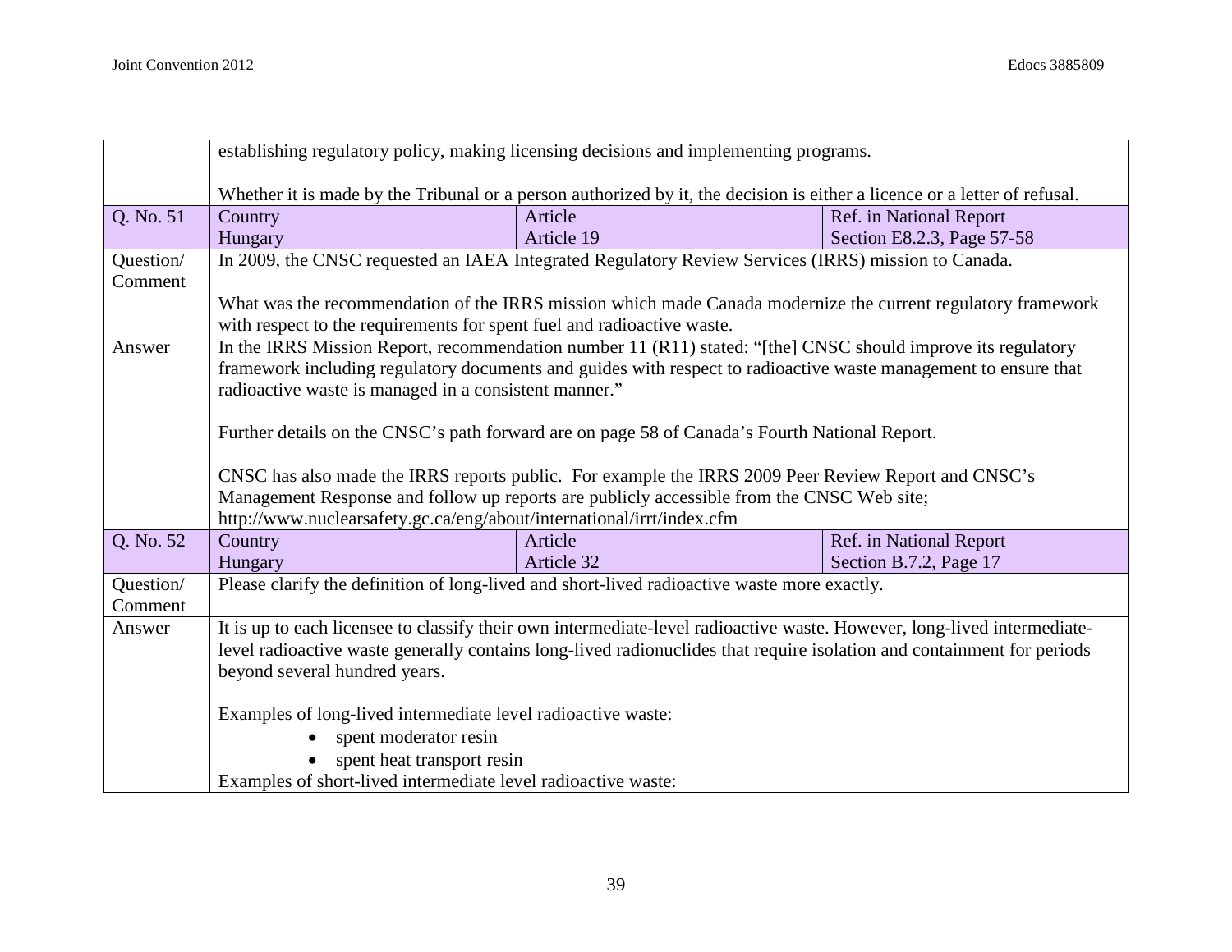| | | | |
|---|---|---|---|
| | establishing regulatory policy, making licensing decisions and implementing programs.<br><br>Whether it is made by the Tribunal or a person authorized by it, the decision is either a licence or a letter of refusal. | | |
| Q. No. 51 | Country<br>Hungary | Article<br>Article 19 | Ref. in National Report<br>Section E8.2.3, Page 57-58 |
| Question/ Comment | In 2009, the CNSC requested an IAEA Integrated Regulatory Review Services (IRRS) mission to Canada.<br><br>What was the recommendation of the IRRS mission which made Canada modernize the current regulatory framework with respect to the requirements for spent fuel and radioactive waste. | | |
| Answer | In the IRRS Mission Report, recommendation number 11 (R11) stated: "[the] CNSC should improve its regulatory framework including regulatory documents and guides with respect to radioactive waste management to ensure that radioactive waste is managed in a consistent manner."<br><br>Further details on the CNSC's path forward are on page 58 of Canada's Fourth National Report.<br><br>CNSC has also made the IRRS reports public. For example the IRRS 2009 Peer Review Report and CNSC's Management Response and follow up reports are publicly accessible from the CNSC Web site; http://www.nuclearsafety.gc.ca/eng/about/international/irrt/index.cfm | | |
| Q. No. 52 | Country<br>Hungary | Article<br>Article 32 | Ref. in National Report<br>Section B.7.2, Page 17 |
| Question/ Comment | Please clarify the definition of long-lived and short-lived radioactive waste more exactly. | | |
| Answer | It is up to each licensee to classify their own intermediate-level radioactive waste. However, long-lived intermediate-level radioactive waste generally contains long-lived radionuclides that require isolation and containment for periods beyond several hundred years.<br><br>Examples of long-lived intermediate level radioactive waste:<br>• spent moderator resin<br>• spent heat transport resin<br>Examples of short-lived intermediate level radioactive waste: | | |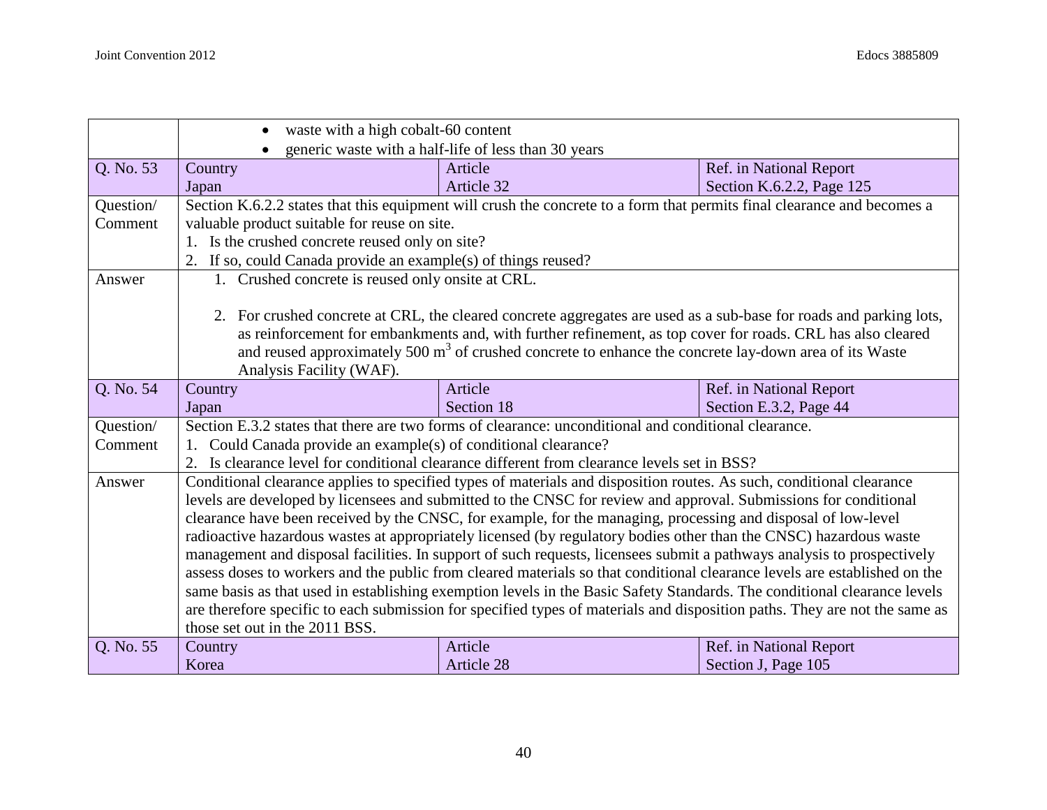| | | | |
|---|---|---|---|
| | • waste with a high cobalt-60 content<br>• generic waste with a half-life of less than 30 years | | |
| Q. No. 53 | Country<br>Japan | Article<br>Article 32 | Ref. in National Report<br>Section K.6.2.2, Page 125 |
| Question/ Comment | Section K.6.2.2 states that this equipment will crush the concrete to a form that permits final clearance and becomes a valuable product suitable for reuse on site.<br>1. Is the crushed concrete reused only on site?<br>2. If so, could Canada provide an example(s) of things reused? | | |
| Answer | 1. Crushed concrete is reused only onsite at CRL.<br><br>2. For crushed concrete at CRL, the cleared concrete aggregates are used as a sub-base for roads and parking lots, as reinforcement for embankments and, with further refinement, as top cover for roads. CRL has also cleared and reused approximately 500 $m^3$ of crushed concrete to enhance the concrete lay-down area of its Waste Analysis Facility (WAF). | | |
| Q. No. 54 | Country<br>Japan | Article<br>Section 18 | Ref. in National Report<br>Section E.3.2, Page 44 |
| Question/ Comment | Section E.3.2 states that there are two forms of clearance: unconditional and conditional clearance.<br>1. Could Canada provide an example(s) of conditional clearance?<br>2. Is clearance level for conditional clearance different from clearance levels set in BSS? | | |
| Answer | Conditional clearance applies to specified types of materials and disposition routes. As such, conditional clearance levels are developed by licensees and submitted to the CNSC for review and approval. Submissions for conditional clearance have been received by the CNSC, for example, for the managing, processing and disposal of low-level radioactive hazardous wastes at appropriately licensed (by regulatory bodies other than the CNSC) hazardous waste management and disposal facilities. In support of such requests, licensees submit a pathways analysis to prospectively assess doses to workers and the public from cleared materials so that conditional clearance levels are established on the same basis as that used in establishing exemption levels in the Basic Safety Standards. The conditional clearance levels are therefore specific to each submission for specified types of materials and disposition paths. They are not the same as those set out in the 2011 BSS. | | |
| Q. No. 55 | Country<br>Korea | Article<br>Article 28 | Ref. in National Report<br>Section J, Page 105 |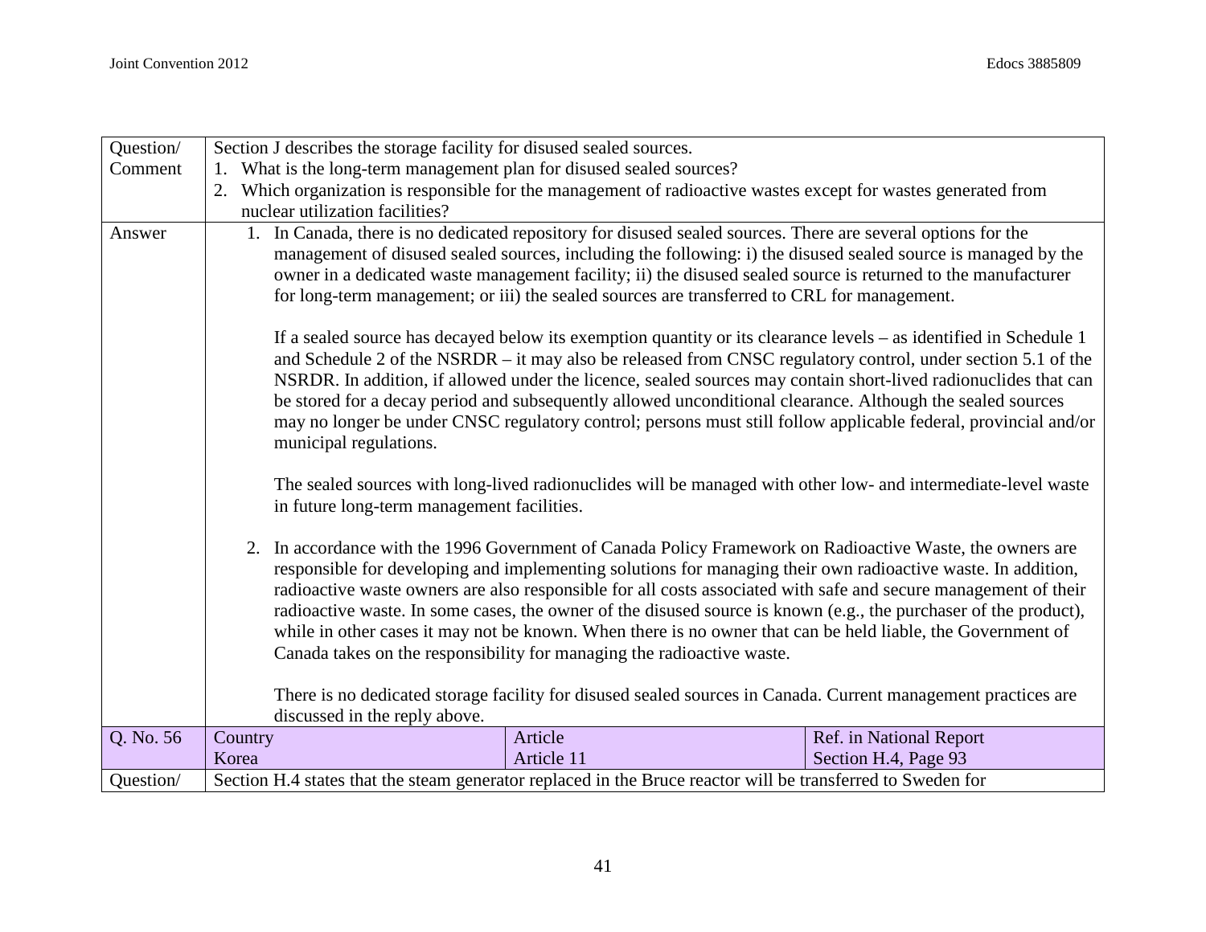| | | | |
|---|---|---|---|
| Question/ Comment | Section J describes the storage facility for disused sealed sources.<br>1. What is the long-term management plan for disused sealed sources?<br>2. Which organization is responsible for the management of radioactive wastes except for wastes generated from nuclear utilization facilities? | | |
| Answer | 1. In Canada, there is no dedicated repository for disused sealed sources. There are several options for the management of disused sealed sources, including the following: i) the disused sealed source is managed by the owner in a dedicated waste management facility; ii) the disused sealed source is returned to the manufacturer for long-term management; or iii) the sealed sources are transferred to CRL for management.<br><br>If a sealed source has decayed below its exemption quantity or its clearance levels – as identified in Schedule 1 and Schedule 2 of the NSRDR – it may also be released from CNSC regulatory control, under section 5.1 of the NSRDR. In addition, if allowed under the licence, sealed sources may contain short-lived radionuclides that can be stored for a decay period and subsequently allowed unconditional clearance. Although the sealed sources may no longer be under CNSC regulatory control; persons must still follow applicable federal, provincial and/or municipal regulations.<br><br>The sealed sources with long-lived radionuclides will be managed with other low- and intermediate-level waste in future long-term management facilities.<br><br>2. In accordance with the 1996 Government of Canada Policy Framework on Radioactive Waste, the owners are responsible for developing and implementing solutions for managing their own radioactive waste. In addition, radioactive waste owners are also responsible for all costs associated with safe and secure management of their radioactive waste. In some cases, the owner of the disused source is known (e.g., the purchaser of the product), while in other cases it may not be known. When there is no owner that can be held liable, the Government of Canada takes on the responsibility for managing the radioactive waste.<br><br>There is no dedicated storage facility for disused sealed sources in Canada. Current management practices are discussed in the reply above. | | |
| Q. No. 56 | Country<br>Korea | Article<br>Article 11 | Ref. in National Report<br>Section H.4, Page 93 |
| Question/ | Section H.4 states that the steam generator replaced in the Bruce reactor will be transferred to Sweden for | | |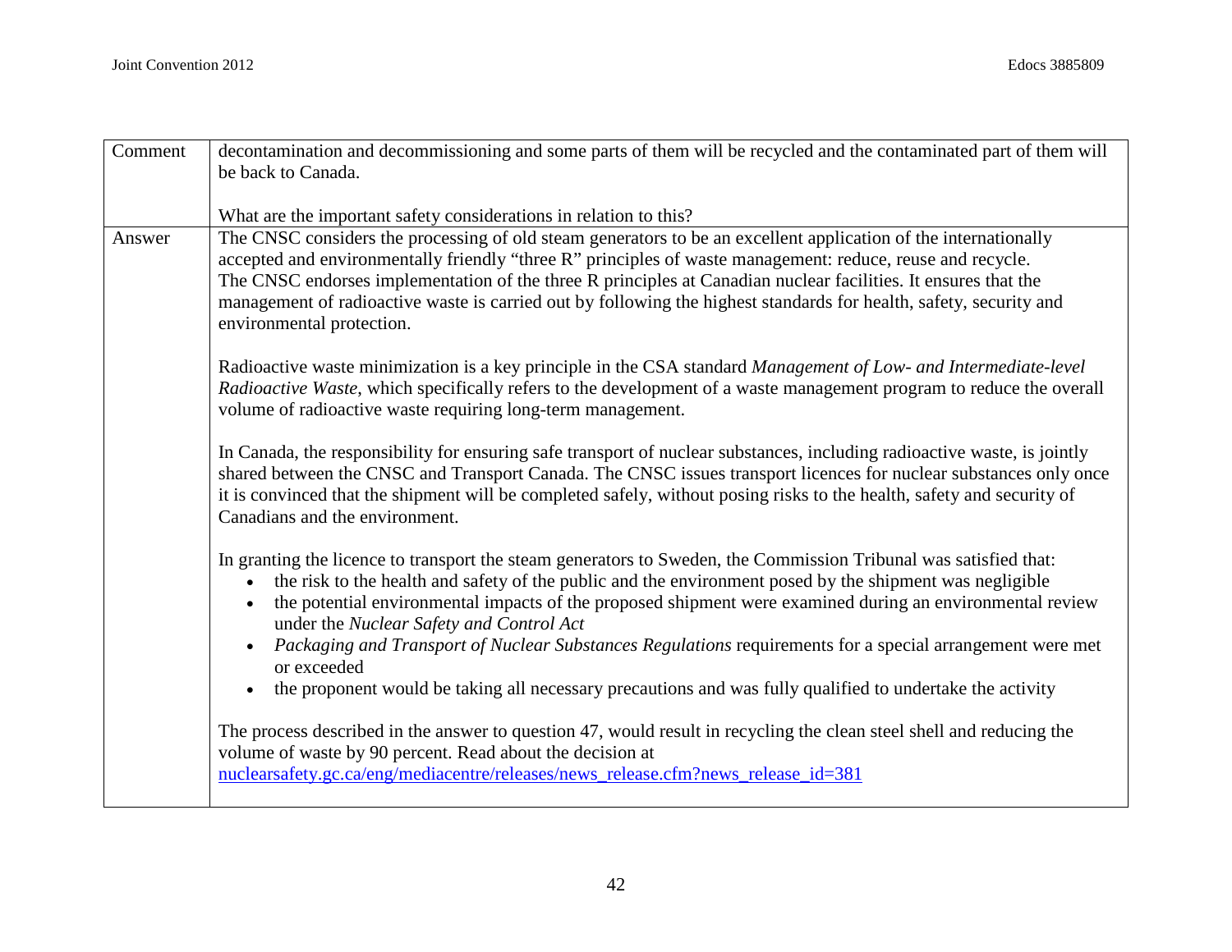| Comment | decontamination and decommissioning and some parts of them will be recycled and the contaminated part of them will be back to Canada.<br><br>What are the important safety considerations in relation to this? |
|---|---|
| Answer | The CNSC considers the processing of old steam generators to be an excellent application of the internationally accepted and environmentally friendly "three R" principles of waste management: reduce, reuse and recycle. The CNSC endorses implementation of the three R principles at Canadian nuclear facilities. It ensures that the management of radioactive waste is carried out by following the highest standards for health, safety, security and environmental protection.<br><br>Radioactive waste minimization is a key principle in the CSA standard *Management of Low- and Intermediate-level Radioactive Waste*, which specifically refers to the development of a waste management program to reduce the overall volume of radioactive waste requiring long-term management.<br><br>In Canada, the responsibility for ensuring safe transport of nuclear substances, including radioactive waste, is jointly shared between the CNSC and Transport Canada. The CNSC issues transport licences for nuclear substances only once it is convinced that the shipment will be completed safely, without posing risks to the health, safety and security of Canadians and the environment.<br><br>In granting the licence to transport the steam generators to Sweden, the Commission Tribunal was satisfied that:<br>• the risk to the health and safety of the public and the environment posed by the shipment was negligible<br>• the potential environmental impacts of the proposed shipment were examined during an environmental review under the *Nuclear Safety and Control Act*<br>• *Packaging and Transport of Nuclear Substances Regulations* requirements for a special arrangement were met or exceeded<br>• the proponent would be taking all necessary precautions and was fully qualified to undertake the activity<br><br>The process described in the answer to question 47, would result in recycling the clean steel shell and reducing the volume of waste by 90 percent. Read about the decision at<br>nuclearsafety.gc.ca/eng/mediacentre/releases/news_release.cfm?news_release_id=381 |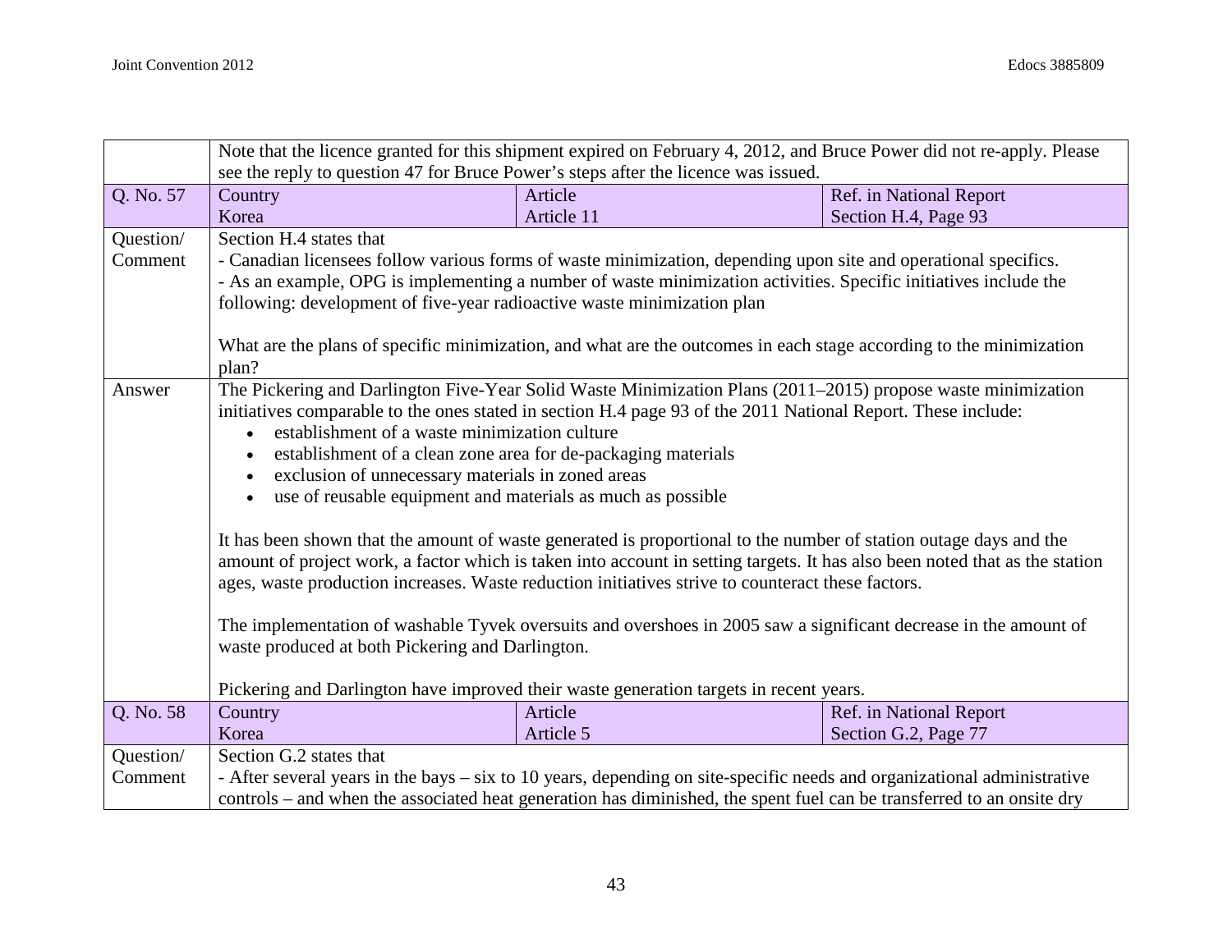| | | | |
|---|---|---|---|
| | Note that the licence granted for this shipment expired on February 4, 2012, and Bruce Power did not re-apply. Please see the reply to question 47 for Bruce Power's steps after the licence was issued. | | |
| Q. No. 57 | Country<br>Korea | Article<br>Article 11 | Ref. in National Report<br>Section H.4, Page 93 |
| Question/ Comment | Section H.4 states that<br>- Canadian licensees follow various forms of waste minimization, depending upon site and operational specifics.<br>- As an example, OPG is implementing a number of waste minimization activities. Specific initiatives include the following: development of five-year radioactive waste minimization plan<br><br>What are the plans of specific minimization, and what are the outcomes in each stage according to the minimization plan? | | |
| Answer | The Pickering and Darlington Five-Year Solid Waste Minimization Plans (2011–2015) propose waste minimization initiatives comparable to the ones stated in section H.4 page 93 of the 2011 National Report. These include:<br>• establishment of a waste minimization culture<br>• establishment of a clean zone area for de-packaging materials<br>• exclusion of unnecessary materials in zoned areas<br>• use of reusable equipment and materials as much as possible<br><br>It has been shown that the amount of waste generated is proportional to the number of station outage days and the amount of project work, a factor which is taken into account in setting targets. It has also been noted that as the station ages, waste production increases. Waste reduction initiatives strive to counteract these factors.<br><br>The implementation of washable Tyvek oversuits and overshoes in 2005 saw a significant decrease in the amount of waste produced at both Pickering and Darlington.<br><br>Pickering and Darlington have improved their waste generation targets in recent years. | | |
| Q. No. 58 | Country<br>Korea | Article<br>Article 5 | Ref. in National Report<br>Section G.2, Page 77 |
| Question/ Comment | Section G.2 states that<br>- After several years in the bays – six to 10 years, depending on site-specific needs and organizational administrative controls – and when the associated heat generation has diminished, the spent fuel can be transferred to an onsite dry | | |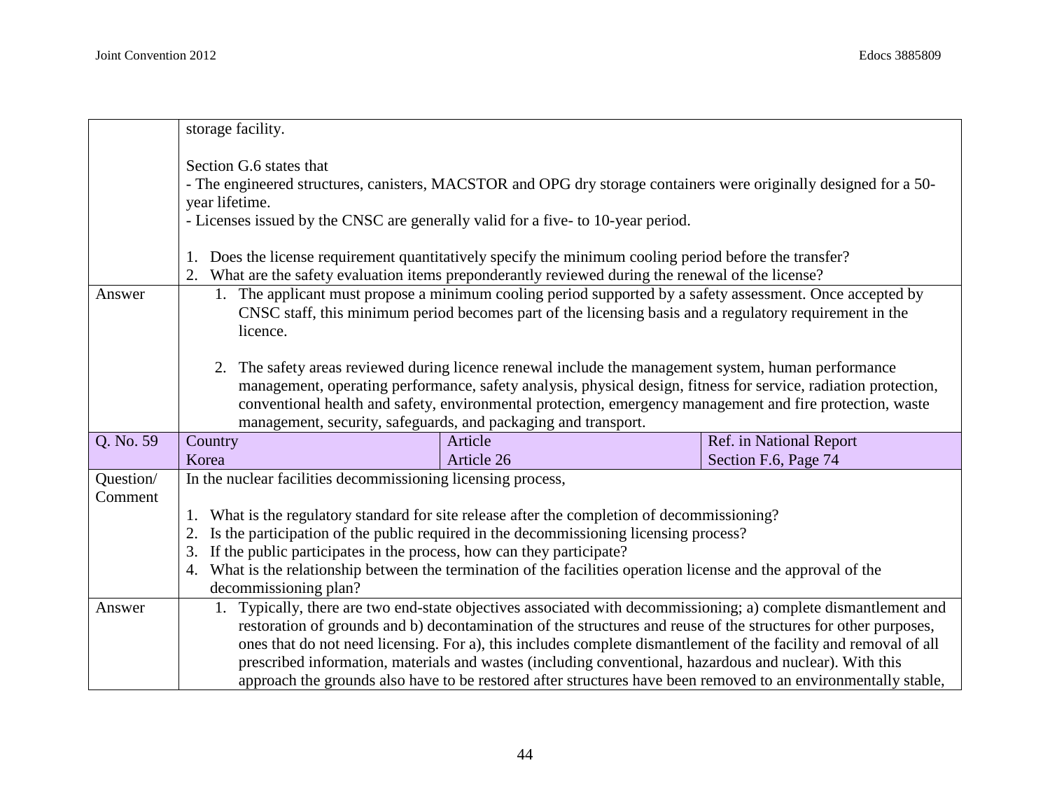| | | | |
|---|---|---|---|
| | storage facility.<br><br>Section G.6 states that<br>- The engineered structures, canisters, MACSTOR and OPG dry storage containers were originally designed for a 50-year lifetime.<br>- Licenses issued by the CNSC are generally valid for a five- to 10-year period.<br><br>1. Does the license requirement quantitatively specify the minimum cooling period before the transfer?<br>2. What are the safety evaluation items preponderantly reviewed during the renewal of the license? | | |
| Answer | 1. The applicant must propose a minimum cooling period supported by a safety assessment. Once accepted by CNSC staff, this minimum period becomes part of the licensing basis and a regulatory requirement in the licence.<br><br>2. The safety areas reviewed during licence renewal include the management system, human performance management, operating performance, safety analysis, physical design, fitness for service, radiation protection, conventional health and safety, environmental protection, emergency management and fire protection, waste management, security, safeguards, and packaging and transport. | | |
| Q. No. 59 | Country<br>Korea | Article<br>Article 26 | Ref. in National Report<br>Section F.6, Page 74 |
| Question/ Comment | In the nuclear facilities decommissioning licensing process,<br><br>1. What is the regulatory standard for site release after the completion of decommissioning?<br>2. Is the participation of the public required in the decommissioning licensing process?<br>3. If the public participates in the process, how can they participate?<br>4. What is the relationship between the termination of the facilities operation license and the approval of the decommissioning plan? | | |
| Answer | 1. Typically, there are two end-state objectives associated with decommissioning; a) complete dismantlement and restoration of grounds and b) decontamination of the structures and reuse of the structures for other purposes, ones that do not need licensing. For a), this includes complete dismantlement of the facility and removal of all prescribed information, materials and wastes (including conventional, hazardous and nuclear). With this approach the grounds also have to be restored after structures have been removed to an environmentally stable, | | |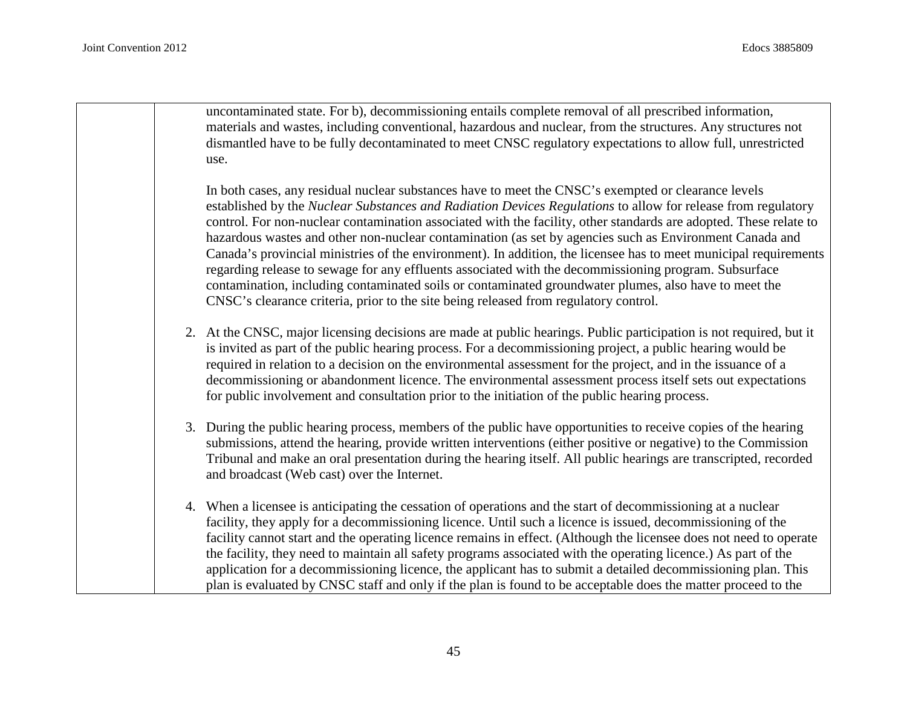| | |
|---|---|
| | uncontaminated state. For b), decommissioning entails complete removal of all prescribed information, materials and wastes, including conventional, hazardous and nuclear, from the structures. Any structures not dismantled have to be fully decontaminated to meet CNSC regulatory expectations to allow full, unrestricted use.<br><br>In both cases, any residual nuclear substances have to meet the CNSC's exempted or clearance levels established by the *Nuclear Substances and Radiation Devices Regulations* to allow for release from regulatory control. For non-nuclear contamination associated with the facility, other standards are adopted. These relate to hazardous wastes and other non-nuclear contamination (as set by agencies such as Environment Canada and Canada's provincial ministries of the environment). In addition, the licensee has to meet municipal requirements regarding release to sewage for any effluents associated with the decommissioning program. Subsurface contamination, including contaminated soils or contaminated groundwater plumes, also have to meet the CNSC's clearance criteria, prior to the site being released from regulatory control.<br><br>2. At the CNSC, major licensing decisions are made at public hearings. Public participation is not required, but it is invited as part of the public hearing process. For a decommissioning project, a public hearing would be required in relation to a decision on the environmental assessment for the project, and in the issuance of a decommissioning or abandonment licence. The environmental assessment process itself sets out expectations for public involvement and consultation prior to the initiation of the public hearing process.<br><br>3. During the public hearing process, members of the public have opportunities to receive copies of the hearing submissions, attend the hearing, provide written interventions (either positive or negative) to the Commission Tribunal and make an oral presentation during the hearing itself. All public hearings are transcripted, recorded and broadcast (Web cast) over the Internet.<br><br>4. When a licensee is anticipating the cessation of operations and the start of decommissioning at a nuclear facility, they apply for a decommissioning licence. Until such a licence is issued, decommissioning of the facility cannot start and the operating licence remains in effect. (Although the licensee does not need to operate the facility, they need to maintain all safety programs associated with the operating licence.) As part of the application for a decommissioning licence, the applicant has to submit a detailed decommissioning plan. This plan is evaluated by CNSC staff and only if the plan is found to be acceptable does the matter proceed to the |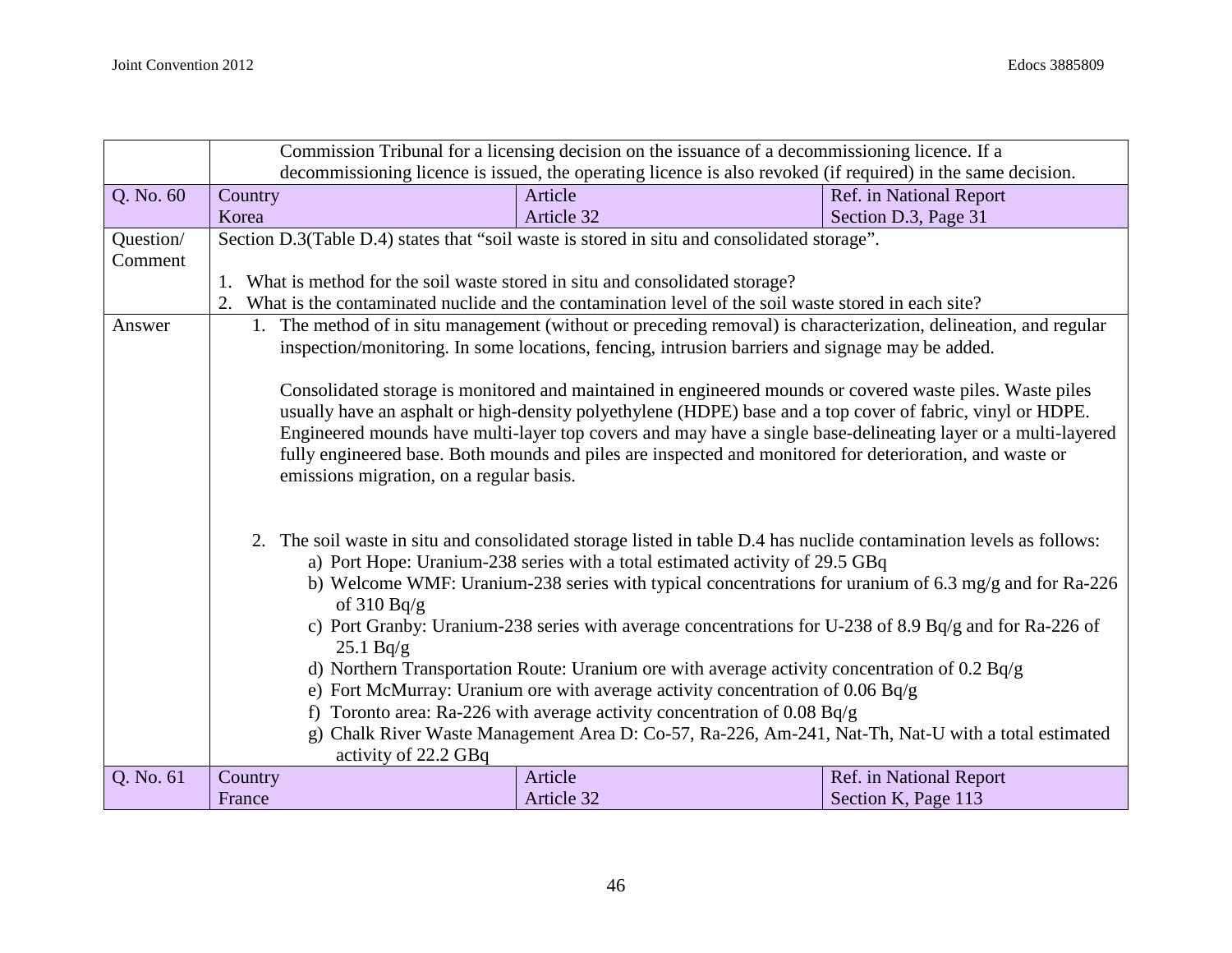| | | | |
|---|---|---|---|
| | Commission Tribunal for a licensing decision on the issuance of a decommissioning licence. If a decommissioning licence is issued, the operating licence is also revoked (if required) in the same decision. | | |
| Q. No. 60 | Country<br>Korea | Article<br>Article 32 | Ref. in National Report<br>Section D.3, Page 31 |
| Question/ Comment | Section D.3(Table D.4) states that "soil waste is stored in situ and consolidated storage".<br><br>1. What is method for the soil waste stored in situ and consolidated storage?<br>2. What is the contaminated nuclide and the contamination level of the soil waste stored in each site? | | |
| Answer | 1. The method of in situ management (without or preceding removal) is characterization, delineation, and regular inspection/monitoring. In some locations, fencing, intrusion barriers and signage may be added.<br><br>Consolidated storage is monitored and maintained in engineered mounds or covered waste piles. Waste piles usually have an asphalt or high-density polyethylene (HDPE) base and a top cover of fabric, vinyl or HDPE. Engineered mounds have multi-layer top covers and may have a single base-delineating layer or a multi-layered fully engineered base. Both mounds and piles are inspected and monitored for deterioration, and waste or emissions migration, on a regular basis.<br><br>2. The soil waste in situ and consolidated storage listed in table D.4 has nuclide contamination levels as follows:<br>a) Port Hope: Uranium-238 series with a total estimated activity of 29.5 GBq<br>b) Welcome WMF: Uranium-238 series with typical concentrations for uranium of 6.3 mg/g and for Ra-226 of 310 Bq/g<br>c) Port Granby: Uranium-238 series with average concentrations for U-238 of 8.9 Bq/g and for Ra-226 of 25.1 Bq/g<br>d) Northern Transportation Route: Uranium ore with average activity concentration of 0.2 Bq/g<br>e) Fort McMurray: Uranium ore with average activity concentration of 0.06 Bq/g<br>f) Toronto area: Ra-226 with average activity concentration of 0.08 Bq/g<br>g) Chalk River Waste Management Area D: Co-57, Ra-226, Am-241, Nat-Th, Nat-U with a total estimated activity of 22.2 GBq | | |
| Q. No. 61 | Country<br>France | Article<br>Article 32 | Ref. in National Report<br>Section K, Page 113 |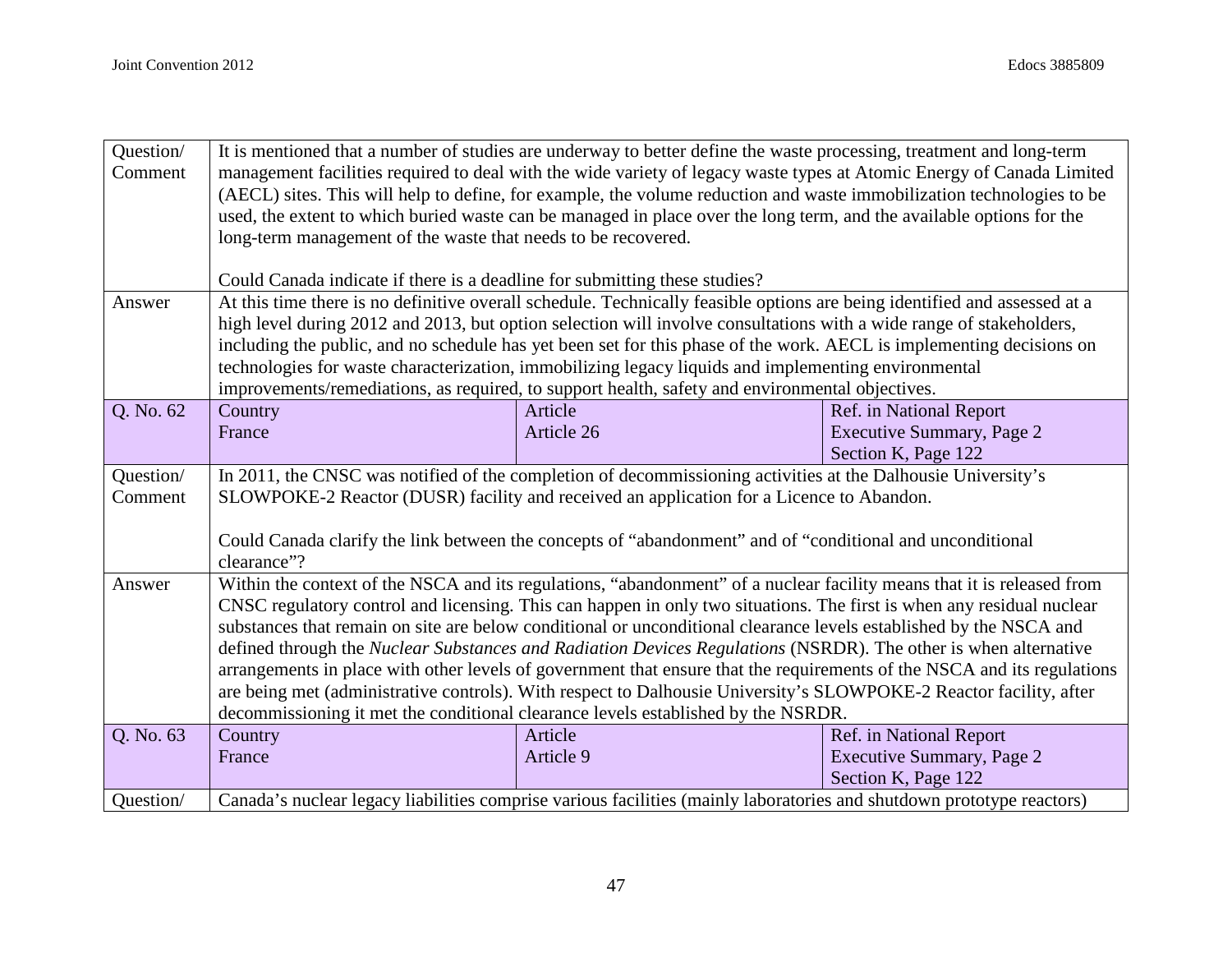| | | | |
|---|---|---|---|
| Question/ Comment | It is mentioned that a number of studies are underway to better define the waste processing, treatment and long-term management facilities required to deal with the wide variety of legacy waste types at Atomic Energy of Canada Limited (AECL) sites. This will help to define, for example, the volume reduction and waste immobilization technologies to be used, the extent to which buried waste can be managed in place over the long term, and the available options for the long-term management of the waste that needs to be recovered.<br><br>Could Canada indicate if there is a deadline for submitting these studies? | | |
| Answer | At this time there is no definitive overall schedule. Technically feasible options are being identified and assessed at a high level during 2012 and 2013, but option selection will involve consultations with a wide range of stakeholders, including the public, and no schedule has yet been set for this phase of the work. AECL is implementing decisions on technologies for waste characterization, immobilizing legacy liquids and implementing environmental improvements/remediations, as required, to support health, safety and environmental objectives. | | |
| Q. No. 62 | Country<br>France | Article<br>Article 26 | Ref. in National Report<br>Executive Summary, Page 2<br>Section K, Page 122 |
| Question/ Comment | In 2011, the CNSC was notified of the completion of decommissioning activities at the Dalhousie University's SLOWPOKE-2 Reactor (DUSR) facility and received an application for a Licence to Abandon.<br><br>Could Canada clarify the link between the concepts of "abandonment" and of "conditional and unconditional clearance"? | | |
| Answer | Within the context of the NSCA and its regulations, "abandonment" of a nuclear facility means that it is released from CNSC regulatory control and licensing. This can happen in only two situations. The first is when any residual nuclear substances that remain on site are below conditional or unconditional clearance levels established by the NSCA and defined through the *Nuclear Substances and Radiation Devices Regulations* (NSRDR). The other is when alternative arrangements in place with other levels of government that ensure that the requirements of the NSCA and its regulations are being met (administrative controls). With respect to Dalhousie University's SLOWPOKE-2 Reactor facility, after decommissioning it met the conditional clearance levels established by the NSRDR. | | |
| Q. No. 63 | Country<br>France | Article<br>Article 9 | Ref. in National Report<br>Executive Summary, Page 2<br>Section K, Page 122 |
| Question/ | Canada's nuclear legacy liabilities comprise various facilities (mainly laboratories and shutdown prototype reactors) | | |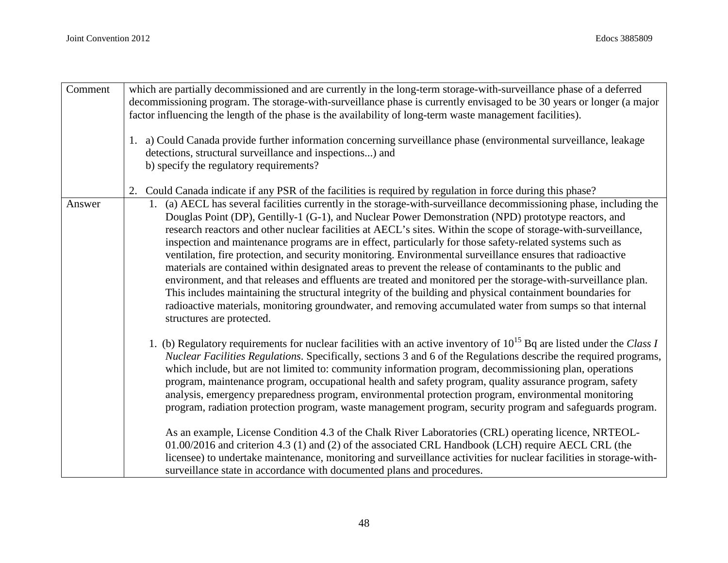| | |
|---|---|
| Comment | which are partially decommissioned and are currently in the long-term storage-with-surveillance phase of a deferred decommissioning program. The storage-with-surveillance phase is currently envisaged to be 30 years or longer (a major factor influencing the length of the phase is the availability of long-term waste management facilities).<br><br>1. a) Could Canada provide further information concerning surveillance phase (environmental surveillance, leakage detections, structural surveillance and inspections...) and<br>b) specify the regulatory requirements?<br><br>2. Could Canada indicate if any PSR of the facilities is required by regulation in force during this phase? |
| Answer | 1. (a) AECL has several facilities currently in the storage-with-surveillance decommissioning phase, including the Douglas Point (DP), Gentilly-1 (G-1), and Nuclear Power Demonstration (NPD) prototype reactors, and research reactors and other nuclear facilities at AECL's sites. Within the scope of storage-with-surveillance, inspection and maintenance programs are in effect, particularly for those safety-related systems such as ventilation, fire protection, and security monitoring. Environmental surveillance ensures that radioactive materials are contained within designated areas to prevent the release of contaminants to the public and environment, and that releases and effluents are treated and monitored per the storage-with-surveillance plan. This includes maintaining the structural integrity of the building and physical containment boundaries for radioactive materials, monitoring groundwater, and removing accumulated water from sumps so that internal structures are protected.<br><br>1. (b) Regulatory requirements for nuclear facilities with an active inventory of $10^{15}$ Bq are listed under the *Class I Nuclear Facilities Regulations*. Specifically, sections 3 and 6 of the Regulations describe the required programs, which include, but are not limited to: community information program, decommissioning plan, operations program, maintenance program, occupational health and safety program, quality assurance program, safety analysis, emergency preparedness program, environmental protection program, environmental monitoring program, radiation protection program, waste management program, security program and safeguards program.<br><br>As an example, License Condition 4.3 of the Chalk River Laboratories (CRL) operating licence, NRTEOL-01.00/2016 and criterion 4.3 (1) and (2) of the associated CRL Handbook (LCH) require AECL CRL (the licensee) to undertake maintenance, monitoring and surveillance activities for nuclear facilities in storage-with-surveillance state in accordance with documented plans and procedures. |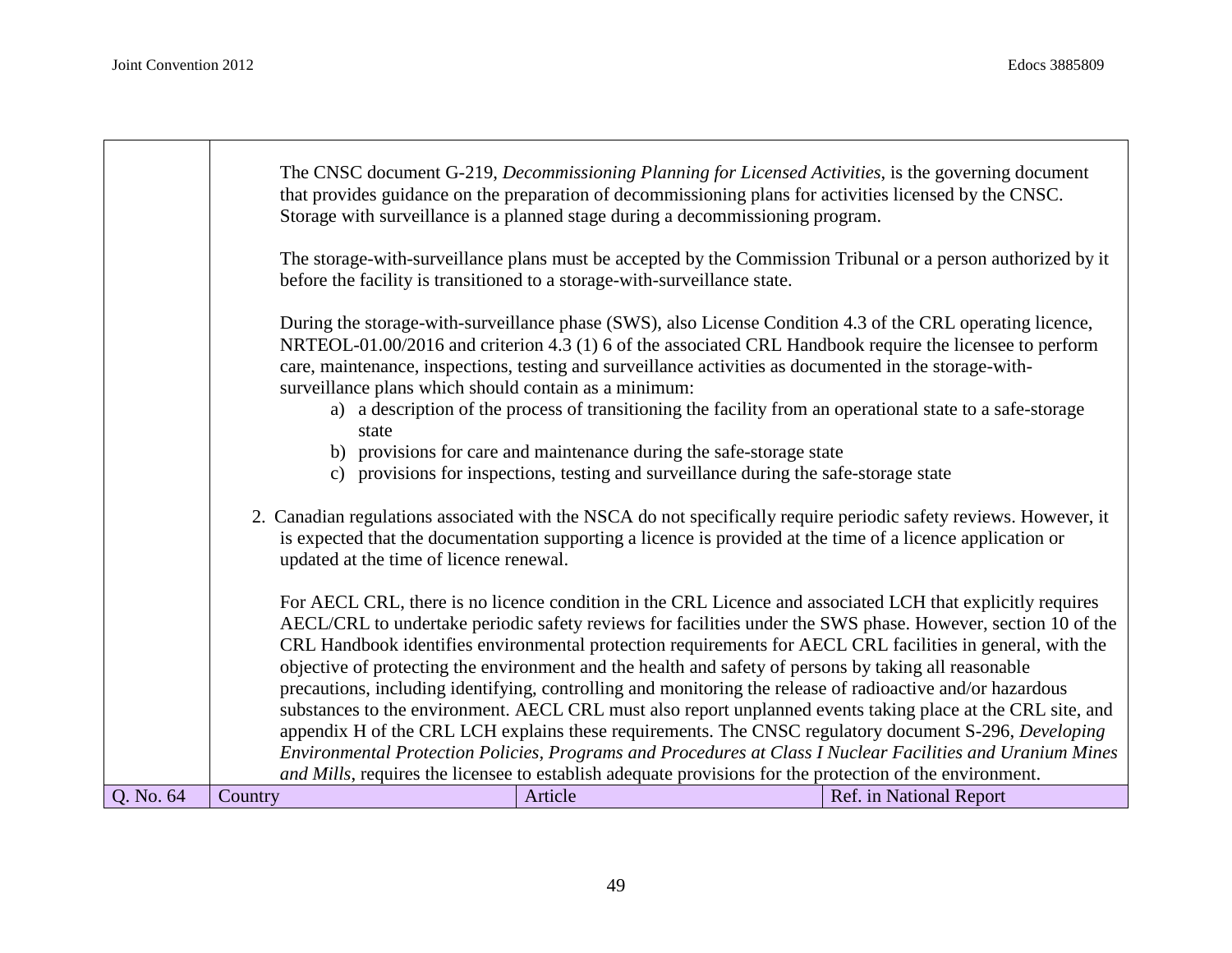| | |
|---|---|
| | The CNSC document G-219, *Decommissioning Planning for Licensed Activities*, is the governing document that provides guidance on the preparation of decommissioning plans for activities licensed by the CNSC. Storage with surveillance is a planned stage during a decommissioning program.<br><br>The storage-with-surveillance plans must be accepted by the Commission Tribunal or a person authorized by it before the facility is transitioned to a storage-with-surveillance state.<br><br>During the storage-with-surveillance phase (SWS), also License Condition 4.3 of the CRL operating licence, NRTEOL-01.00/2016 and criterion 4.3 (1) 6 of the associated CRL Handbook require the licensee to perform care, maintenance, inspections, testing and surveillance activities as documented in the storage-with-surveillance plans which should contain as a minimum:<br>a) a description of the process of transitioning the facility from an operational state to a safe-storage state<br>b) provisions for care and maintenance during the safe-storage state<br>c) provisions for inspections, testing and surveillance during the safe-storage state<br><br>2. Canadian regulations associated with the NSCA do not specifically require periodic safety reviews. However, it is expected that the documentation supporting a licence is provided at the time of a licence application or updated at the time of licence renewal.<br><br>For AECL CRL, there is no licence condition in the CRL Licence and associated LCH that explicitly requires AECL/CRL to undertake periodic safety reviews for facilities under the SWS phase. However, section 10 of the CRL Handbook identifies environmental protection requirements for AECL CRL facilities in general, with the objective of protecting the environment and the health and safety of persons by taking all reasonable precautions, including identifying, controlling and monitoring the release of radioactive and/or hazardous substances to the environment. AECL CRL must also report unplanned events taking place at the CRL site, and appendix H of the CRL LCH explains these requirements. The CNSC regulatory document S-296, *Developing Environmental Protection Policies, Programs and Procedures at Class I Nuclear Facilities and Uranium Mines and Mills*, requires the licensee to establish adequate provisions for the protection of the environment. |

| Q. No. 64 | Country | Article | Ref. in National Report |
|---|---|---|---|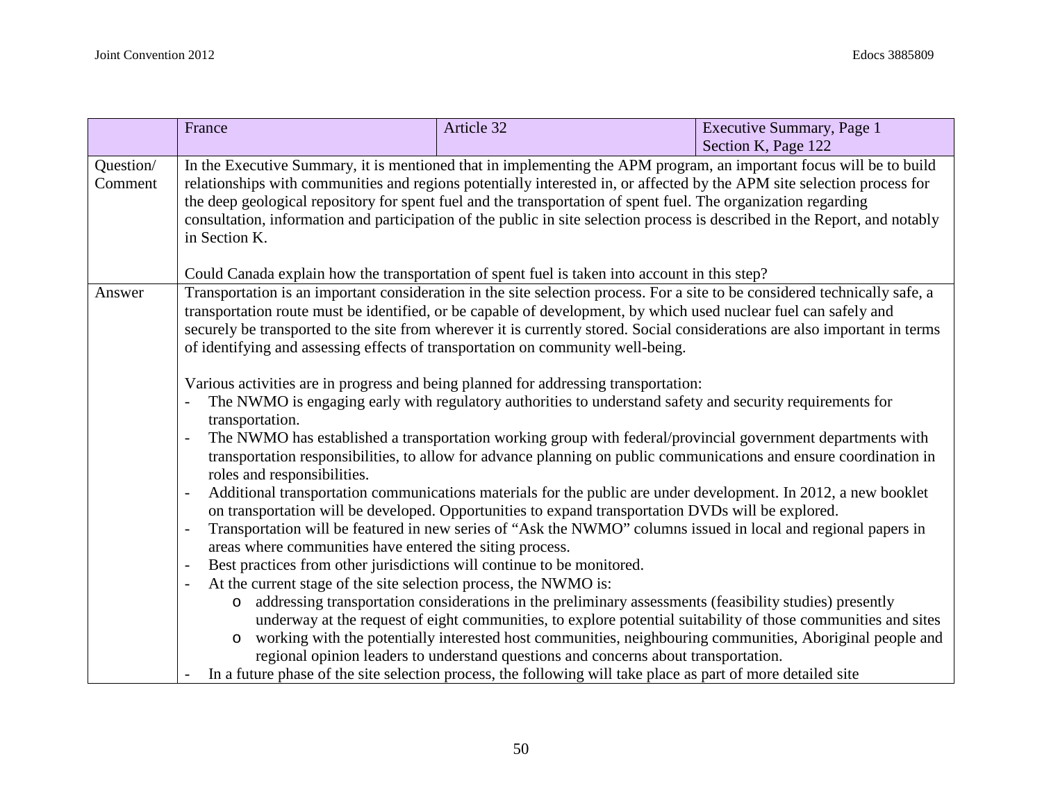| | France | Article 32 | Executive Summary, Page 1<br>Section K, Page 122 |
|---|---|---|---|
| Question/ Comment | In the Executive Summary, it is mentioned that in implementing the APM program, an important focus will be to build relationships with communities and regions potentially interested in, or affected by the APM site selection process for the deep geological repository for spent fuel and the transportation of spent fuel. The organization regarding consultation, information and participation of the public in site selection process is described in the Report, and notably in Section K.<br><br>Could Canada explain how the transportation of spent fuel is taken into account in this step? | | |
| Answer | Transportation is an important consideration in the site selection process. For a site to be considered technically safe, a transportation route must be identified, or be capable of development, by which used nuclear fuel can safely and securely be transported to the site from wherever it is currently stored. Social considerations are also important in terms of identifying and assessing effects of transportation on community well-being.<br><br>Various activities are in progress and being planned for addressing transportation:<br>- The NWMO is engaging early with regulatory authorities to understand safety and security requirements for transportation.<br>- The NWMO has established a transportation working group with federal/provincial government departments with transportation responsibilities, to allow for advance planning on public communications and ensure coordination in roles and responsibilities.<br>- Additional transportation communications materials for the public are under development. In 2012, a new booklet on transportation will be developed. Opportunities to expand transportation DVDs will be explored.<br>- Transportation will be featured in new series of "Ask the NWMO" columns issued in local and regional papers in areas where communities have entered the siting process.<br>- Best practices from other jurisdictions will continue to be monitored.<br>- At the current stage of the site selection process, the NWMO is:<br>&nbsp;&nbsp;&nbsp;&nbsp;o addressing transportation considerations in the preliminary assessments (feasibility studies) presently underway at the request of eight communities, to explore potential suitability of those communities and sites<br>&nbsp;&nbsp;&nbsp;&nbsp;o working with the potentially interested host communities, neighbouring communities, Aboriginal people and regional opinion leaders to understand questions and concerns about transportation.<br>- In a future phase of the site selection process, the following will take place as part of more detailed site | | |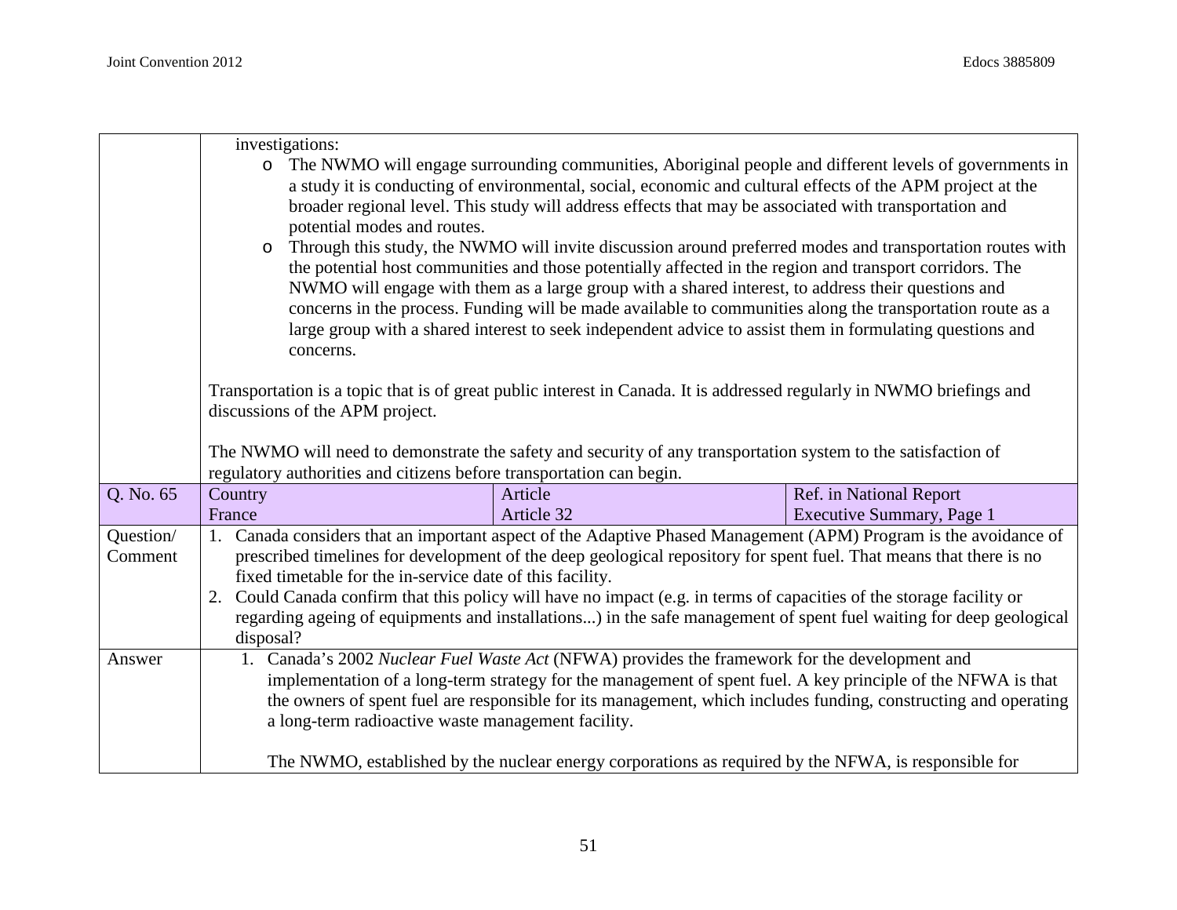| | | | |
|---|---|---|---|
| | investigations:<br>o The NWMO will engage surrounding communities, Aboriginal people and different levels of governments in a study it is conducting of environmental, social, economic and cultural effects of the APM project at the broader regional level. This study will address effects that may be associated with transportation and potential modes and routes.<br>o Through this study, the NWMO will invite discussion around preferred modes and transportation routes with the potential host communities and those potentially affected in the region and transport corridors. The NWMO will engage with them as a large group with a shared interest, to address their questions and concerns in the process. Funding will be made available to communities along the transportation route as a large group with a shared interest to seek independent advice to assist them in formulating questions and concerns.<br><br>Transportation is a topic that is of great public interest in Canada. It is addressed regularly in NWMO briefings and discussions of the APM project.<br><br>The NWMO will need to demonstrate the safety and security of any transportation system to the satisfaction of regulatory authorities and citizens before transportation can begin. | | |
| Q. No. 65 | Country<br>France | Article<br>Article 32 | Ref. in National Report<br>Executive Summary, Page 1 |
| Question/ Comment | 1. Canada considers that an important aspect of the Adaptive Phased Management (APM) Program is the avoidance of prescribed timelines for development of the deep geological repository for spent fuel. That means that there is no fixed timetable for the in-service date of this facility.<br>2. Could Canada confirm that this policy will have no impact (e.g. in terms of capacities of the storage facility or regarding ageing of equipments and installations...) in the safe management of spent fuel waiting for deep geological disposal? | | |
| Answer | 1. Canada's 2002 *Nuclear Fuel Waste Act* (NFWA) provides the framework for the development and implementation of a long-term strategy for the management of spent fuel. A key principle of the NFWA is that the owners of spent fuel are responsible for its management, which includes funding, constructing and operating a long-term radioactive waste management facility.<br><br>The NWMO, established by the nuclear energy corporations as required by the NFWA, is responsible for | | |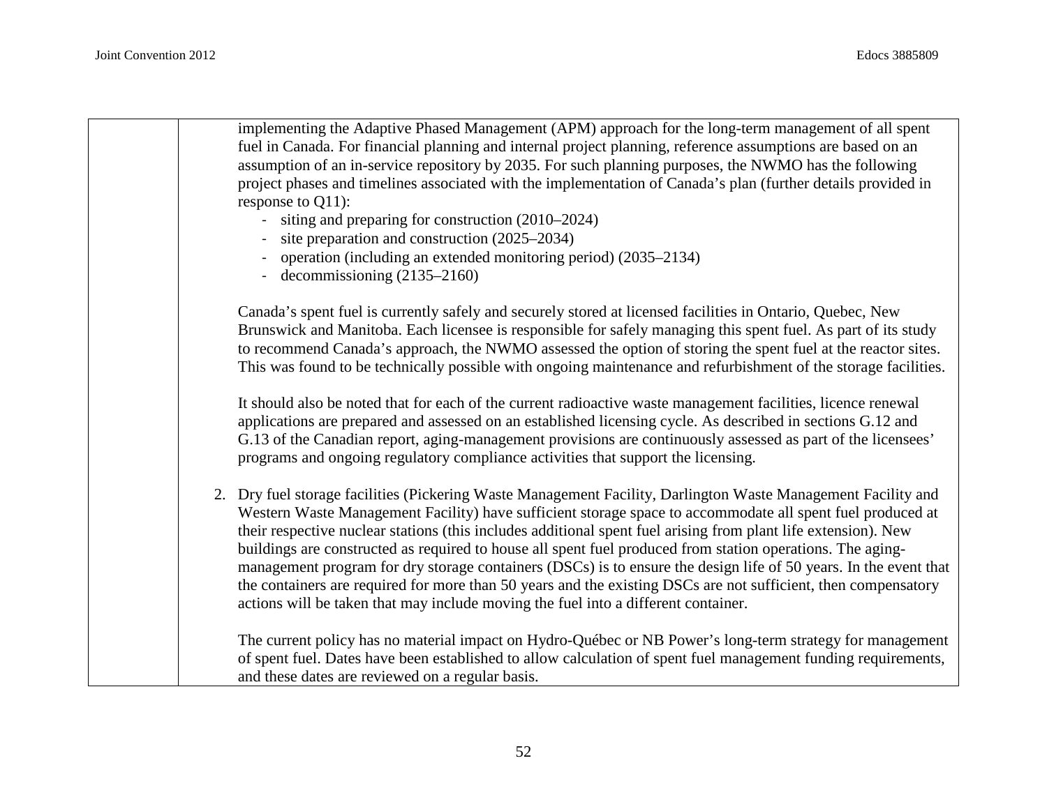| | |
|---|---|
| | implementing the Adaptive Phased Management (APM) approach for the long-term management of all spent fuel in Canada. For financial planning and internal project planning, reference assumptions are based on an assumption of an in-service repository by 2035. For such planning purposes, the NWMO has the following project phases and timelines associated with the implementation of Canada's plan (further details provided in response to Q11):<br>- siting and preparing for construction (2010–2024)<br>- site preparation and construction (2025–2034)<br>- operation (including an extended monitoring period) (2035–2134)<br>- decommissioning (2135–2160)<br><br>Canada's spent fuel is currently safely and securely stored at licensed facilities in Ontario, Quebec, New Brunswick and Manitoba. Each licensee is responsible for safely managing this spent fuel. As part of its study to recommend Canada's approach, the NWMO assessed the option of storing the spent fuel at the reactor sites. This was found to be technically possible with ongoing maintenance and refurbishment of the storage facilities.<br><br>It should also be noted that for each of the current radioactive waste management facilities, licence renewal applications are prepared and assessed on an established licensing cycle. As described in sections G.12 and G.13 of the Canadian report, aging-management provisions are continuously assessed as part of the licensees' programs and ongoing regulatory compliance activities that support the licensing.<br><br>2. Dry fuel storage facilities (Pickering Waste Management Facility, Darlington Waste Management Facility and Western Waste Management Facility) have sufficient storage space to accommodate all spent fuel produced at their respective nuclear stations (this includes additional spent fuel arising from plant life extension). New buildings are constructed as required to house all spent fuel produced from station operations. The aging-management program for dry storage containers (DSCs) is to ensure the design life of 50 years. In the event that the containers are required for more than 50 years and the existing DSCs are not sufficient, then compensatory actions will be taken that may include moving the fuel into a different container.<br><br>The current policy has no material impact on Hydro-Québec or NB Power's long-term strategy for management of spent fuel. Dates have been established to allow calculation of spent fuel management funding requirements, and these dates are reviewed on a regular basis. |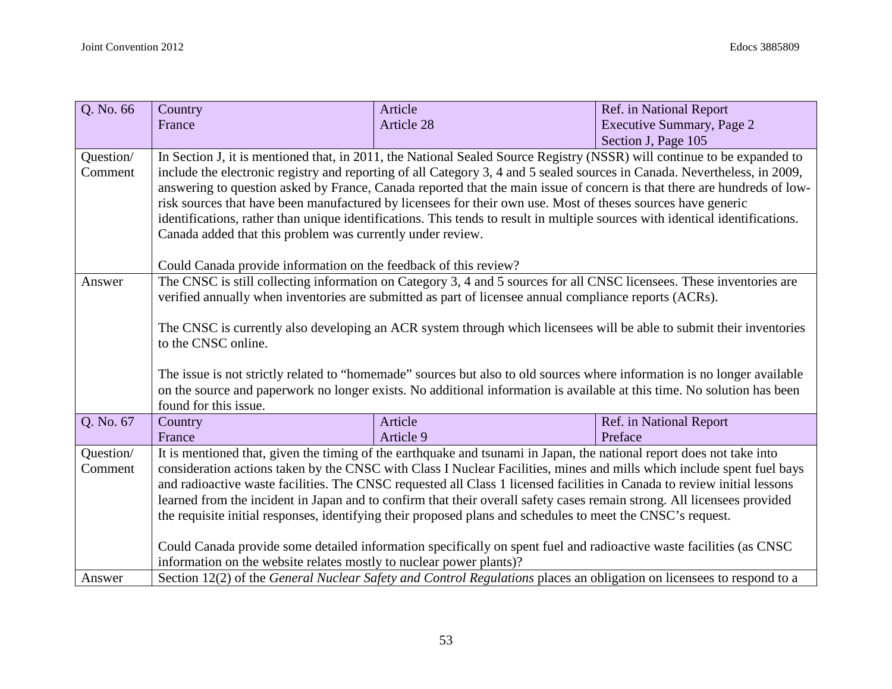| Q. No. 66 | Country<br>France | Article<br>Article 28 | Ref. in National Report<br>Executive Summary, Page 2<br>Section J, Page 105 |
|---|---|---|---|
| Question/<br>Comment | In Section J, it is mentioned that, in 2011, the National Sealed Source Registry (NSSR) will continue to be expanded to include the electronic registry and reporting of all Category 3, 4 and 5 sealed sources in Canada. Nevertheless, in 2009, answering to question asked by France, Canada reported that the main issue of concern is that there are hundreds of low-risk sources that have been manufactured by licensees for their own use. Most of theses sources have generic identifications, rather than unique identifications. This tends to result in multiple sources with identical identifications. Canada added that this problem was currently under review.<br><br>Could Canada provide information on the feedback of this review? | | |
| Answer | The CNSC is still collecting information on Category 3, 4 and 5 sources for all CNSC licensees. These inventories are verified annually when inventories are submitted as part of licensee annual compliance reports (ACRs).<br><br>The CNSC is currently also developing an ACR system through which licensees will be able to submit their inventories to the CNSC online.<br><br>The issue is not strictly related to "homemade" sources but also to old sources where information is no longer available on the source and paperwork no longer exists. No additional information is available at this time. No solution has been found for this issue. | | |
| Q. No. 67 | Country<br>France | Article<br>Article 9 | Ref. in National Report<br>Preface |
| Question/<br>Comment | It is mentioned that, given the timing of the earthquake and tsunami in Japan, the national report does not take into consideration actions taken by the CNSC with Class I Nuclear Facilities, mines and mills which include spent fuel bays and radioactive waste facilities. The CNSC requested all Class 1 licensed facilities in Canada to review initial lessons learned from the incident in Japan and to confirm that their overall safety cases remain strong. All licensees provided the requisite initial responses, identifying their proposed plans and schedules to meet the CNSC's request.<br><br>Could Canada provide some detailed information specifically on spent fuel and radioactive waste facilities (as CNSC information on the website relates mostly to nuclear power plants)? | | |
| Answer | Section 12(2) of the *General Nuclear Safety and Control Regulations* places an obligation on licensees to respond to a | | |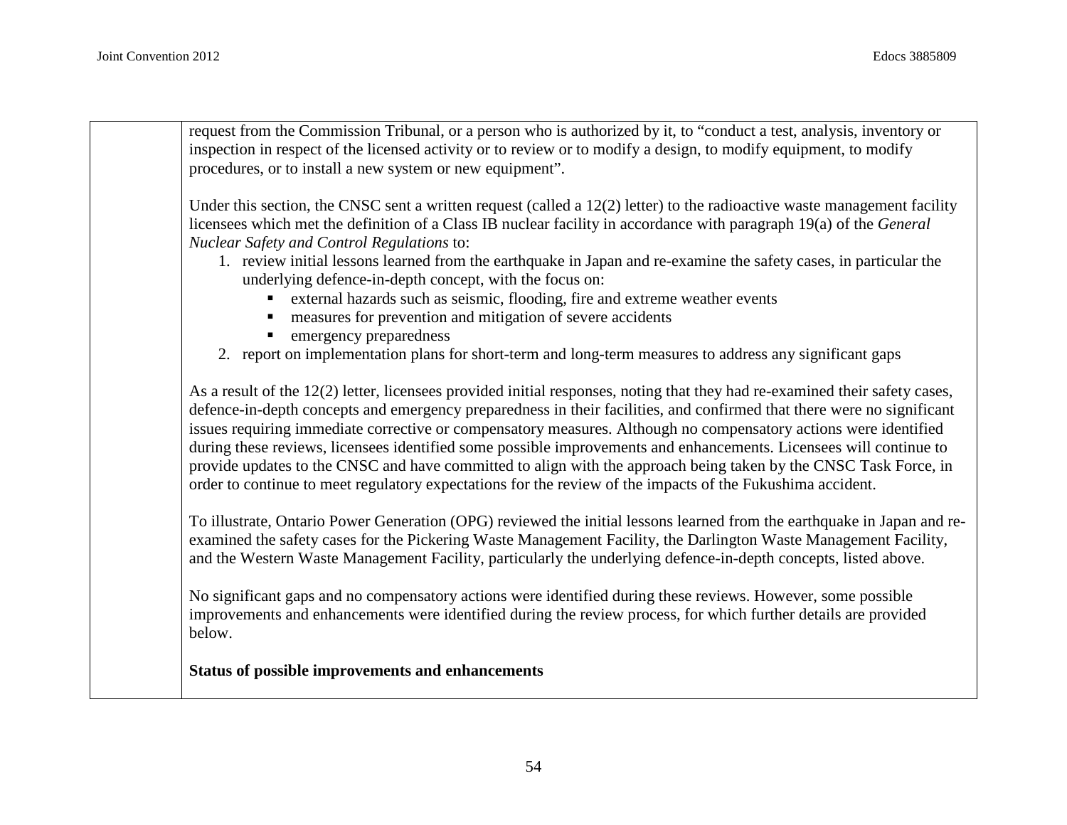| | |
|---|---|
| | request from the Commission Tribunal, or a person who is authorized by it, to "conduct a test, analysis, inventory or inspection in respect of the licensed activity or to review or to modify a design, to modify equipment, to modify procedures, or to install a new system or new equipment".<br><br>Under this section, the CNSC sent a written request (called a 12(2) letter) to the radioactive waste management facility licensees which met the definition of a Class IB nuclear facility in accordance with paragraph 19(a) of the *General Nuclear Safety and Control Regulations* to:<br>1. review initial lessons learned from the earthquake in Japan and re-examine the safety cases, in particular the underlying defence-in-depth concept, with the focus on:<br>▪ external hazards such as seismic, flooding, fire and extreme weather events<br>▪ measures for prevention and mitigation of severe accidents<br>▪ emergency preparedness<br>2. report on implementation plans for short-term and long-term measures to address any significant gaps<br><br>As a result of the 12(2) letter, licensees provided initial responses, noting that they had re-examined their safety cases, defence-in-depth concepts and emergency preparedness in their facilities, and confirmed that there were no significant issues requiring immediate corrective or compensatory measures. Although no compensatory actions were identified during these reviews, licensees identified some possible improvements and enhancements. Licensees will continue to provide updates to the CNSC and have committed to align with the approach being taken by the CNSC Task Force, in order to continue to meet regulatory expectations for the review of the impacts of the Fukushima accident.<br><br>To illustrate, Ontario Power Generation (OPG) reviewed the initial lessons learned from the earthquake in Japan and re-examined the safety cases for the Pickering Waste Management Facility, the Darlington Waste Management Facility, and the Western Waste Management Facility, particularly the underlying defence-in-depth concepts, listed above.<br><br>No significant gaps and no compensatory actions were identified during these reviews. However, some possible improvements and enhancements were identified during the review process, for which further details are provided below.<br><br>**Status of possible improvements and enhancements** |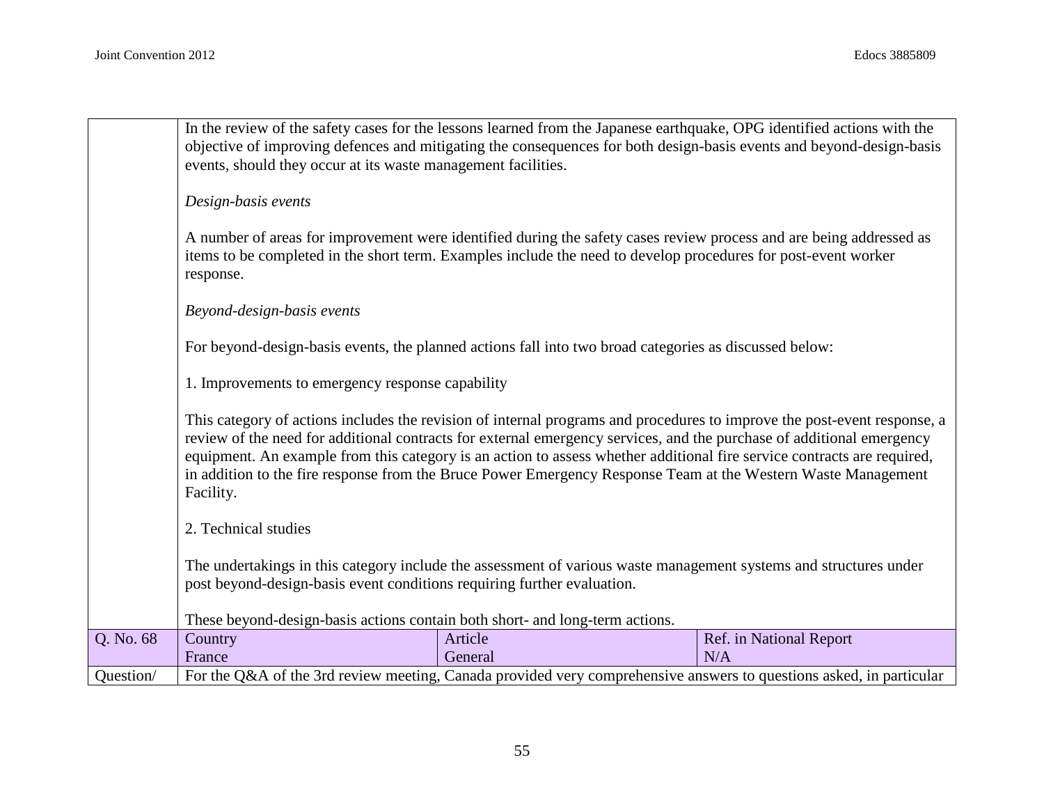| | |
|---|---|
| | In the review of the safety cases for the lessons learned from the Japanese earthquake, OPG identified actions with the objective of improving defences and mitigating the consequences for both design-basis events and beyond-design-basis events, should they occur at its waste management facilities.<br><br>*Design-basis events*<br><br>A number of areas for improvement were identified during the safety cases review process and are being addressed as items to be completed in the short term. Examples include the need to develop procedures for post-event worker response.<br><br>*Beyond-design-basis events*<br><br>For beyond-design-basis events, the planned actions fall into two broad categories as discussed below:<br><br>1. Improvements to emergency response capability<br><br>This category of actions includes the revision of internal programs and procedures to improve the post-event response, a review of the need for additional contracts for external emergency services, and the purchase of additional emergency equipment. An example from this category is an action to assess whether additional fire service contracts are required, in addition to the fire response from the Bruce Power Emergency Response Team at the Western Waste Management Facility.<br><br>2. Technical studies<br><br>The undertakings in this category include the assessment of various waste management systems and structures under post beyond-design-basis event conditions requiring further evaluation.<br><br>These beyond-design-basis actions contain both short- and long-term actions. |

| Q. No. 68 | Country<br>France | Article<br>General | Ref. in National Report<br>N/A |
|---|---|---|---|
| Question/ | For the Q&A of the 3rd review meeting, Canada provided very comprehensive answers to questions asked, in particular | | |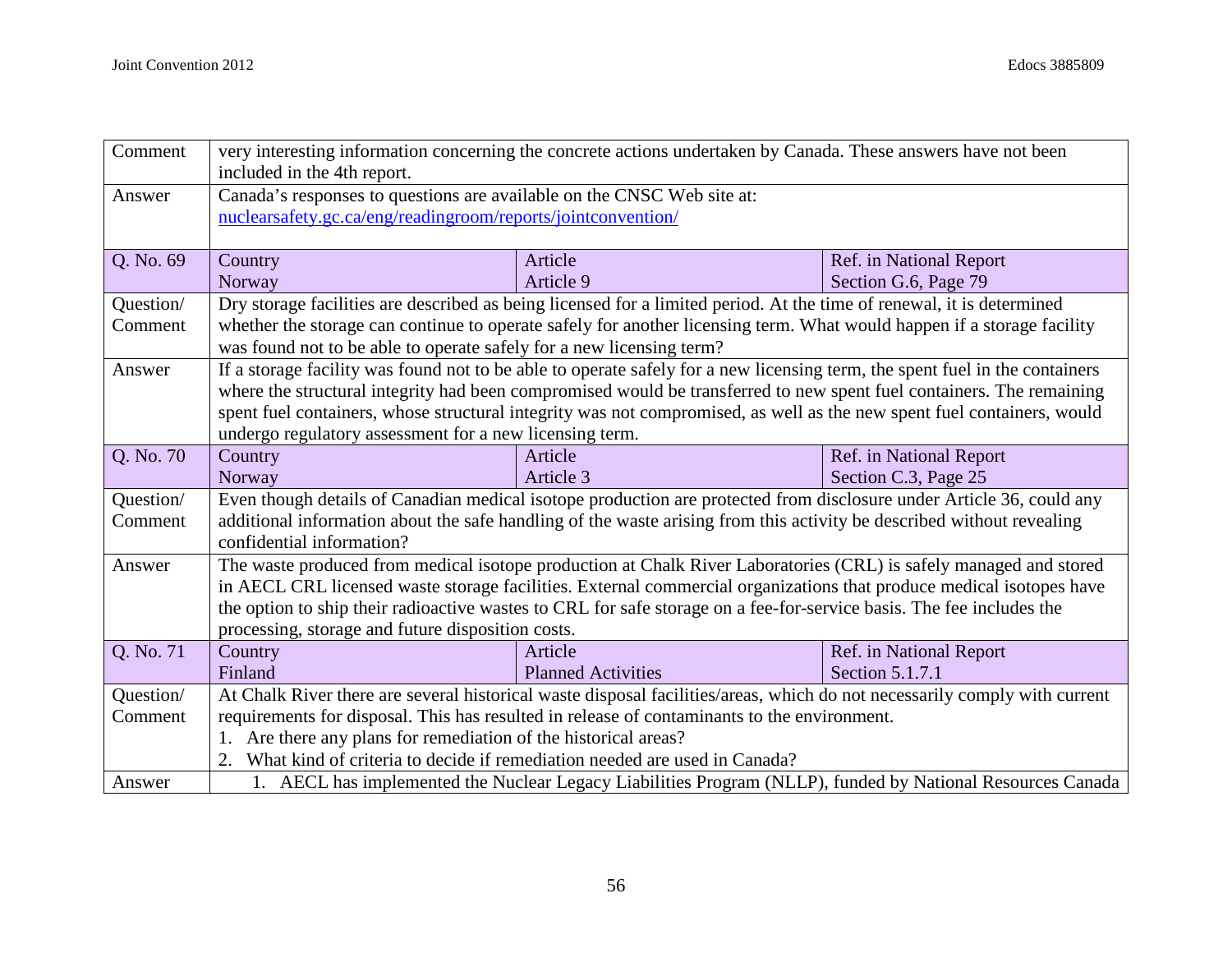| Comment | very interesting information concerning the concrete actions undertaken by Canada. These answers have not been included in the 4th report. | | |
|---|---|---|---|
| Answer | Canada's responses to questions are available on the CNSC Web site at: [nuclearsafety.gc.ca/eng/readingroom/reports/jointconvention/](nuclearsafety.gc.ca/eng/readingroom/reports/jointconvention/) | | |
| Q. No. 69 | Country<br>Norway | Article<br>Article 9 | Ref. in National Report<br>Section G.6, Page 79 |
| Question/ Comment | Dry storage facilities are described as being licensed for a limited period. At the time of renewal, it is determined whether the storage can continue to operate safely for another licensing term. What would happen if a storage facility was found not to be able to operate safely for a new licensing term? | | |
| Answer | If a storage facility was found not to be able to operate safely for a new licensing term, the spent fuel in the containers where the structural integrity had been compromised would be transferred to new spent fuel containers. The remaining spent fuel containers, whose structural integrity was not compromised, as well as the new spent fuel containers, would undergo regulatory assessment for a new licensing term. | | |
| Q. No. 70 | Country<br>Norway | Article<br>Article 3 | Ref. in National Report<br>Section C.3, Page 25 |
| Question/ Comment | Even though details of Canadian medical isotope production are protected from disclosure under Article 36, could any additional information about the safe handling of the waste arising from this activity be described without revealing confidential information? | | |
| Answer | The waste produced from medical isotope production at Chalk River Laboratories (CRL) is safely managed and stored in AECL CRL licensed waste storage facilities. External commercial organizations that produce medical isotopes have the option to ship their radioactive wastes to CRL for safe storage on a fee-for-service basis. The fee includes the processing, storage and future disposition costs. | | |
| Q. No. 71 | Country<br>Finland | Article<br>Planned Activities | Ref. in National Report<br>Section 5.1.7.1 |
| Question/ Comment | At Chalk River there are several historical waste disposal facilities/areas, which do not necessarily comply with current requirements for disposal. This has resulted in release of contaminants to the environment.<br>1. Are there any plans for remediation of the historical areas?<br>2. What kind of criteria to decide if remediation needed are used in Canada? | | |
| Answer | 1. AECL has implemented the Nuclear Legacy Liabilities Program (NLLP), funded by National Resources Canada | | |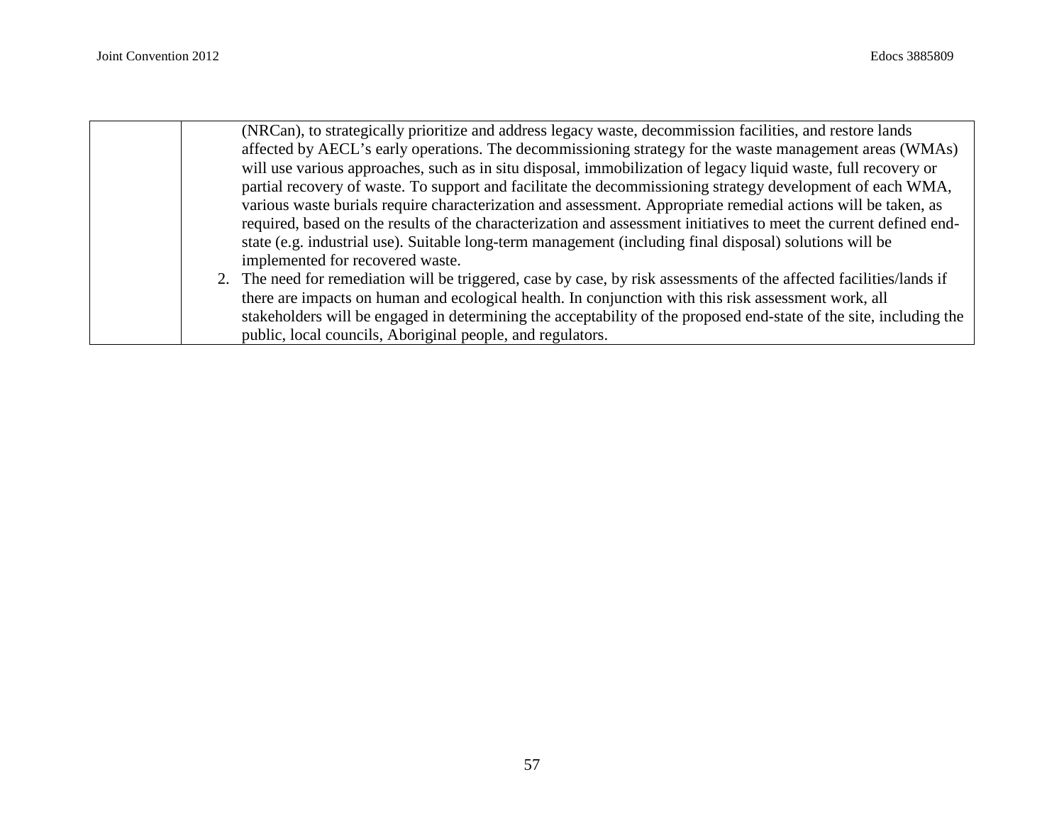| | |
|---|---|
| | (NRCan), to strategically prioritize and address legacy waste, decommission facilities, and restore lands affected by AECL's early operations. The decommissioning strategy for the waste management areas (WMAs) will use various approaches, such as in situ disposal, immobilization of legacy liquid waste, full recovery or partial recovery of waste. To support and facilitate the decommissioning strategy development of each WMA, various waste burials require characterization and assessment. Appropriate remedial actions will be taken, as required, based on the results of the characterization and assessment initiatives to meet the current defined end-state (e.g. industrial use). Suitable long-term management (including final disposal) solutions will be implemented for recovered waste.<br>2. The need for remediation will be triggered, case by case, by risk assessments of the affected facilities/lands if there are impacts on human and ecological health. In conjunction with this risk assessment work, all stakeholders will be engaged in determining the acceptability of the proposed end-state of the site, including the public, local councils, Aboriginal people, and regulators. |